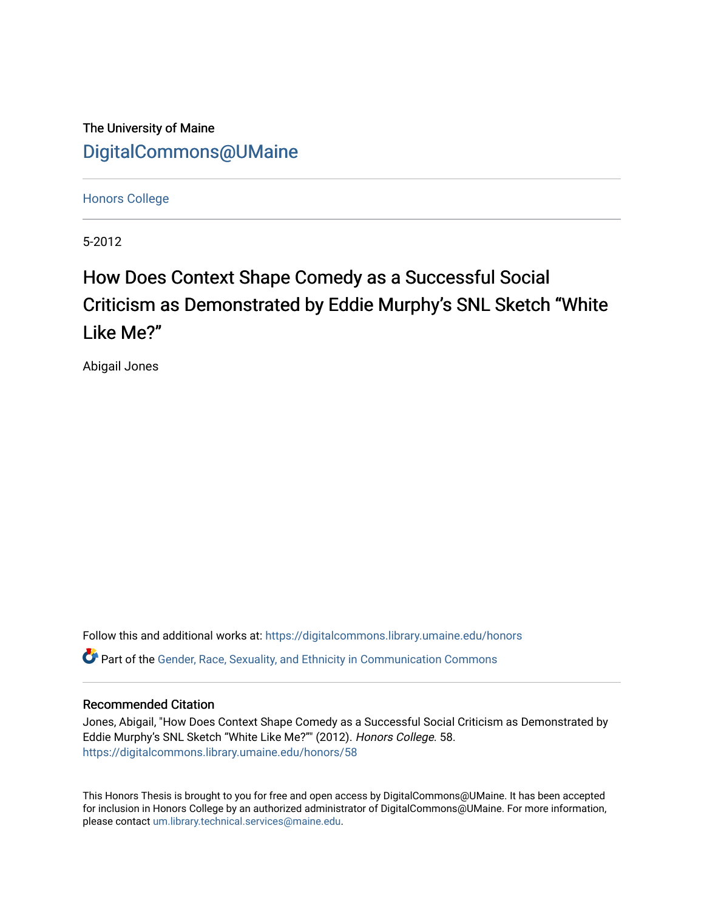The University of Maine

DigitalCommons@UMaine

Honors College

5-2012

# How Does Context Shape Comedy as a Successful Social Criticism as Demonstrated by Eddie Murphy's SNL Sketch "White Like Me?"

Abigail Jones

Follow this and additional works at: https://digitalcommons.library.umaine.edu/honors

Part of the Gender, Race, Sexuality, and Ethnicity in Communication Commons

## Recommended Citation

Jones, Abigail, "How Does Context Shape Comedy as a Successful Social Criticism as Demonstrated by Eddie Murphy's SNL Sketch "White Like Me?"" (2012). *Honors College.* 58.
https://digitalcommons.library.umaine.edu/honors/58

This Honors Thesis is brought to you for free and open access by DigitalCommons@UMaine. It has been accepted for inclusion in Honors College by an authorized administrator of DigitalCommons@UMaine. For more information, please contact um.library.technical.services@maine.edu.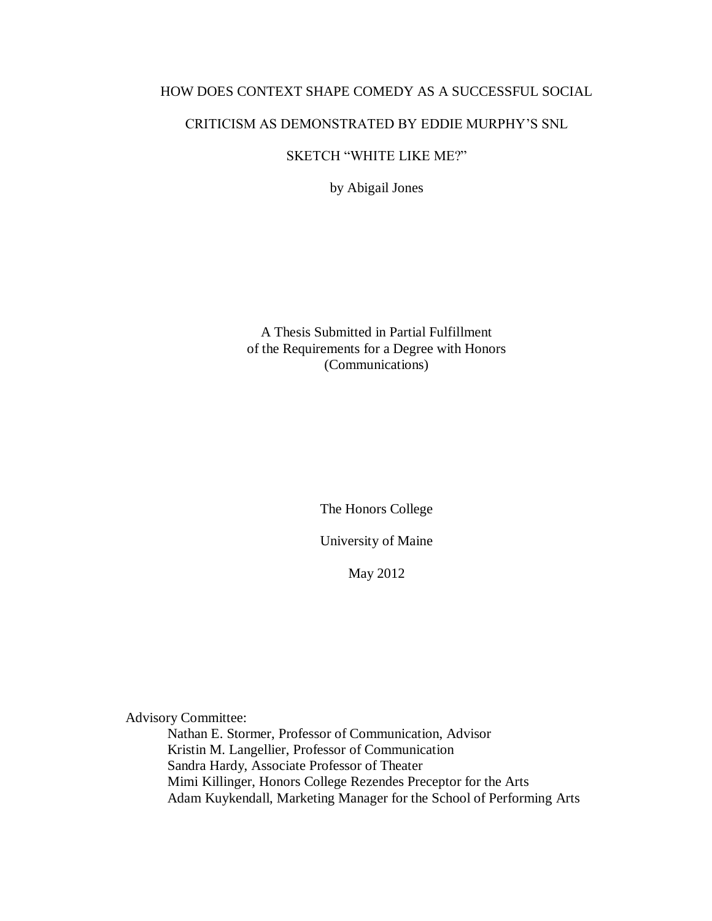# HOW DOES CONTEXT SHAPE COMEDY AS A SUCCESSFUL SOCIAL CRITICISM AS DEMONSTRATED BY EDDIE MURPHY'S SNL SKETCH "WHITE LIKE ME?"

by Abigail Jones

A Thesis Submitted in Partial Fulfillment
of the Requirements for a Degree with Honors
(Communications)

The Honors College

University of Maine

May 2012

Advisory Committee:

Nathan E. Stormer, Professor of Communication, Advisor
Kristin M. Langellier, Professor of Communication
Sandra Hardy, Associate Professor of Theater
Mimi Killinger, Honors College Rezendes Preceptor for the Arts
Adam Kuykendall, Marketing Manager for the School of Performing Arts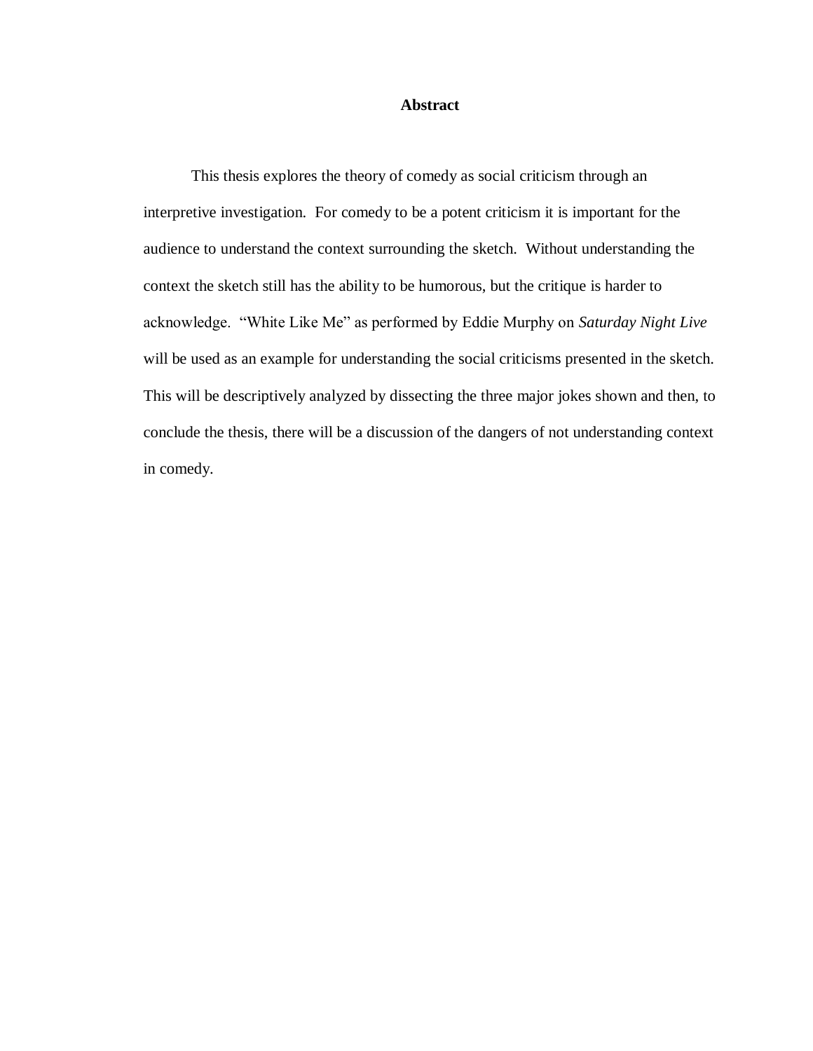# Abstract

This thesis explores the theory of comedy as social criticism through an interpretive investigation. For comedy to be a potent criticism it is important for the audience to understand the context surrounding the sketch. Without understanding the context the sketch still has the ability to be humorous, but the critique is harder to acknowledge. "White Like Me" as performed by Eddie Murphy on *Saturday Night Live* will be used as an example for understanding the social criticisms presented in the sketch. This will be descriptively analyzed by dissecting the three major jokes shown and then, to conclude the thesis, there will be a discussion of the dangers of not understanding context in comedy.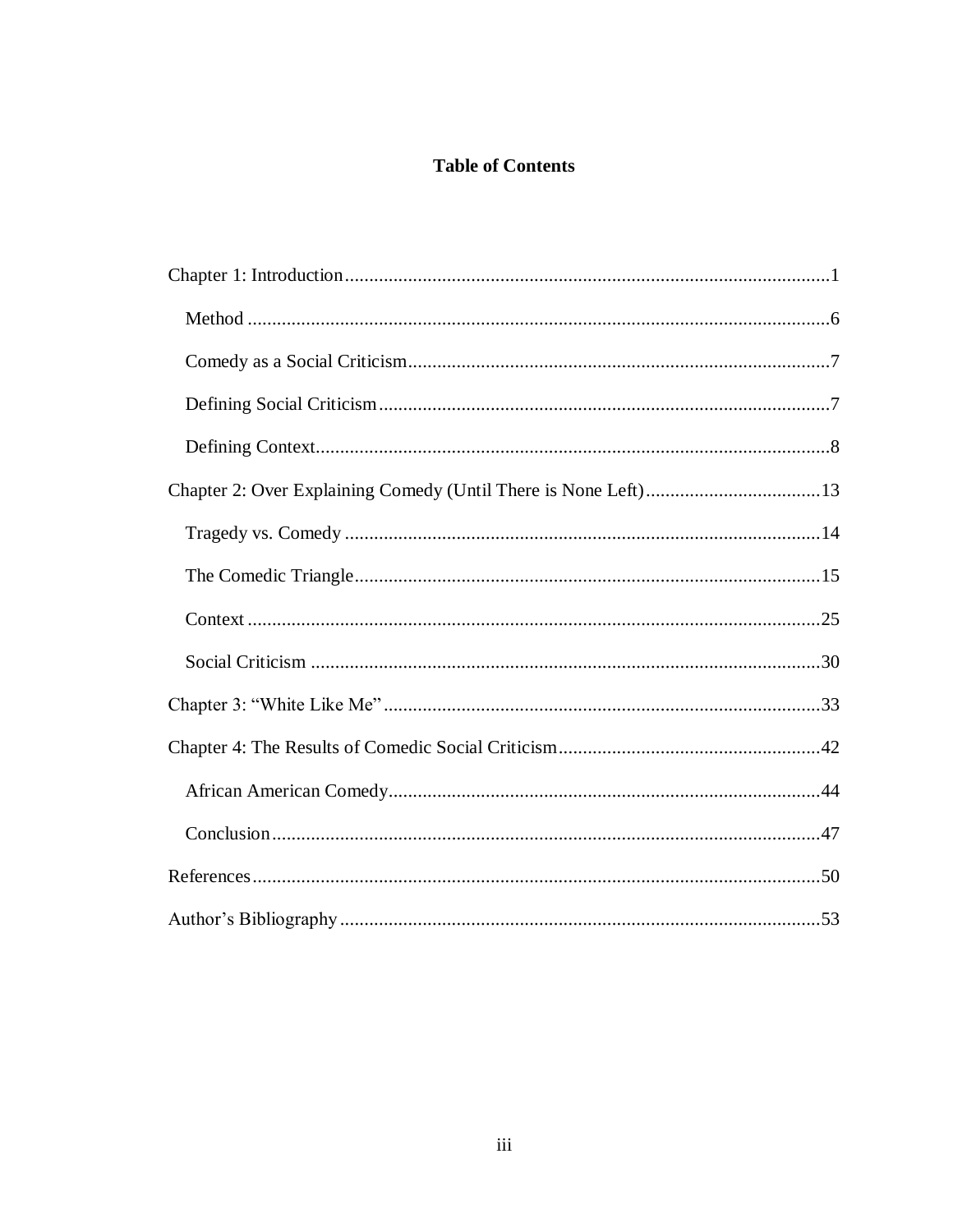# Table of Contents

Chapter 1: Introduction ........................................................................................................1

- Method ........................................................................................................6
- Comedy as a Social Criticism ........................................................................................................7
- Defining Social Criticism ........................................................................................................7
- Defining Context ........................................................................................................8

Chapter 2: Over Explaining Comedy (Until There is None Left) ........................................................................................................13

- Tragedy vs. Comedy ........................................................................................................14
- The Comedic Triangle ........................................................................................................15
- Context ........................................................................................................25
- Social Criticism ........................................................................................................30

Chapter 3: “White Like Me” ........................................................................................................33

Chapter 4: The Results of Comedic Social Criticism ........................................................................................................42

- African American Comedy ........................................................................................................44
- Conclusion ........................................................................................................47

References ........................................................................................................50

Author’s Bibliography ........................................................................................................53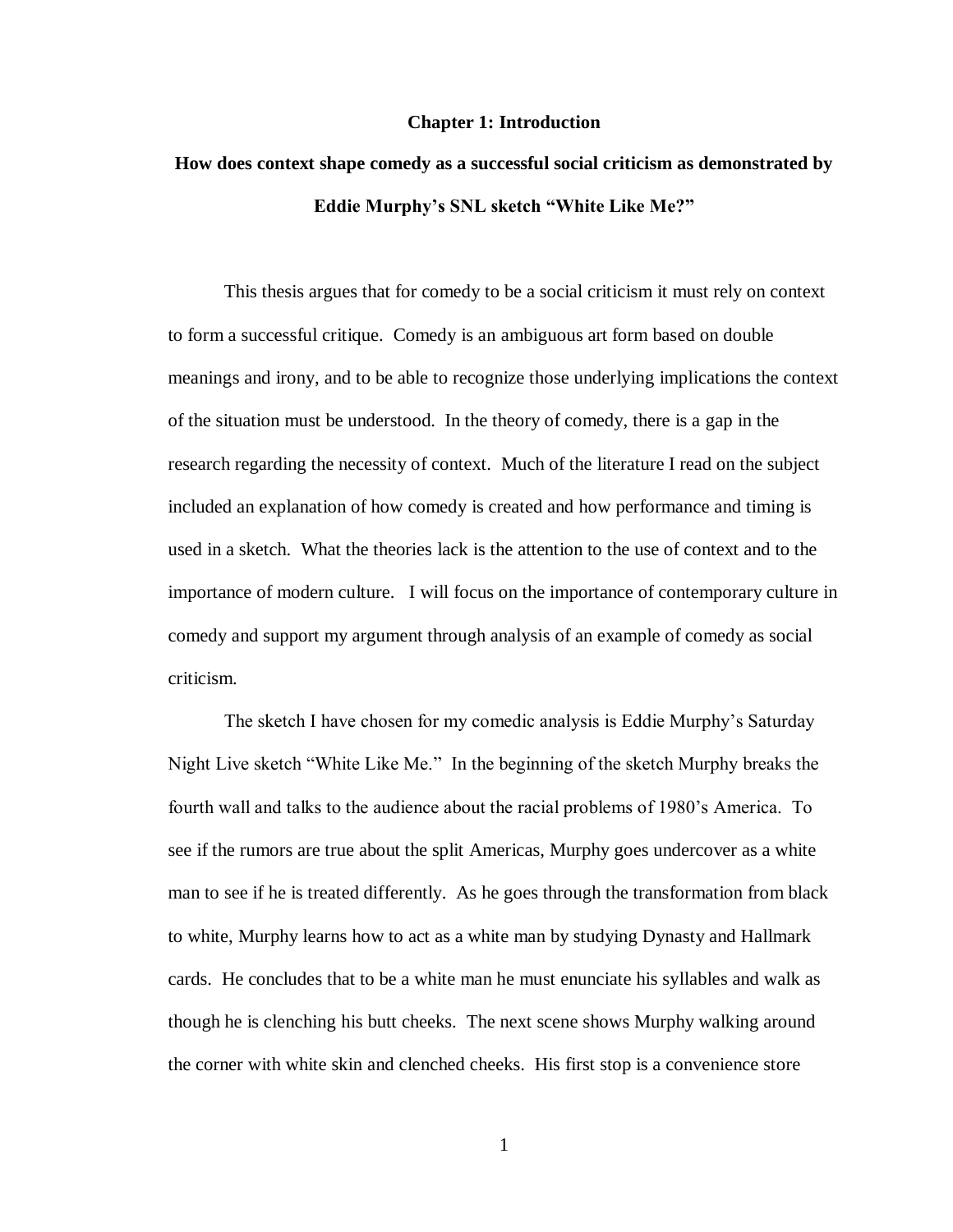# Chapter 1: Introduction

## How does context shape comedy as a successful social criticism as demonstrated by Eddie Murphy's SNL sketch "White Like Me?"

This thesis argues that for comedy to be a social criticism it must rely on context to form a successful critique. Comedy is an ambiguous art form based on double meanings and irony, and to be able to recognize those underlying implications the context of the situation must be understood. In the theory of comedy, there is a gap in the research regarding the necessity of context. Much of the literature I read on the subject included an explanation of how comedy is created and how performance and timing is used in a sketch. What the theories lack is the attention to the use of context and to the importance of modern culture. I will focus on the importance of contemporary culture in comedy and support my argument through analysis of an example of comedy as social criticism.

The sketch I have chosen for my comedic analysis is Eddie Murphy's Saturday Night Live sketch "White Like Me." In the beginning of the sketch Murphy breaks the fourth wall and talks to the audience about the racial problems of 1980's America. To see if the rumors are true about the split Americas, Murphy goes undercover as a white man to see if he is treated differently. As he goes through the transformation from black to white, Murphy learns how to act as a white man by studying Dynasty and Hallmark cards. He concludes that to be a white man he must enunciate his syllables and walk as though he is clenching his butt cheeks. The next scene shows Murphy walking around the corner with white skin and clenched cheeks. His first stop is a convenience store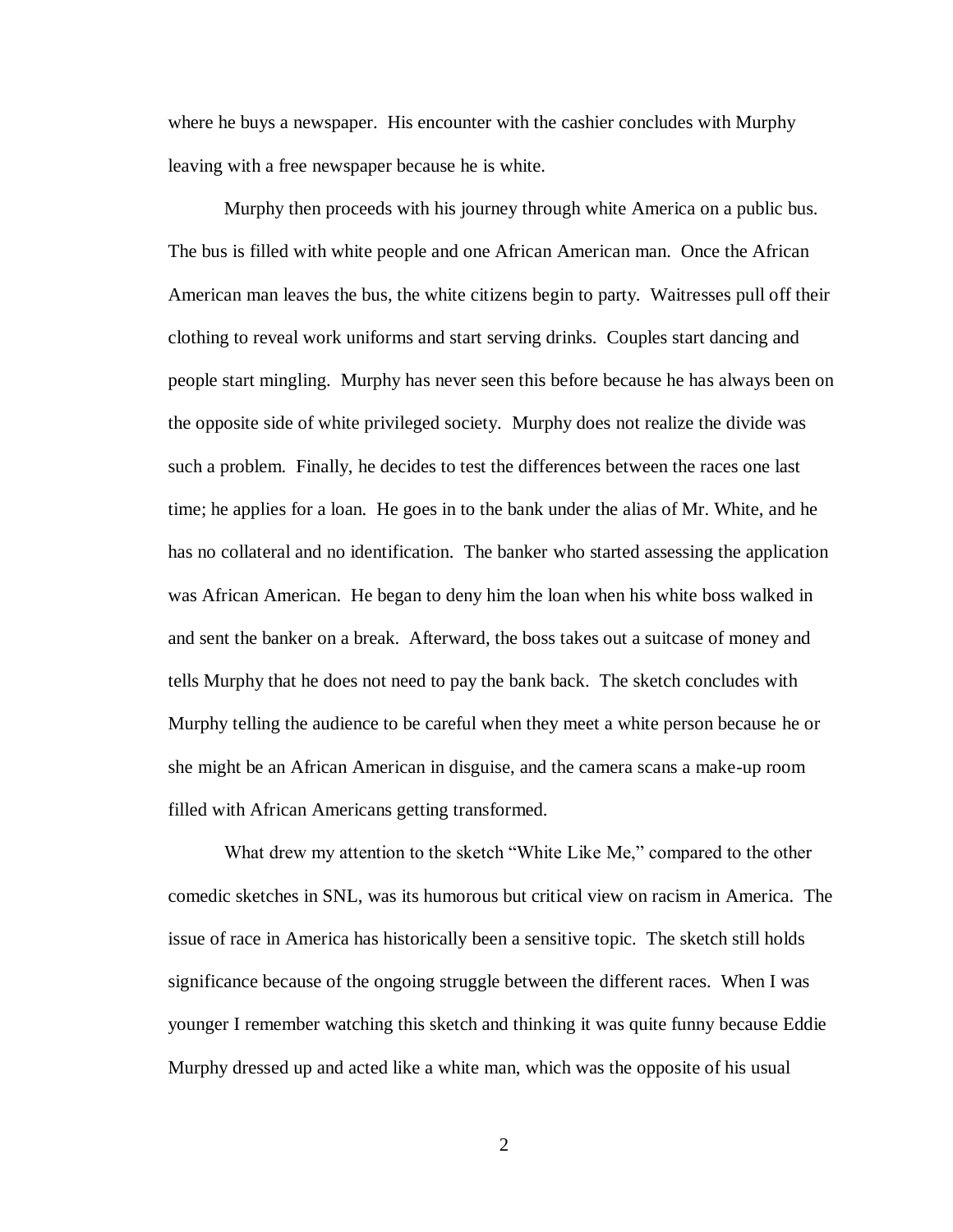where he buys a newspaper. His encounter with the cashier concludes with Murphy leaving with a free newspaper because he is white.

Murphy then proceeds with his journey through white America on a public bus. The bus is filled with white people and one African American man. Once the African American man leaves the bus, the white citizens begin to party. Waitresses pull off their clothing to reveal work uniforms and start serving drinks. Couples start dancing and people start mingling. Murphy has never seen this before because he has always been on the opposite side of white privileged society. Murphy does not realize the divide was such a problem. Finally, he decides to test the differences between the races one last time; he applies for a loan. He goes in to the bank under the alias of Mr. White, and he has no collateral and no identification. The banker who started assessing the application was African American. He began to deny him the loan when his white boss walked in and sent the banker on a break. Afterward, the boss takes out a suitcase of money and tells Murphy that he does not need to pay the bank back. The sketch concludes with Murphy telling the audience to be careful when they meet a white person because he or she might be an African American in disguise, and the camera scans a make-up room filled with African Americans getting transformed.

What drew my attention to the sketch "White Like Me," compared to the other comedic sketches in SNL, was its humorous but critical view on racism in America. The issue of race in America has historically been a sensitive topic. The sketch still holds significance because of the ongoing struggle between the different races. When I was younger I remember watching this sketch and thinking it was quite funny because Eddie Murphy dressed up and acted like a white man, which was the opposite of his usual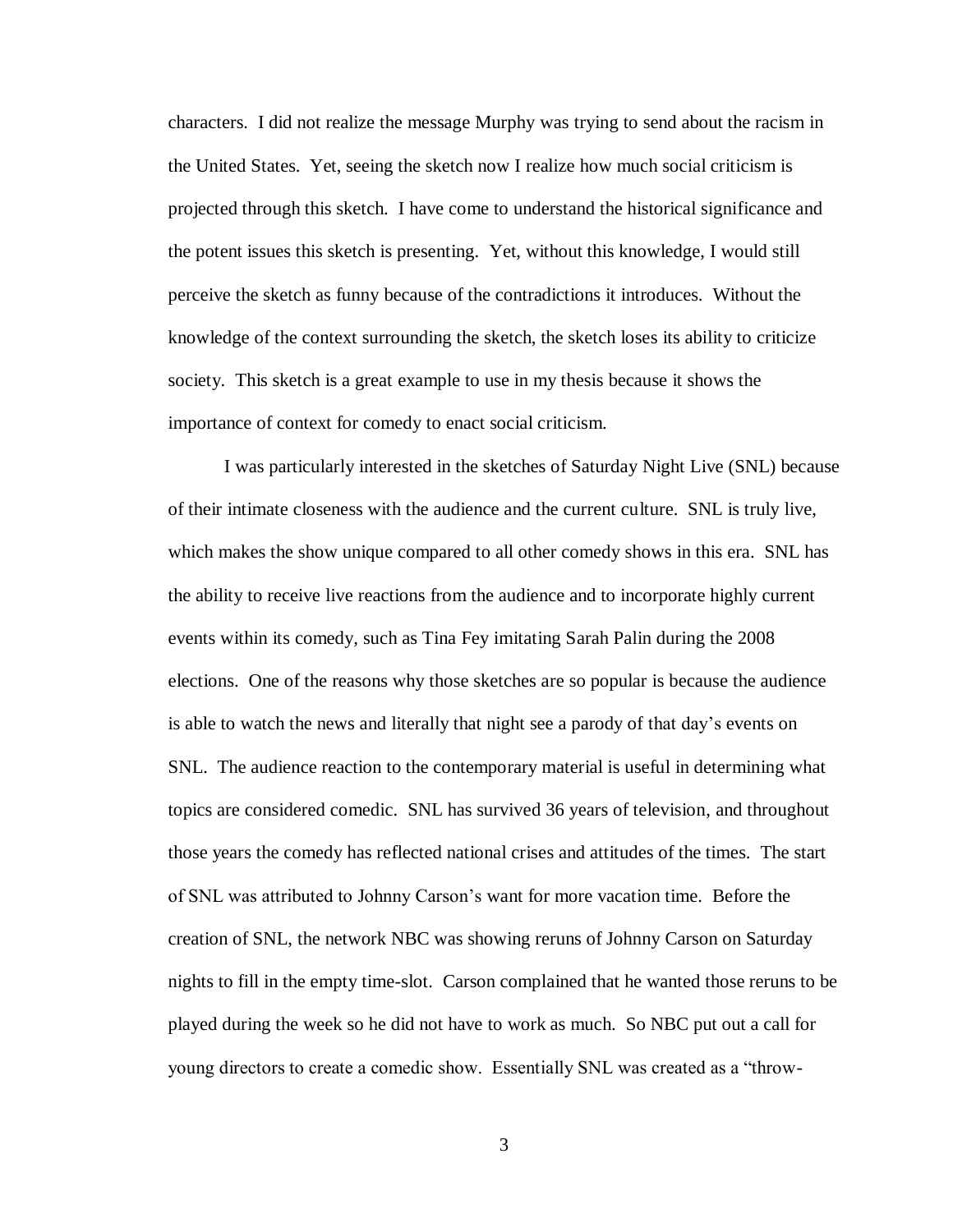characters. I did not realize the message Murphy was trying to send about the racism in the United States. Yet, seeing the sketch now I realize how much social criticism is projected through this sketch. I have come to understand the historical significance and the potent issues this sketch is presenting. Yet, without this knowledge, I would still perceive the sketch as funny because of the contradictions it introduces. Without the knowledge of the context surrounding the sketch, the sketch loses its ability to criticize society. This sketch is a great example to use in my thesis because it shows the importance of context for comedy to enact social criticism.

I was particularly interested in the sketches of Saturday Night Live (SNL) because of their intimate closeness with the audience and the current culture. SNL is truly live, which makes the show unique compared to all other comedy shows in this era. SNL has the ability to receive live reactions from the audience and to incorporate highly current events within its comedy, such as Tina Fey imitating Sarah Palin during the 2008 elections. One of the reasons why those sketches are so popular is because the audience is able to watch the news and literally that night see a parody of that day's events on SNL. The audience reaction to the contemporary material is useful in determining what topics are considered comedic. SNL has survived 36 years of television, and throughout those years the comedy has reflected national crises and attitudes of the times. The start of SNL was attributed to Johnny Carson's want for more vacation time. Before the creation of SNL, the network NBC was showing reruns of Johnny Carson on Saturday nights to fill in the empty time-slot. Carson complained that he wanted those reruns to be played during the week so he did not have to work as much. So NBC put out a call for young directors to create a comedic show. Essentially SNL was created as a "throw-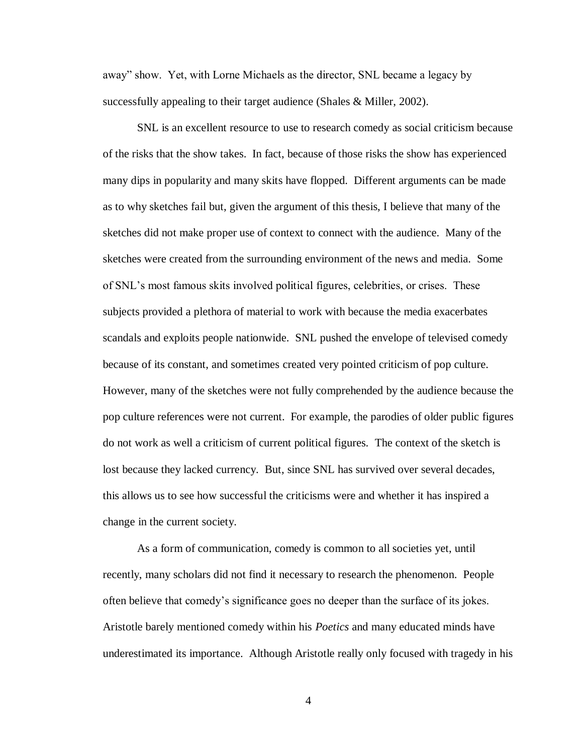away" show. Yet, with Lorne Michaels as the director, SNL became a legacy by successfully appealing to their target audience (Shales & Miller, 2002).

SNL is an excellent resource to use to research comedy as social criticism because of the risks that the show takes. In fact, because of those risks the show has experienced many dips in popularity and many skits have flopped. Different arguments can be made as to why sketches fail but, given the argument of this thesis, I believe that many of the sketches did not make proper use of context to connect with the audience. Many of the sketches were created from the surrounding environment of the news and media. Some of SNL's most famous skits involved political figures, celebrities, or crises. These subjects provided a plethora of material to work with because the media exacerbates scandals and exploits people nationwide. SNL pushed the envelope of televised comedy because of its constant, and sometimes created very pointed criticism of pop culture. However, many of the sketches were not fully comprehended by the audience because the pop culture references were not current. For example, the parodies of older public figures do not work as well a criticism of current political figures. The context of the sketch is lost because they lacked currency. But, since SNL has survived over several decades, this allows us to see how successful the criticisms were and whether it has inspired a change in the current society.

As a form of communication, comedy is common to all societies yet, until recently, many scholars did not find it necessary to research the phenomenon. People often believe that comedy's significance goes no deeper than the surface of its jokes. Aristotle barely mentioned comedy within his *Poetics* and many educated minds have underestimated its importance. Although Aristotle really only focused with tragedy in his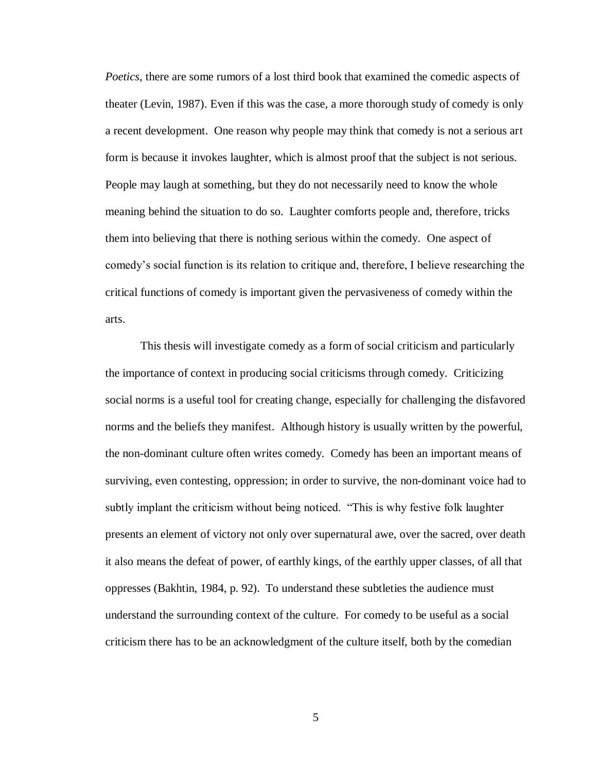*Poetics*, there are some rumors of a lost third book that examined the comedic aspects of theater (Levin, 1987). Even if this was the case, a more thorough study of comedy is only a recent development. One reason why people may think that comedy is not a serious art form is because it invokes laughter, which is almost proof that the subject is not serious. People may laugh at something, but they do not necessarily need to know the whole meaning behind the situation to do so. Laughter comforts people and, therefore, tricks them into believing that there is nothing serious within the comedy. One aspect of comedy's social function is its relation to critique and, therefore, I believe researching the critical functions of comedy is important given the pervasiveness of comedy within the arts.

This thesis will investigate comedy as a form of social criticism and particularly the importance of context in producing social criticisms through comedy. Criticizing social norms is a useful tool for creating change, especially for challenging the disfavored norms and the beliefs they manifest. Although history is usually written by the powerful, the non-dominant culture often writes comedy. Comedy has been an important means of surviving, even contesting, oppression; in order to survive, the non-dominant voice had to subtly implant the criticism without being noticed. "This is why festive folk laughter presents an element of victory not only over supernatural awe, over the sacred, over death it also means the defeat of power, of earthly kings, of the earthly upper classes, of all that oppresses (Bakhtin, 1984, p. 92). To understand these subtleties the audience must understand the surrounding context of the culture. For comedy to be useful as a social criticism there has to be an acknowledgment of the culture itself, both by the comedian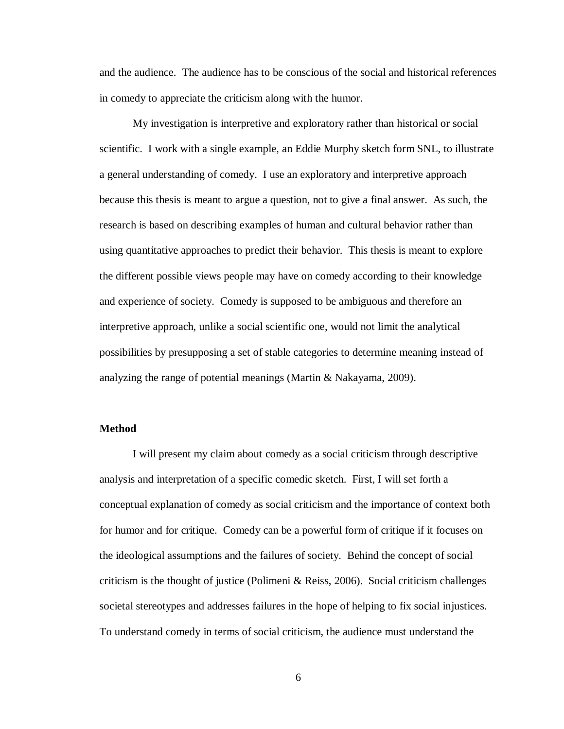and the audience. The audience has to be conscious of the social and historical references in comedy to appreciate the criticism along with the humor.

My investigation is interpretive and exploratory rather than historical or social scientific. I work with a single example, an Eddie Murphy sketch form SNL, to illustrate a general understanding of comedy. I use an exploratory and interpretive approach because this thesis is meant to argue a question, not to give a final answer. As such, the research is based on describing examples of human and cultural behavior rather than using quantitative approaches to predict their behavior. This thesis is meant to explore the different possible views people may have on comedy according to their knowledge and experience of society. Comedy is supposed to be ambiguous and therefore an interpretive approach, unlike a social scientific one, would not limit the analytical possibilities by presupposing a set of stable categories to determine meaning instead of analyzing the range of potential meanings (Martin & Nakayama, 2009).

**Method**

I will present my claim about comedy as a social criticism through descriptive analysis and interpretation of a specific comedic sketch. First, I will set forth a conceptual explanation of comedy as social criticism and the importance of context both for humor and for critique. Comedy can be a powerful form of critique if it focuses on the ideological assumptions and the failures of society. Behind the concept of social criticism is the thought of justice (Polimeni & Reiss, 2006). Social criticism challenges societal stereotypes and addresses failures in the hope of helping to fix social injustices. To understand comedy in terms of social criticism, the audience must understand the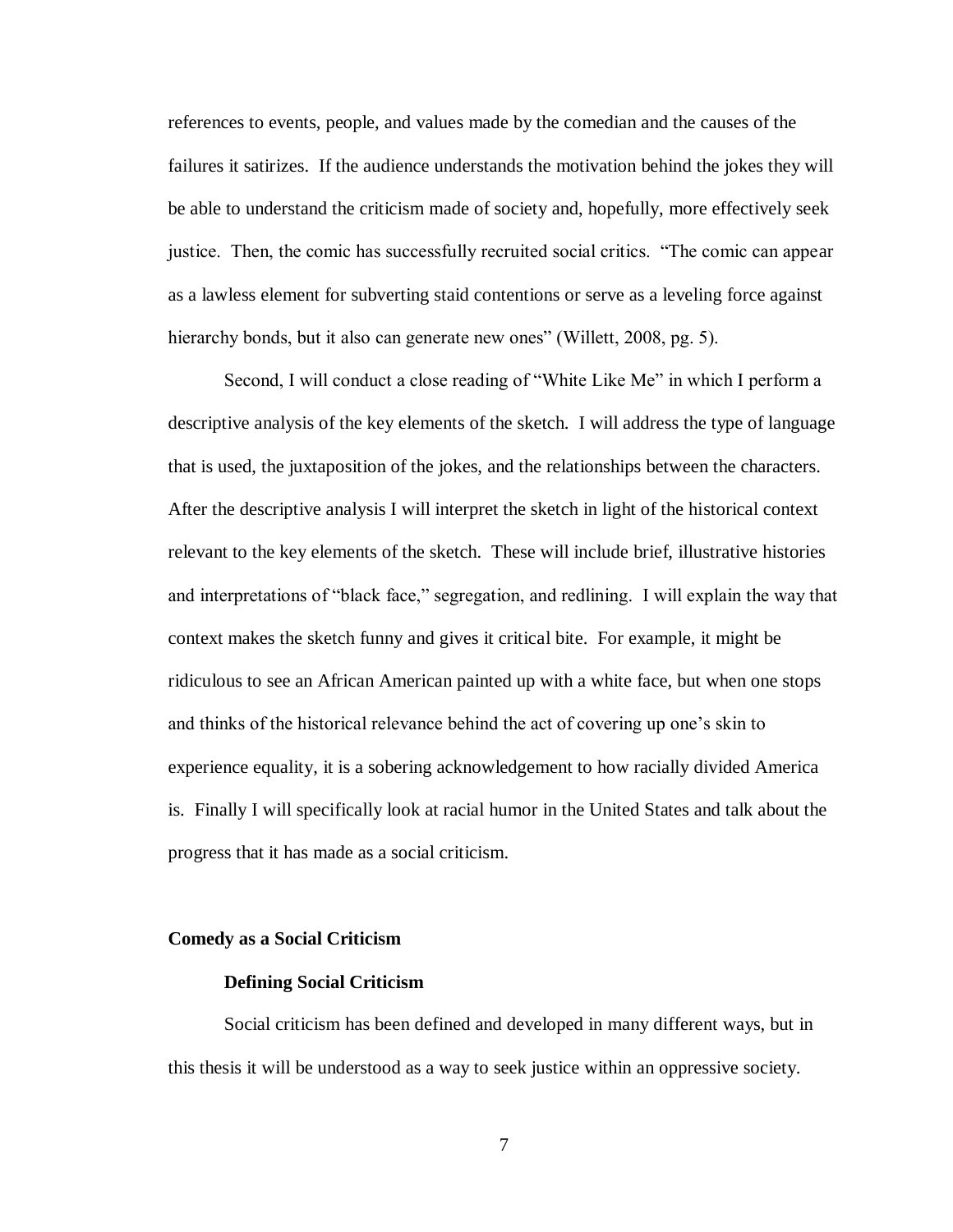references to events, people, and values made by the comedian and the causes of the failures it satirizes. If the audience understands the motivation behind the jokes they will be able to understand the criticism made of society and, hopefully, more effectively seek justice. Then, the comic has successfully recruited social critics. "The comic can appear as a lawless element for subverting staid contentions or serve as a leveling force against hierarchy bonds, but it also can generate new ones" (Willett, 2008, pg. 5).

Second, I will conduct a close reading of "White Like Me" in which I perform a descriptive analysis of the key elements of the sketch. I will address the type of language that is used, the juxtaposition of the jokes, and the relationships between the characters. After the descriptive analysis I will interpret the sketch in light of the historical context relevant to the key elements of the sketch. These will include brief, illustrative histories and interpretations of "black face," segregation, and redlining. I will explain the way that context makes the sketch funny and gives it critical bite. For example, it might be ridiculous to see an African American painted up with a white face, but when one stops and thinks of the historical relevance behind the act of covering up one's skin to experience equality, it is a sobering acknowledgement to how racially divided America is. Finally I will specifically look at racial humor in the United States and talk about the progress that it has made as a social criticism.

## Comedy as a Social Criticism

### Defining Social Criticism

Social criticism has been defined and developed in many different ways, but in this thesis it will be understood as a way to seek justice within an oppressive society.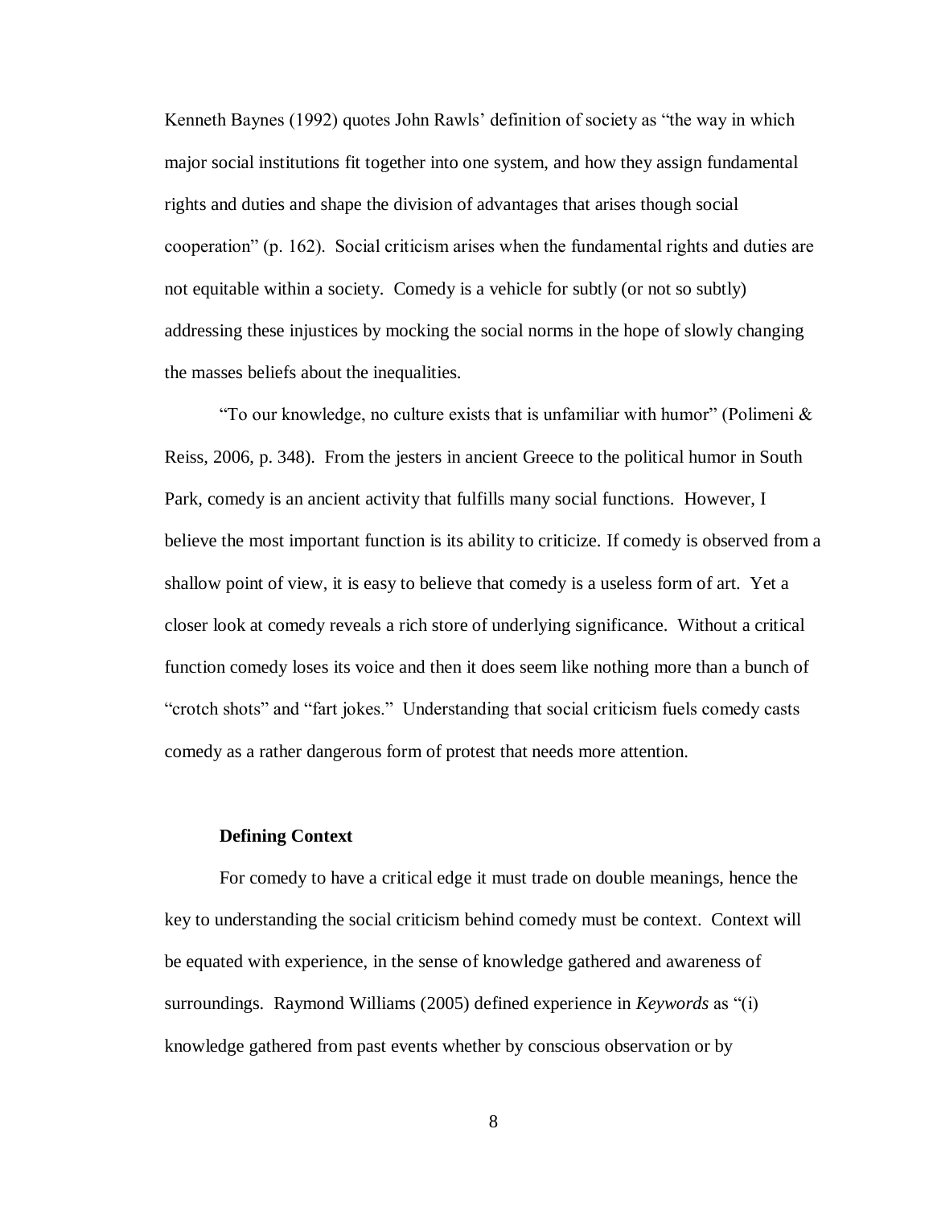Kenneth Baynes (1992) quotes John Rawls' definition of society as "the way in which major social institutions fit together into one system, and how they assign fundamental rights and duties and shape the division of advantages that arises though social cooperation" (p. 162). Social criticism arises when the fundamental rights and duties are not equitable within a society. Comedy is a vehicle for subtly (or not so subtly) addressing these injustices by mocking the social norms in the hope of slowly changing the masses beliefs about the inequalities.

"To our knowledge, no culture exists that is unfamiliar with humor" (Polimeni & Reiss, 2006, p. 348). From the jesters in ancient Greece to the political humor in South Park, comedy is an ancient activity that fulfills many social functions. However, I believe the most important function is its ability to criticize. If comedy is observed from a shallow point of view, it is easy to believe that comedy is a useless form of art. Yet a closer look at comedy reveals a rich store of underlying significance. Without a critical function comedy loses its voice and then it does seem like nothing more than a bunch of "crotch shots" and "fart jokes." Understanding that social criticism fuels comedy casts comedy as a rather dangerous form of protest that needs more attention.

### Defining Context

For comedy to have a critical edge it must trade on double meanings, hence the key to understanding the social criticism behind comedy must be context. Context will be equated with experience, in the sense of knowledge gathered and awareness of surroundings. Raymond Williams (2005) defined experience in *Keywords* as "(i) knowledge gathered from past events whether by conscious observation or by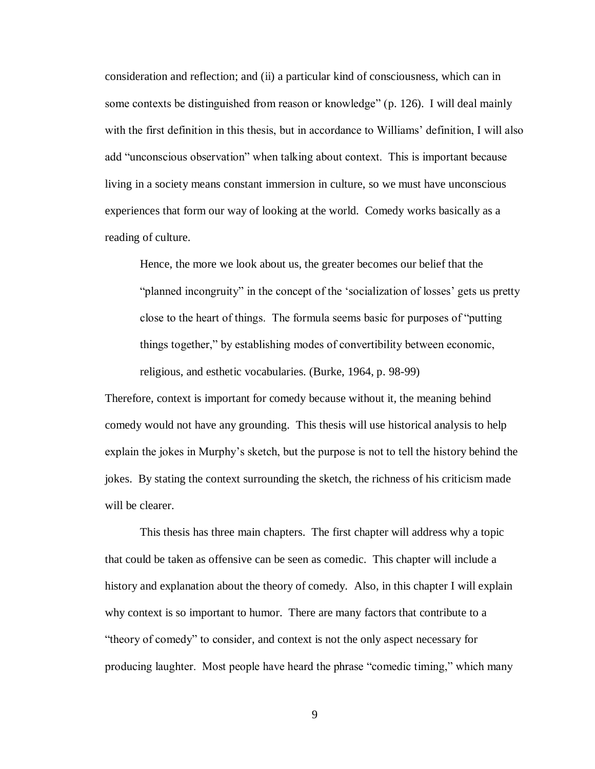consideration and reflection; and (ii) a particular kind of consciousness, which can in some contexts be distinguished from reason or knowledge" (p. 126). I will deal mainly with the first definition in this thesis, but in accordance to Williams' definition, I will also add "unconscious observation" when talking about context. This is important because living in a society means constant immersion in culture, so we must have unconscious experiences that form our way of looking at the world. Comedy works basically as a reading of culture.

> Hence, the more we look about us, the greater becomes our belief that the "planned incongruity" in the concept of the 'socialization of losses' gets us pretty close to the heart of things. The formula seems basic for purposes of "putting things together," by establishing modes of convertibility between economic, religious, and esthetic vocabularies. (Burke, 1964, p. 98-99)

Therefore, context is important for comedy because without it, the meaning behind comedy would not have any grounding. This thesis will use historical analysis to help explain the jokes in Murphy's sketch, but the purpose is not to tell the history behind the jokes. By stating the context surrounding the sketch, the richness of his criticism made will be clearer.

This thesis has three main chapters. The first chapter will address why a topic that could be taken as offensive can be seen as comedic. This chapter will include a history and explanation about the theory of comedy. Also, in this chapter I will explain why context is so important to humor. There are many factors that contribute to a "theory of comedy" to consider, and context is not the only aspect necessary for producing laughter. Most people have heard the phrase "comedic timing," which many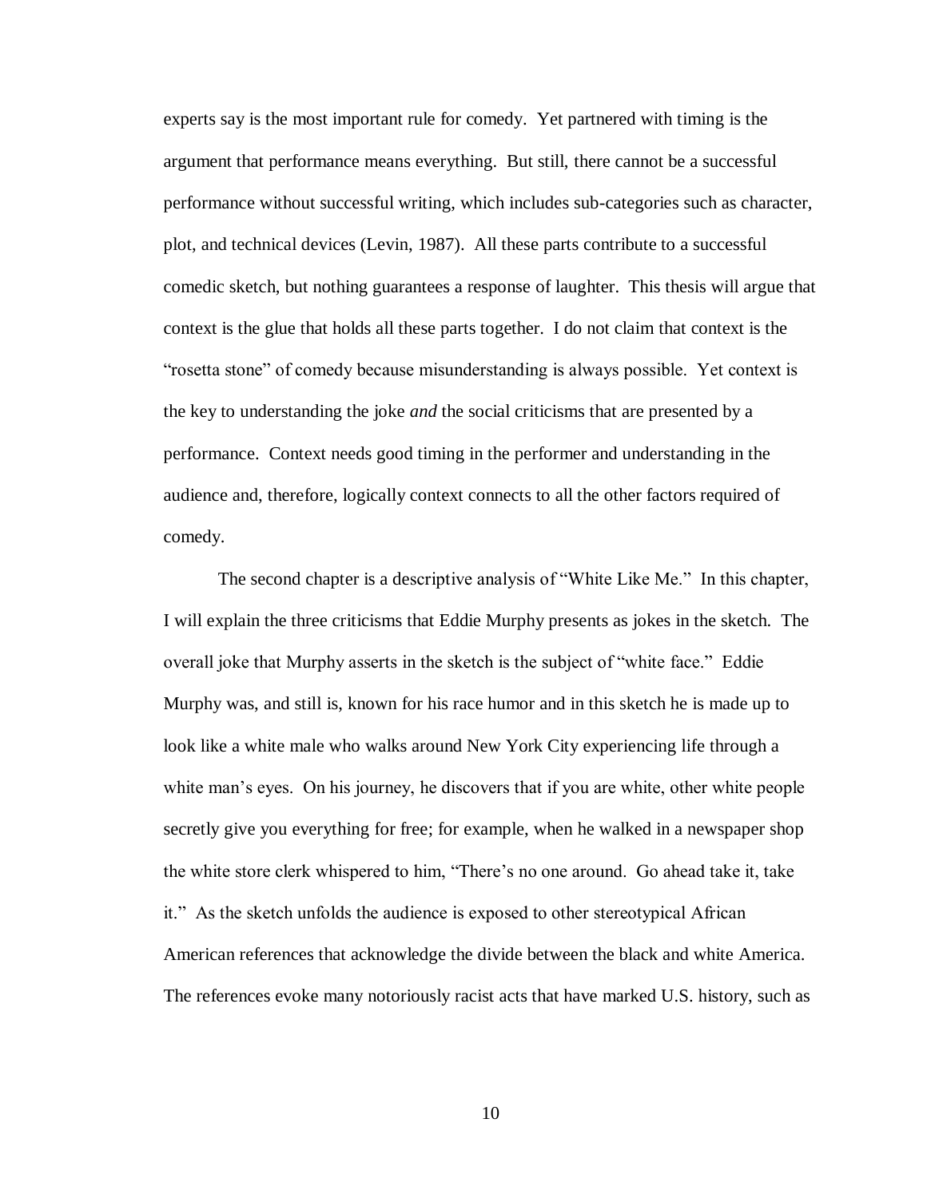experts say is the most important rule for comedy. Yet partnered with timing is the argument that performance means everything. But still, there cannot be a successful performance without successful writing, which includes sub-categories such as character, plot, and technical devices (Levin, 1987). All these parts contribute to a successful comedic sketch, but nothing guarantees a response of laughter. This thesis will argue that context is the glue that holds all these parts together. I do not claim that context is the "rosetta stone" of comedy because misunderstanding is always possible. Yet context is the key to understanding the joke *and* the social criticisms that are presented by a performance. Context needs good timing in the performer and understanding in the audience and, therefore, logically context connects to all the other factors required of comedy.

The second chapter is a descriptive analysis of "White Like Me." In this chapter, I will explain the three criticisms that Eddie Murphy presents as jokes in the sketch. The overall joke that Murphy asserts in the sketch is the subject of "white face." Eddie Murphy was, and still is, known for his race humor and in this sketch he is made up to look like a white male who walks around New York City experiencing life through a white man's eyes. On his journey, he discovers that if you are white, other white people secretly give you everything for free; for example, when he walked in a newspaper shop the white store clerk whispered to him, "There's no one around. Go ahead take it, take it." As the sketch unfolds the audience is exposed to other stereotypical African American references that acknowledge the divide between the black and white America. The references evoke many notoriously racist acts that have marked U.S. history, such as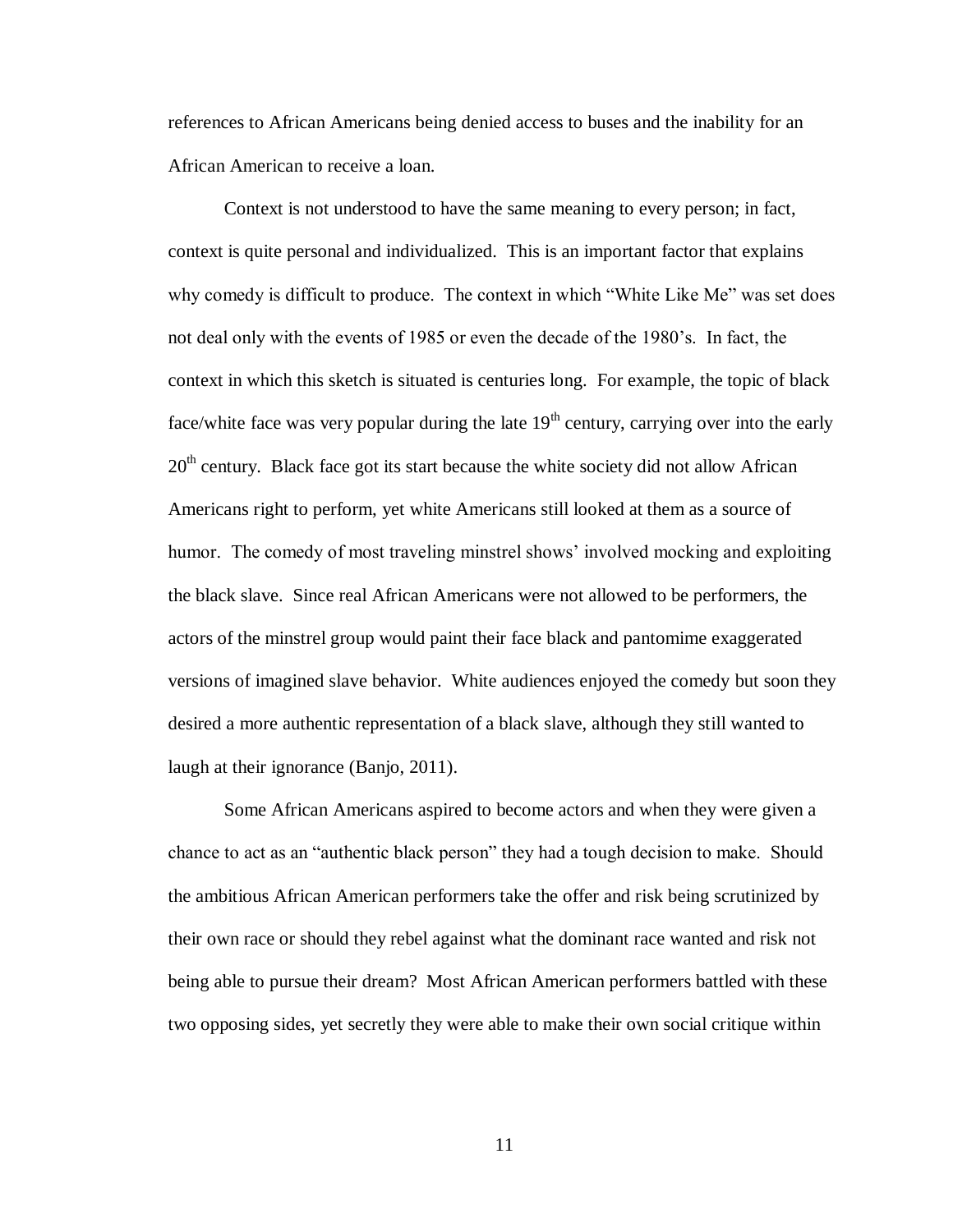references to African Americans being denied access to buses and the inability for an African American to receive a loan.

Context is not understood to have the same meaning to every person; in fact, context is quite personal and individualized. This is an important factor that explains why comedy is difficult to produce. The context in which "White Like Me" was set does not deal only with the events of 1985 or even the decade of the 1980's. In fact, the context in which this sketch is situated is centuries long. For example, the topic of black face/white face was very popular during the late 19th century, carrying over into the early 20th century. Black face got its start because the white society did not allow African Americans right to perform, yet white Americans still looked at them as a source of humor. The comedy of most traveling minstrel shows' involved mocking and exploiting the black slave. Since real African Americans were not allowed to be performers, the actors of the minstrel group would paint their face black and pantomime exaggerated versions of imagined slave behavior. White audiences enjoyed the comedy but soon they desired a more authentic representation of a black slave, although they still wanted to laugh at their ignorance (Banjo, 2011).

Some African Americans aspired to become actors and when they were given a chance to act as an "authentic black person" they had a tough decision to make. Should the ambitious African American performers take the offer and risk being scrutinized by their own race or should they rebel against what the dominant race wanted and risk not being able to pursue their dream? Most African American performers battled with these two opposing sides, yet secretly they were able to make their own social critique within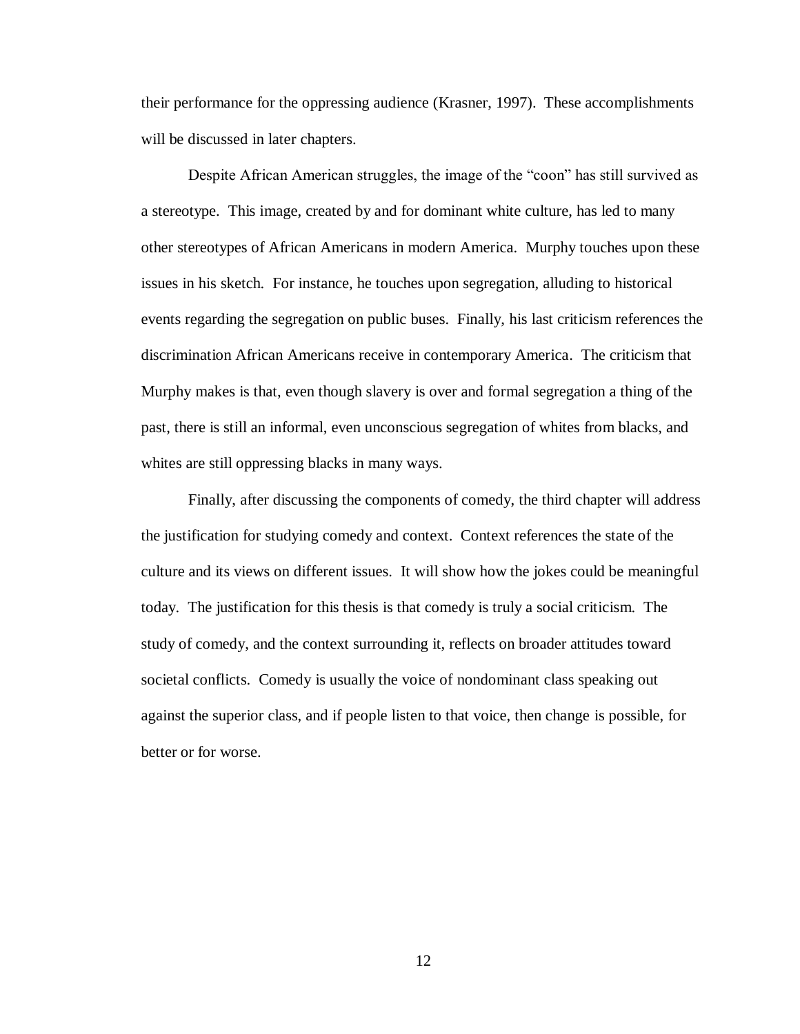their performance for the oppressing audience (Krasner, 1997). These accomplishments will be discussed in later chapters.

Despite African American struggles, the image of the "coon" has still survived as a stereotype. This image, created by and for dominant white culture, has led to many other stereotypes of African Americans in modern America. Murphy touches upon these issues in his sketch. For instance, he touches upon segregation, alluding to historical events regarding the segregation on public buses. Finally, his last criticism references the discrimination African Americans receive in contemporary America. The criticism that Murphy makes is that, even though slavery is over and formal segregation a thing of the past, there is still an informal, even unconscious segregation of whites from blacks, and whites are still oppressing blacks in many ways.

Finally, after discussing the components of comedy, the third chapter will address the justification for studying comedy and context. Context references the state of the culture and its views on different issues. It will show how the jokes could be meaningful today. The justification for this thesis is that comedy is truly a social criticism. The study of comedy, and the context surrounding it, reflects on broader attitudes toward societal conflicts. Comedy is usually the voice of nondominant class speaking out against the superior class, and if people listen to that voice, then change is possible, for better or for worse.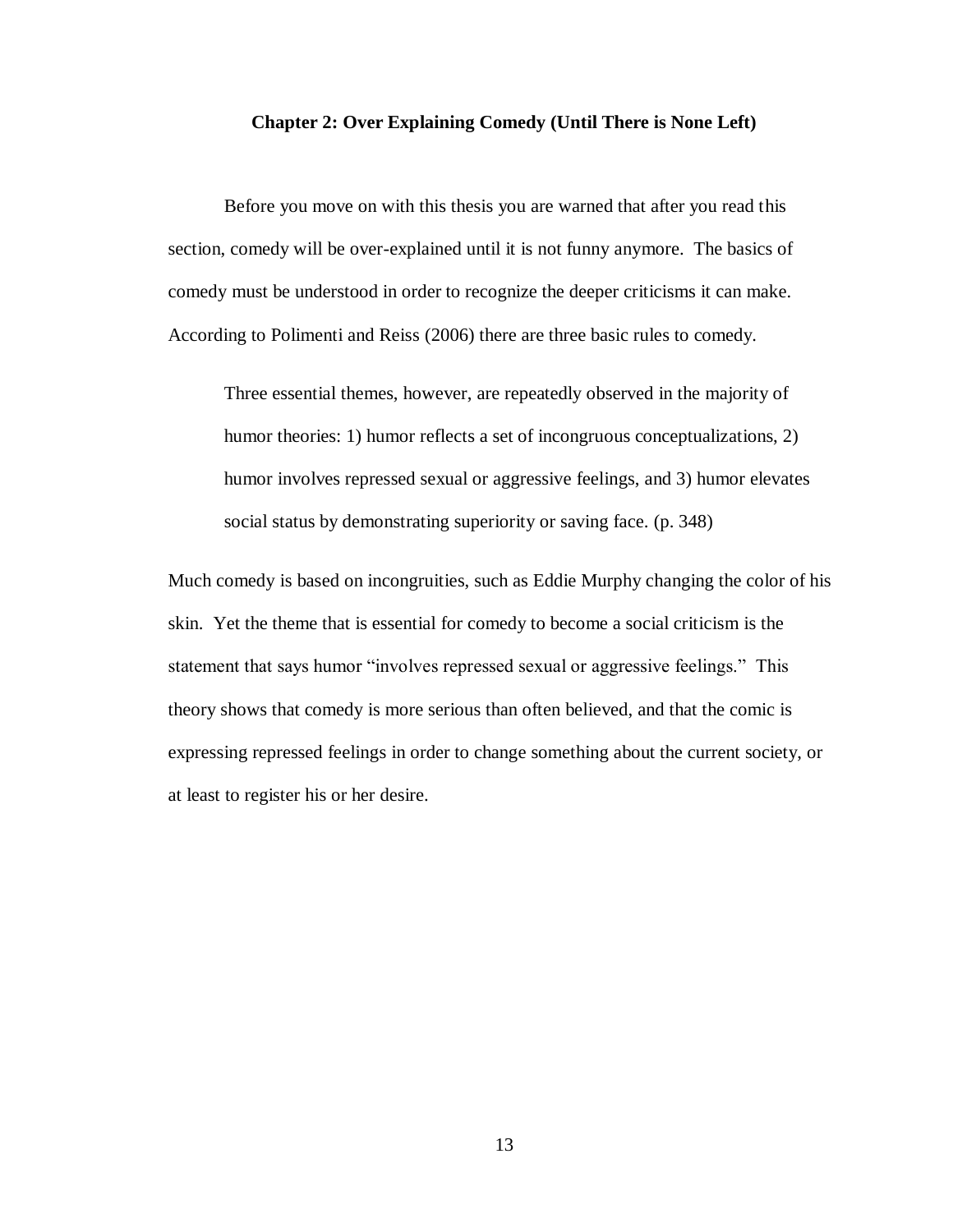## Chapter 2: Over Explaining Comedy (Until There is None Left)

Before you move on with this thesis you are warned that after you read this section, comedy will be over-explained until it is not funny anymore. The basics of comedy must be understood in order to recognize the deeper criticisms it can make. According to Polimenti and Reiss (2006) there are three basic rules to comedy.

> Three essential themes, however, are repeatedly observed in the majority of humor theories: 1) humor reflects a set of incongruous conceptualizations, 2) humor involves repressed sexual or aggressive feelings, and 3) humor elevates social status by demonstrating superiority or saving face. (p. 348)

Much comedy is based on incongruities, such as Eddie Murphy changing the color of his skin. Yet the theme that is essential for comedy to become a social criticism is the statement that says humor "involves repressed sexual or aggressive feelings." This theory shows that comedy is more serious than often believed, and that the comic is expressing repressed feelings in order to change something about the current society, or at least to register his or her desire.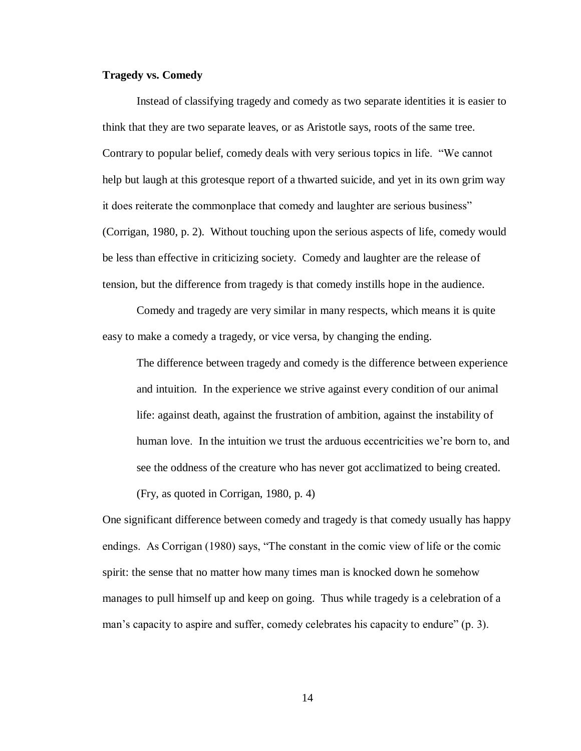**Tragedy vs. Comedy**

Instead of classifying tragedy and comedy as two separate identities it is easier to think that they are two separate leaves, or as Aristotle says, roots of the same tree. Contrary to popular belief, comedy deals with very serious topics in life. "We cannot help but laugh at this grotesque report of a thwarted suicide, and yet in its own grim way it does reiterate the commonplace that comedy and laughter are serious business" (Corrigan, 1980, p. 2). Without touching upon the serious aspects of life, comedy would be less than effective in criticizing society. Comedy and laughter are the release of tension, but the difference from tragedy is that comedy instills hope in the audience.

Comedy and tragedy are very similar in many respects, which means it is quite easy to make a comedy a tragedy, or vice versa, by changing the ending.

> The difference between tragedy and comedy is the difference between experience and intuition. In the experience we strive against every condition of our animal life: against death, against the frustration of ambition, against the instability of human love. In the intuition we trust the arduous eccentricities we're born to, and see the oddness of the creature who has never got acclimatized to being created. (Fry, as quoted in Corrigan, 1980, p. 4)

One significant difference between comedy and tragedy is that comedy usually has happy endings. As Corrigan (1980) says, "The constant in the comic view of life or the comic spirit: the sense that no matter how many times man is knocked down he somehow manages to pull himself up and keep on going. Thus while tragedy is a celebration of a man's capacity to aspire and suffer, comedy celebrates his capacity to endure" (p. 3).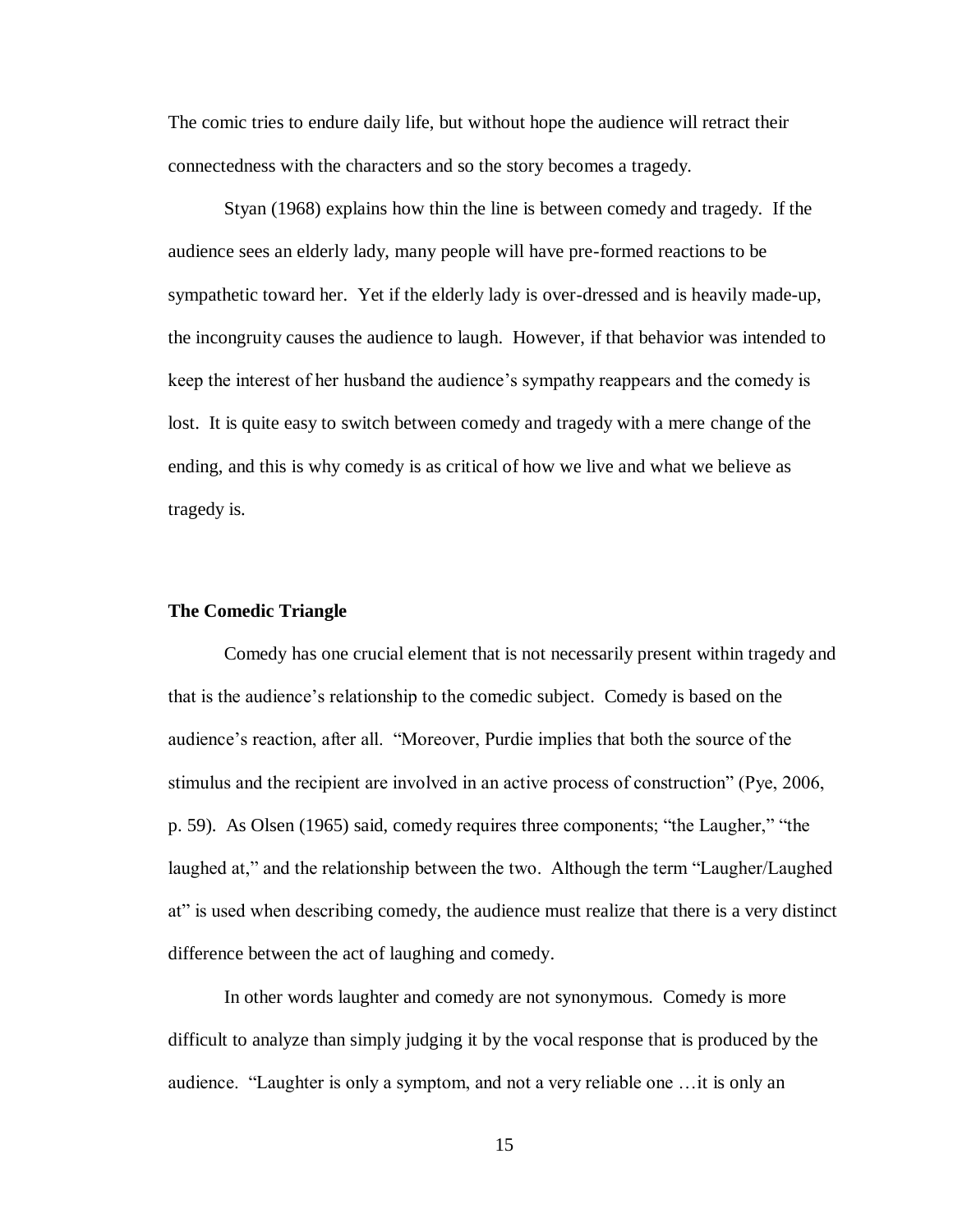The comic tries to endure daily life, but without hope the audience will retract their connectedness with the characters and so the story becomes a tragedy.

Styan (1968) explains how thin the line is between comedy and tragedy. If the audience sees an elderly lady, many people will have pre-formed reactions to be sympathetic toward her. Yet if the elderly lady is over-dressed and is heavily made-up, the incongruity causes the audience to laugh. However, if that behavior was intended to keep the interest of her husband the audience's sympathy reappears and the comedy is lost. It is quite easy to switch between comedy and tragedy with a mere change of the ending, and this is why comedy is as critical of how we live and what we believe as tragedy is.

### The Comedic Triangle

Comedy has one crucial element that is not necessarily present within tragedy and that is the audience's relationship to the comedic subject. Comedy is based on the audience's reaction, after all. "Moreover, Purdie implies that both the source of the stimulus and the recipient are involved in an active process of construction" (Pye, 2006, p. 59). As Olsen (1965) said, comedy requires three components; "the Laugher," "the laughed at," and the relationship between the two. Although the term "Laugher/Laughed at" is used when describing comedy, the audience must realize that there is a very distinct difference between the act of laughing and comedy.

In other words laughter and comedy are not synonymous. Comedy is more difficult to analyze than simply judging it by the vocal response that is produced by the audience. "Laughter is only a symptom, and not a very reliable one …it is only an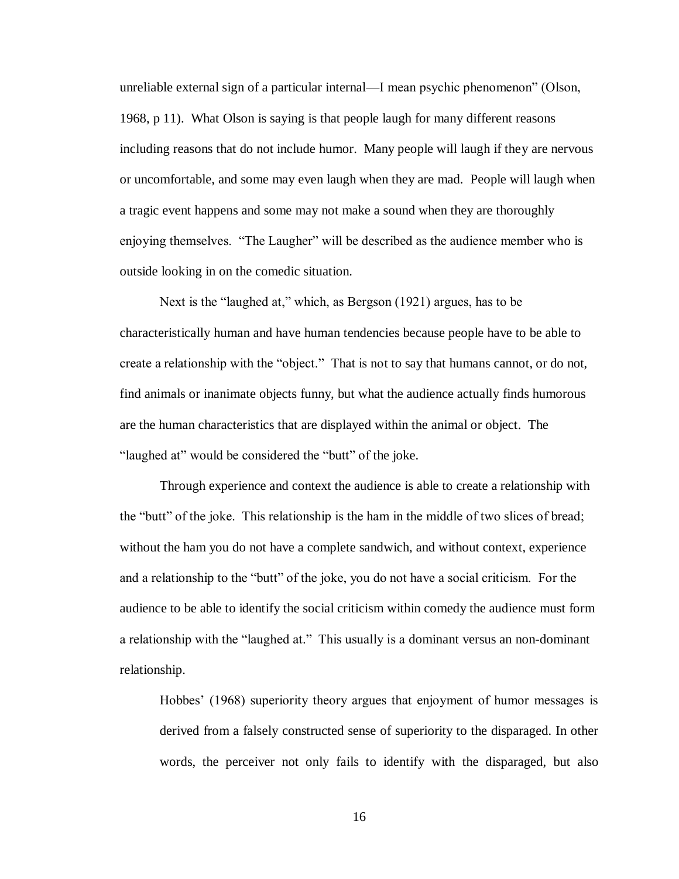unreliable external sign of a particular internal—I mean psychic phenomenon" (Olson, 1968, p 11). What Olson is saying is that people laugh for many different reasons including reasons that do not include humor. Many people will laugh if they are nervous or uncomfortable, and some may even laugh when they are mad. People will laugh when a tragic event happens and some may not make a sound when they are thoroughly enjoying themselves. "The Laugher" will be described as the audience member who is outside looking in on the comedic situation.

Next is the "laughed at," which, as Bergson (1921) argues, has to be characteristically human and have human tendencies because people have to be able to create a relationship with the "object." That is not to say that humans cannot, or do not, find animals or inanimate objects funny, but what the audience actually finds humorous are the human characteristics that are displayed within the animal or object. The "laughed at" would be considered the "butt" of the joke.

Through experience and context the audience is able to create a relationship with the "butt" of the joke. This relationship is the ham in the middle of two slices of bread; without the ham you do not have a complete sandwich, and without context, experience and a relationship to the "butt" of the joke, you do not have a social criticism. For the audience to be able to identify the social criticism within comedy the audience must form a relationship with the "laughed at." This usually is a dominant versus an non-dominant relationship.

> Hobbes' (1968) superiority theory argues that enjoyment of humor messages is derived from a falsely constructed sense of superiority to the disparaged. In other words, the perceiver not only fails to identify with the disparaged, but also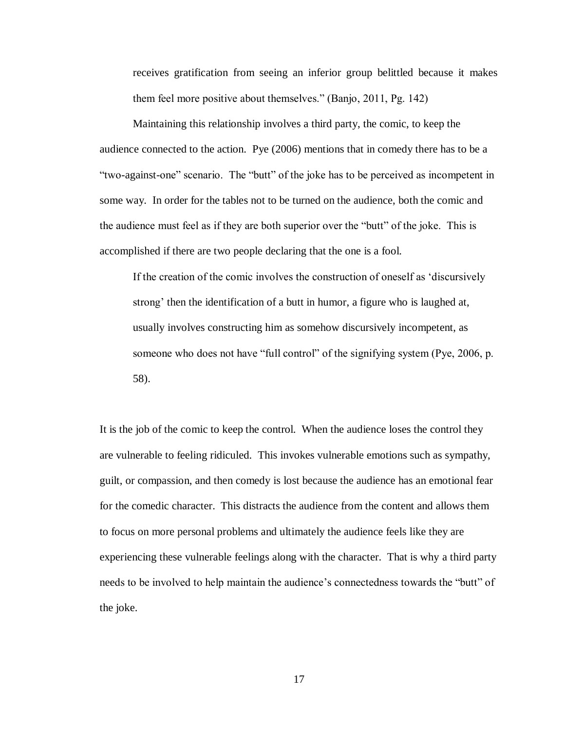> receives gratification from seeing an inferior group belittled because it makes them feel more positive about themselves." (Banjo, 2011, Pg. 142)

Maintaining this relationship involves a third party, the comic, to keep the audience connected to the action. Pye (2006) mentions that in comedy there has to be a "two-against-one" scenario. The "butt" of the joke has to be perceived as incompetent in some way. In order for the tables not to be turned on the audience, both the comic and the audience must feel as if they are both superior over the "butt" of the joke. This is accomplished if there are two people declaring that the one is a fool.

> If the creation of the comic involves the construction of oneself as 'discursively strong' then the identification of a butt in humor, a figure who is laughed at, usually involves constructing him as somehow discursively incompetent, as someone who does not have "full control" of the signifying system (Pye, 2006, p. 58).

It is the job of the comic to keep the control. When the audience loses the control they are vulnerable to feeling ridiculed. This invokes vulnerable emotions such as sympathy, guilt, or compassion, and then comedy is lost because the audience has an emotional fear for the comedic character. This distracts the audience from the content and allows them to focus on more personal problems and ultimately the audience feels like they are experiencing these vulnerable feelings along with the character. That is why a third party needs to be involved to help maintain the audience's connectedness towards the "butt" of the joke.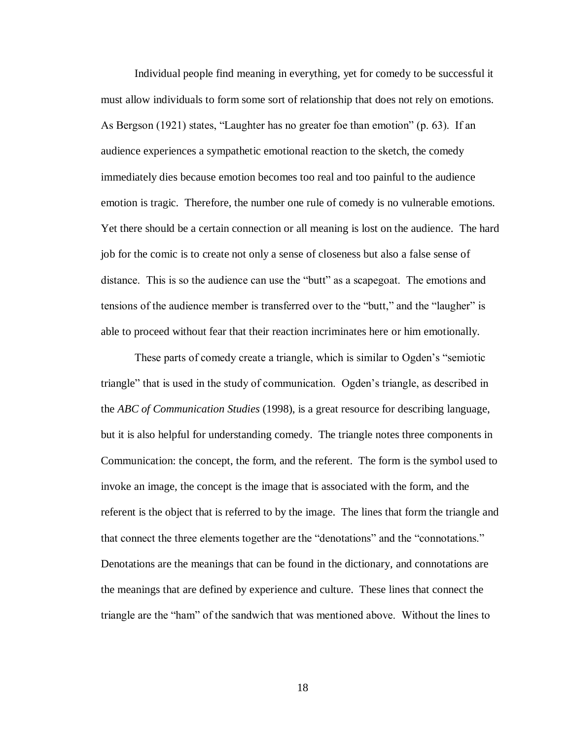Individual people find meaning in everything, yet for comedy to be successful it must allow individuals to form some sort of relationship that does not rely on emotions. As Bergson (1921) states, "Laughter has no greater foe than emotion" (p. 63). If an audience experiences a sympathetic emotional reaction to the sketch, the comedy immediately dies because emotion becomes too real and too painful to the audience emotion is tragic. Therefore, the number one rule of comedy is no vulnerable emotions. Yet there should be a certain connection or all meaning is lost on the audience. The hard job for the comic is to create not only a sense of closeness but also a false sense of distance. This is so the audience can use the "butt" as a scapegoat. The emotions and tensions of the audience member is transferred over to the "butt," and the "laugher" is able to proceed without fear that their reaction incriminates here or him emotionally.

These parts of comedy create a triangle, which is similar to Ogden's "semiotic triangle" that is used in the study of communication. Ogden's triangle, as described in the *ABC of Communication Studies* (1998), is a great resource for describing language, but it is also helpful for understanding comedy. The triangle notes three components in Communication: the concept, the form, and the referent. The form is the symbol used to invoke an image, the concept is the image that is associated with the form, and the referent is the object that is referred to by the image. The lines that form the triangle and that connect the three elements together are the "denotations" and the "connotations." Denotations are the meanings that can be found in the dictionary, and connotations are the meanings that are defined by experience and culture. These lines that connect the triangle are the "ham" of the sandwich that was mentioned above. Without the lines to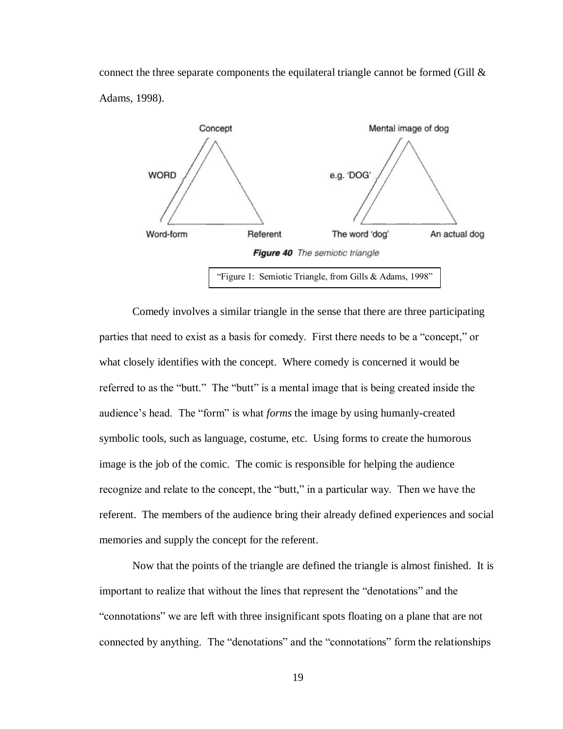connect the three separate components the equilateral triangle cannot be formed (Gill & Adams, 1998).

**Figure 40** *The semiotic triangle*

"Figure 1: Semiotic Triangle, from Gills & Adams, 1998"

Comedy involves a similar triangle in the sense that there are three participating parties that need to exist as a basis for comedy. First there needs to be a "concept," or what closely identifies with the concept. Where comedy is concerned it would be referred to as the "butt." The "butt" is a mental image that is being created inside the audience's head. The "form" is what *forms* the image by using humanly-created symbolic tools, such as language, costume, etc. Using forms to create the humorous image is the job of the comic. The comic is responsible for helping the audience recognize and relate to the concept, the "butt," in a particular way. Then we have the referent. The members of the audience bring their already defined experiences and social memories and supply the concept for the referent.

Now that the points of the triangle are defined the triangle is almost finished. It is important to realize that without the lines that represent the "denotations" and the "connotations" we are left with three insignificant spots floating on a plane that are not connected by anything. The "denotations" and the "connotations" form the relationships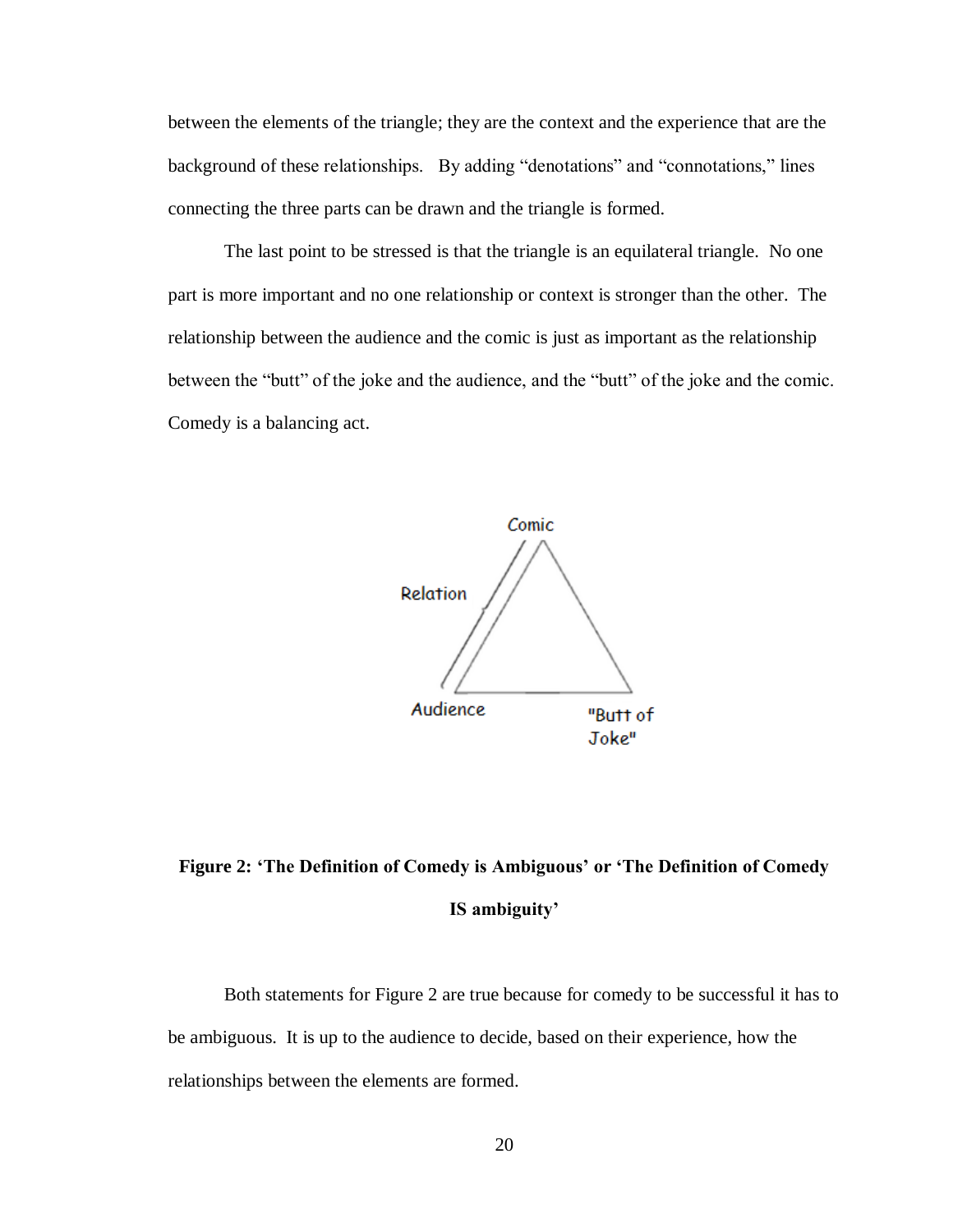between the elements of the triangle; they are the context and the experience that are the background of these relationships. By adding "denotations" and "connotations," lines connecting the three parts can be drawn and the triangle is formed.

The last point to be stressed is that the triangle is an equilateral triangle. No one part is more important and no one relationship or context is stronger than the other. The relationship between the audience and the comic is just as important as the relationship between the "butt" of the joke and the audience, and the "butt" of the joke and the comic. Comedy is a balancing act.

**Figure 2: 'The Definition of Comedy is Ambiguous' or 'The Definition of Comedy IS ambiguity'**

Both statements for Figure 2 are true because for comedy to be successful it has to be ambiguous. It is up to the audience to decide, based on their experience, how the relationships between the elements are formed.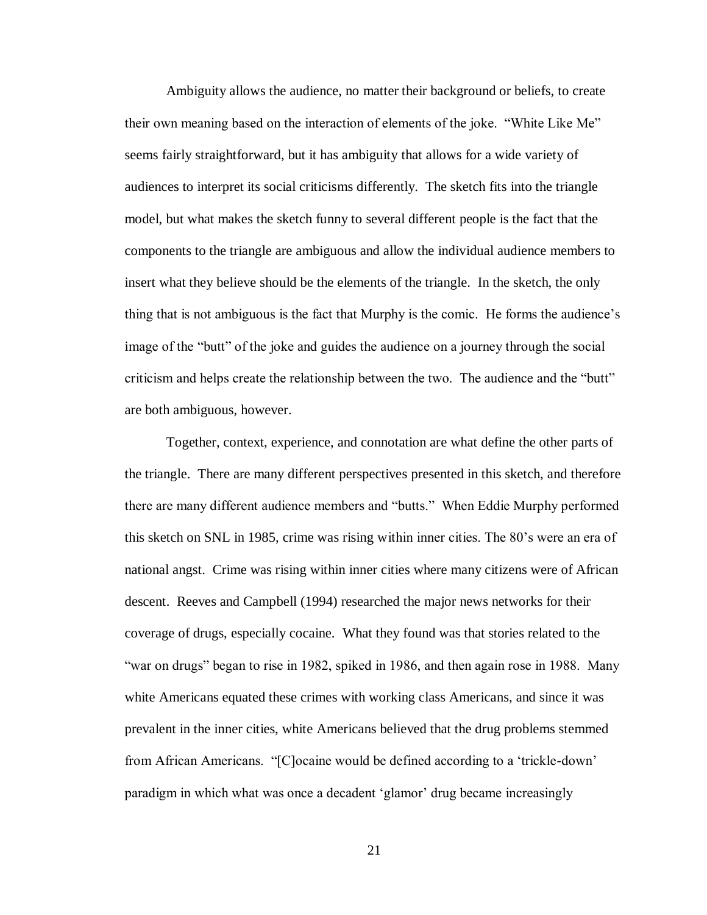Ambiguity allows the audience, no matter their background or beliefs, to create their own meaning based on the interaction of elements of the joke. "White Like Me" seems fairly straightforward, but it has ambiguity that allows for a wide variety of audiences to interpret its social criticisms differently. The sketch fits into the triangle model, but what makes the sketch funny to several different people is the fact that the components to the triangle are ambiguous and allow the individual audience members to insert what they believe should be the elements of the triangle. In the sketch, the only thing that is not ambiguous is the fact that Murphy is the comic. He forms the audience's image of the "butt" of the joke and guides the audience on a journey through the social criticism and helps create the relationship between the two. The audience and the "butt" are both ambiguous, however.

Together, context, experience, and connotation are what define the other parts of the triangle. There are many different perspectives presented in this sketch, and therefore there are many different audience members and "butts." When Eddie Murphy performed this sketch on SNL in 1985, crime was rising within inner cities. The 80's were an era of national angst. Crime was rising within inner cities where many citizens were of African descent. Reeves and Campbell (1994) researched the major news networks for their coverage of drugs, especially cocaine. What they found was that stories related to the "war on drugs" began to rise in 1982, spiked in 1986, and then again rose in 1988. Many white Americans equated these crimes with working class Americans, and since it was prevalent in the inner cities, white Americans believed that the drug problems stemmed from African Americans. "[C]ocaine would be defined according to a 'trickle-down' paradigm in which what was once a decadent 'glamor' drug became increasingly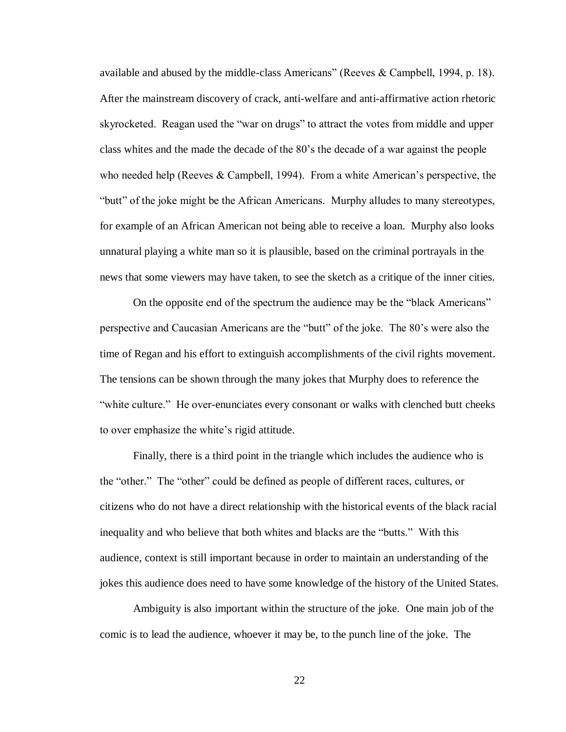available and abused by the middle-class Americans" (Reeves & Campbell, 1994, p. 18). After the mainstream discovery of crack, anti-welfare and anti-affirmative action rhetoric skyrocketed. Reagan used the "war on drugs" to attract the votes from middle and upper class whites and the made the decade of the 80's the decade of a war against the people who needed help (Reeves & Campbell, 1994). From a white American's perspective, the "butt" of the joke might be the African Americans. Murphy alludes to many stereotypes, for example of an African American not being able to receive a loan. Murphy also looks unnatural playing a white man so it is plausible, based on the criminal portrayals in the news that some viewers may have taken, to see the sketch as a critique of the inner cities.

On the opposite end of the spectrum the audience may be the "black Americans" perspective and Caucasian Americans are the "butt" of the joke. The 80's were also the time of Regan and his effort to extinguish accomplishments of the civil rights movement. The tensions can be shown through the many jokes that Murphy does to reference the "white culture." He over-enunciates every consonant or walks with clenched butt cheeks to over emphasize the white's rigid attitude.

Finally, there is a third point in the triangle which includes the audience who is the "other." The "other" could be defined as people of different races, cultures, or citizens who do not have a direct relationship with the historical events of the black racial inequality and who believe that both whites and blacks are the "butts." With this audience, context is still important because in order to maintain an understanding of the jokes this audience does need to have some knowledge of the history of the United States.

Ambiguity is also important within the structure of the joke. One main job of the comic is to lead the audience, whoever it may be, to the punch line of the joke. The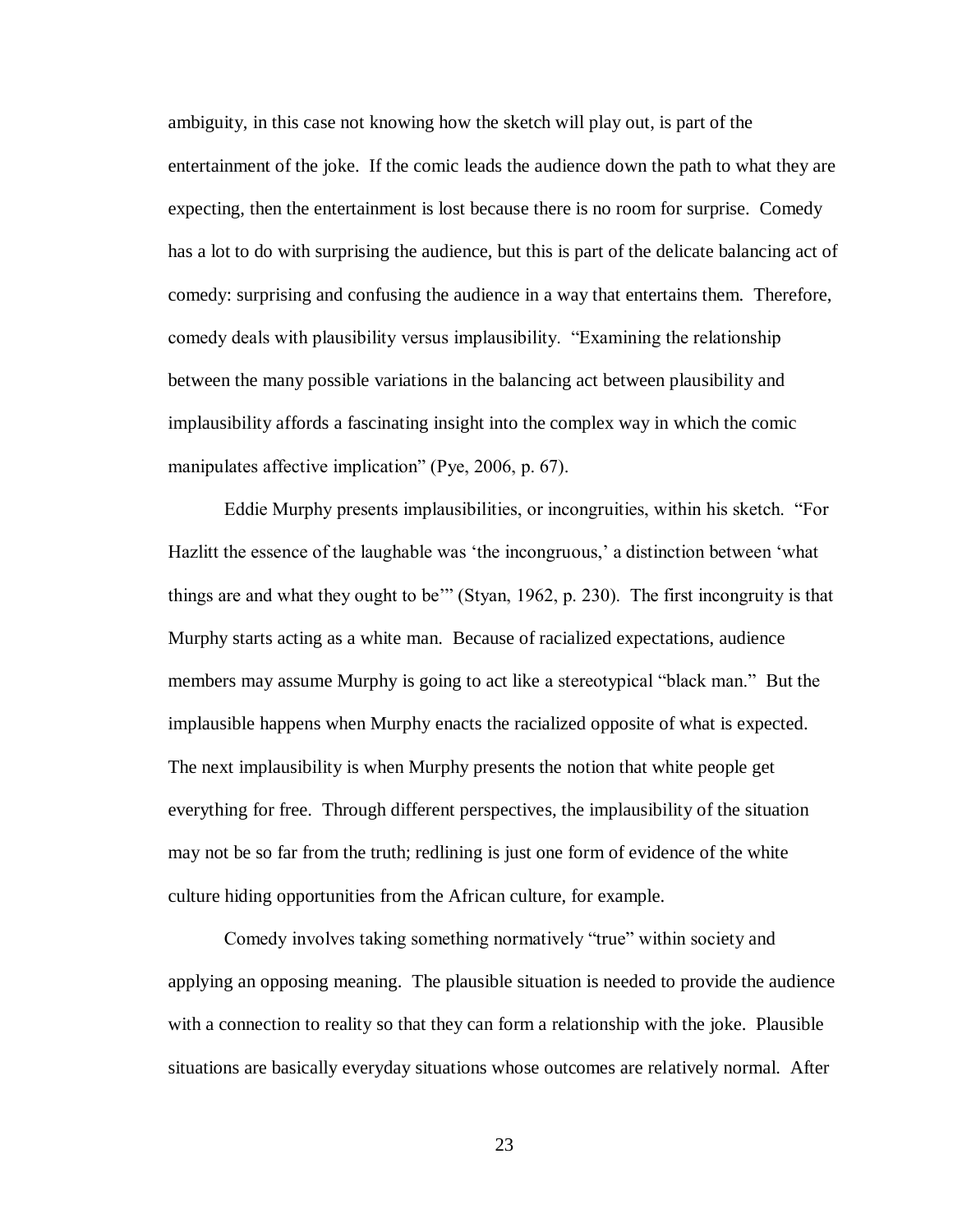ambiguity, in this case not knowing how the sketch will play out, is part of the entertainment of the joke. If the comic leads the audience down the path to what they are expecting, then the entertainment is lost because there is no room for surprise. Comedy has a lot to do with surprising the audience, but this is part of the delicate balancing act of comedy: surprising and confusing the audience in a way that entertains them. Therefore, comedy deals with plausibility versus implausibility. "Examining the relationship between the many possible variations in the balancing act between plausibility and implausibility affords a fascinating insight into the complex way in which the comic manipulates affective implication" (Pye, 2006, p. 67).

Eddie Murphy presents implausibilities, or incongruities, within his sketch. "For Hazlitt the essence of the laughable was 'the incongruous,' a distinction between 'what things are and what they ought to be'" (Styan, 1962, p. 230). The first incongruity is that Murphy starts acting as a white man. Because of racialized expectations, audience members may assume Murphy is going to act like a stereotypical "black man." But the implausible happens when Murphy enacts the racialized opposite of what is expected. The next implausibility is when Murphy presents the notion that white people get everything for free. Through different perspectives, the implausibility of the situation may not be so far from the truth; redlining is just one form of evidence of the white culture hiding opportunities from the African culture, for example.

Comedy involves taking something normatively "true" within society and applying an opposing meaning. The plausible situation is needed to provide the audience with a connection to reality so that they can form a relationship with the joke. Plausible situations are basically everyday situations whose outcomes are relatively normal. After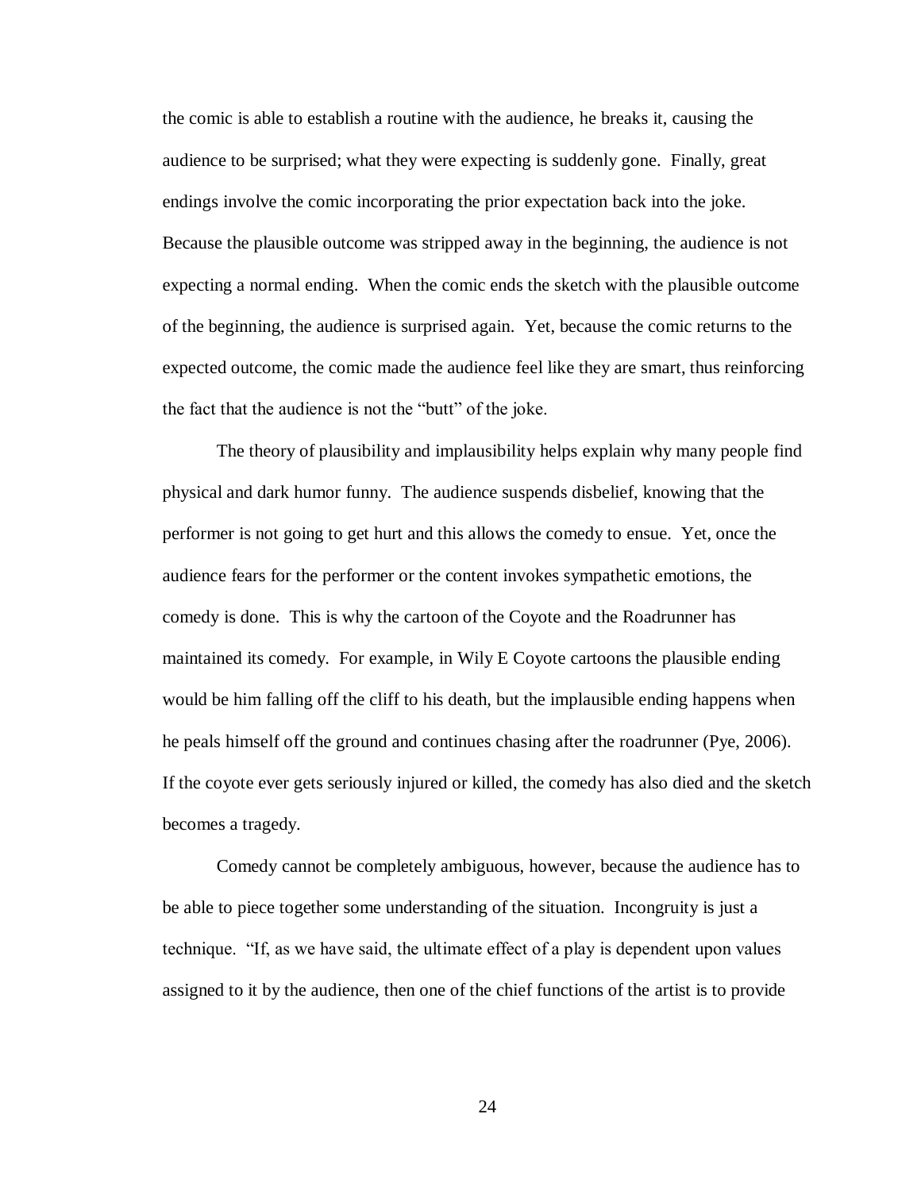the comic is able to establish a routine with the audience, he breaks it, causing the audience to be surprised; what they were expecting is suddenly gone. Finally, great endings involve the comic incorporating the prior expectation back into the joke. Because the plausible outcome was stripped away in the beginning, the audience is not expecting a normal ending. When the comic ends the sketch with the plausible outcome of the beginning, the audience is surprised again. Yet, because the comic returns to the expected outcome, the comic made the audience feel like they are smart, thus reinforcing the fact that the audience is not the "butt" of the joke.

The theory of plausibility and implausibility helps explain why many people find physical and dark humor funny. The audience suspends disbelief, knowing that the performer is not going to get hurt and this allows the comedy to ensue. Yet, once the audience fears for the performer or the content invokes sympathetic emotions, the comedy is done. This is why the cartoon of the Coyote and the Roadrunner has maintained its comedy. For example, in Wily E Coyote cartoons the plausible ending would be him falling off the cliff to his death, but the implausible ending happens when he peals himself off the ground and continues chasing after the roadrunner (Pye, 2006). If the coyote ever gets seriously injured or killed, the comedy has also died and the sketch becomes a tragedy.

Comedy cannot be completely ambiguous, however, because the audience has to be able to piece together some understanding of the situation. Incongruity is just a technique. "If, as we have said, the ultimate effect of a play is dependent upon values assigned to it by the audience, then one of the chief functions of the artist is to provide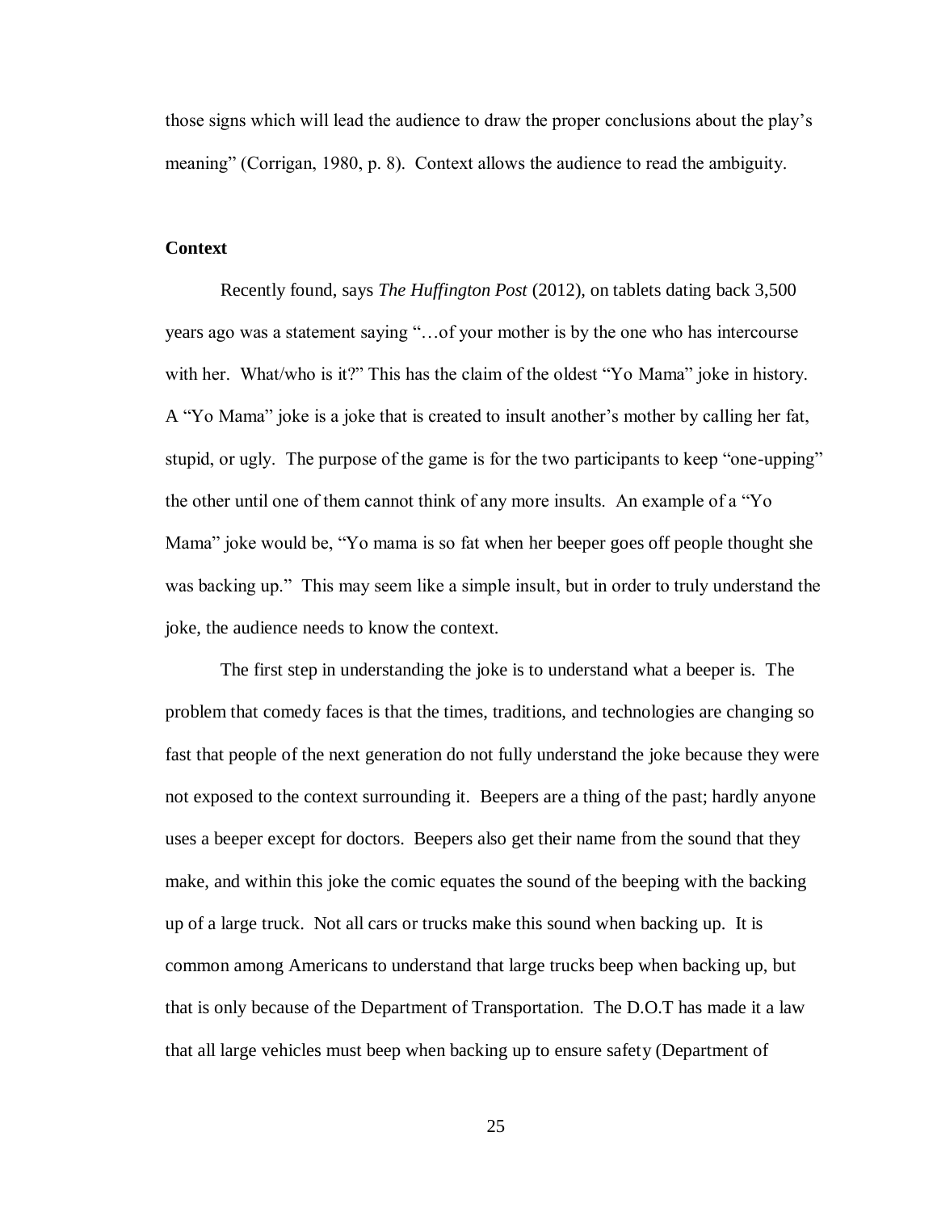those signs which will lead the audience to draw the proper conclusions about the play's meaning" (Corrigan, 1980, p. 8). Context allows the audience to read the ambiguity.

**Context**

Recently found, says *The Huffington Post* (2012), on tablets dating back 3,500 years ago was a statement saying "…of your mother is by the one who has intercourse with her. What/who is it?" This has the claim of the oldest "Yo Mama" joke in history. A "Yo Mama" joke is a joke that is created to insult another's mother by calling her fat, stupid, or ugly. The purpose of the game is for the two participants to keep "one-upping" the other until one of them cannot think of any more insults. An example of a "Yo Mama" joke would be, "Yo mama is so fat when her beeper goes off people thought she was backing up." This may seem like a simple insult, but in order to truly understand the joke, the audience needs to know the context.

The first step in understanding the joke is to understand what a beeper is. The problem that comedy faces is that the times, traditions, and technologies are changing so fast that people of the next generation do not fully understand the joke because they were not exposed to the context surrounding it. Beepers are a thing of the past; hardly anyone uses a beeper except for doctors. Beepers also get their name from the sound that they make, and within this joke the comic equates the sound of the beeping with the backing up of a large truck. Not all cars or trucks make this sound when backing up. It is common among Americans to understand that large trucks beep when backing up, but that is only because of the Department of Transportation. The D.O.T has made it a law that all large vehicles must beep when backing up to ensure safety (Department of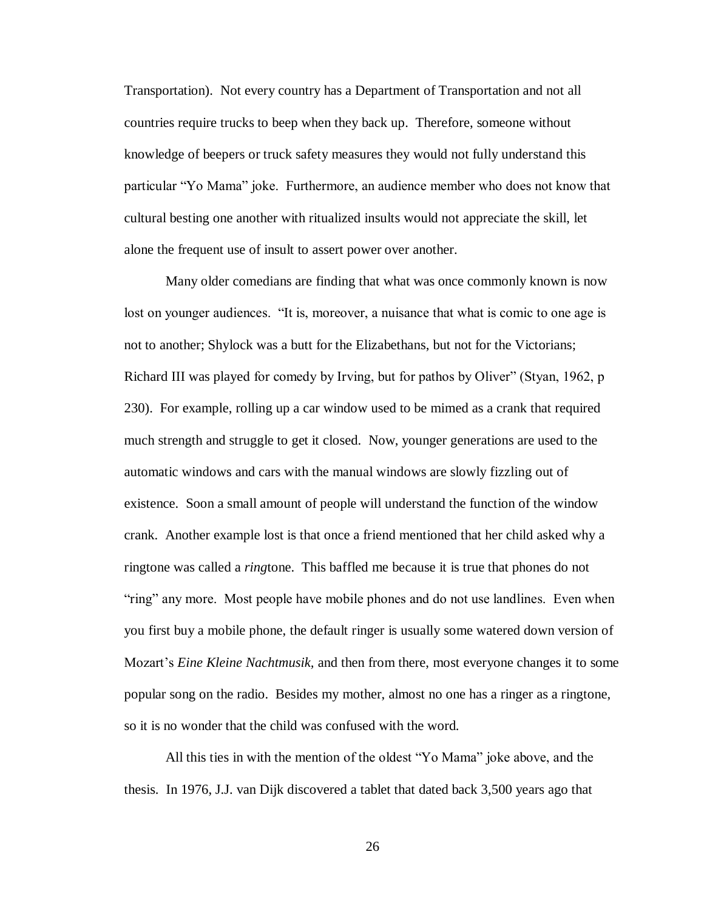Transportation). Not every country has a Department of Transportation and not all countries require trucks to beep when they back up. Therefore, someone without knowledge of beepers or truck safety measures they would not fully understand this particular "Yo Mama" joke. Furthermore, an audience member who does not know that cultural besting one another with ritualized insults would not appreciate the skill, let alone the frequent use of insult to assert power over another.

Many older comedians are finding that what was once commonly known is now lost on younger audiences. "It is, moreover, a nuisance that what is comic to one age is not to another; Shylock was a butt for the Elizabethans, but not for the Victorians; Richard III was played for comedy by Irving, but for pathos by Oliver" (Styan, 1962, p 230). For example, rolling up a car window used to be mimed as a crank that required much strength and struggle to get it closed. Now, younger generations are used to the automatic windows and cars with the manual windows are slowly fizzling out of existence. Soon a small amount of people will understand the function of the window crank. Another example lost is that once a friend mentioned that her child asked why a ringtone was called a *ring*tone. This baffled me because it is true that phones do not "ring" any more. Most people have mobile phones and do not use landlines. Even when you first buy a mobile phone, the default ringer is usually some watered down version of Mozart's *Eine Kleine Nachtmusik*, and then from there, most everyone changes it to some popular song on the radio. Besides my mother, almost no one has a ringer as a ringtone, so it is no wonder that the child was confused with the word.

All this ties in with the mention of the oldest "Yo Mama" joke above, and the thesis. In 1976, J.J. van Dijk discovered a tablet that dated back 3,500 years ago that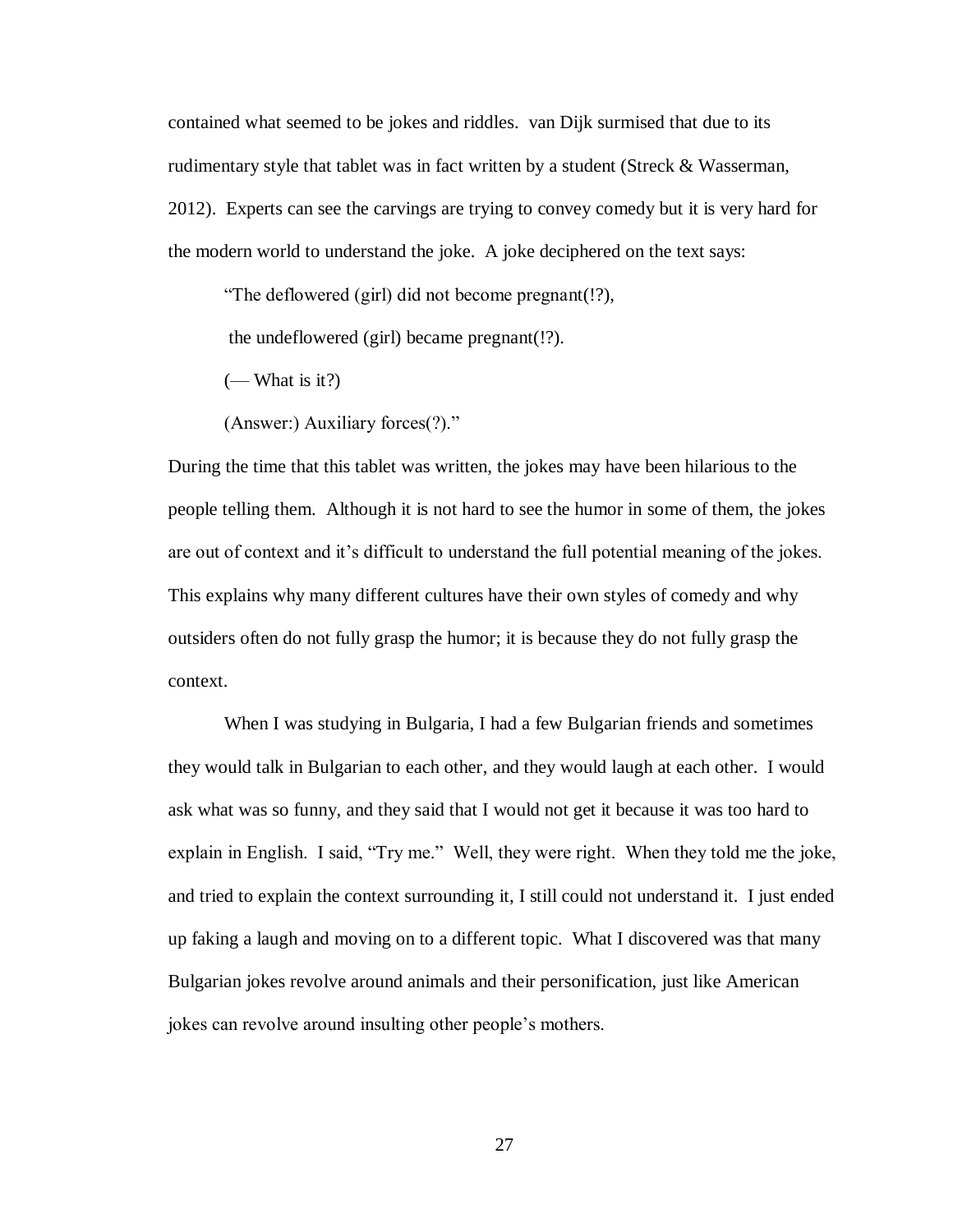contained what seemed to be jokes and riddles. van Dijk surmised that due to its rudimentary style that tablet was in fact written by a student (Streck & Wasserman, 2012). Experts can see the carvings are trying to convey comedy but it is very hard for the modern world to understand the joke. A joke deciphered on the text says:

> "The deflowered (girl) did not become pregnant(!?),
>
> the undeflowered (girl) became pregnant(!?).
>
> (— What is it?)
>
> (Answer:) Auxiliary forces(?)."

During the time that this tablet was written, the jokes may have been hilarious to the people telling them. Although it is not hard to see the humor in some of them, the jokes are out of context and it's difficult to understand the full potential meaning of the jokes. This explains why many different cultures have their own styles of comedy and why outsiders often do not fully grasp the humor; it is because they do not fully grasp the context.

When I was studying in Bulgaria, I had a few Bulgarian friends and sometimes they would talk in Bulgarian to each other, and they would laugh at each other. I would ask what was so funny, and they said that I would not get it because it was too hard to explain in English. I said, "Try me." Well, they were right. When they told me the joke, and tried to explain the context surrounding it, I still could not understand it. I just ended up faking a laugh and moving on to a different topic. What I discovered was that many Bulgarian jokes revolve around animals and their personification, just like American jokes can revolve around insulting other people's mothers.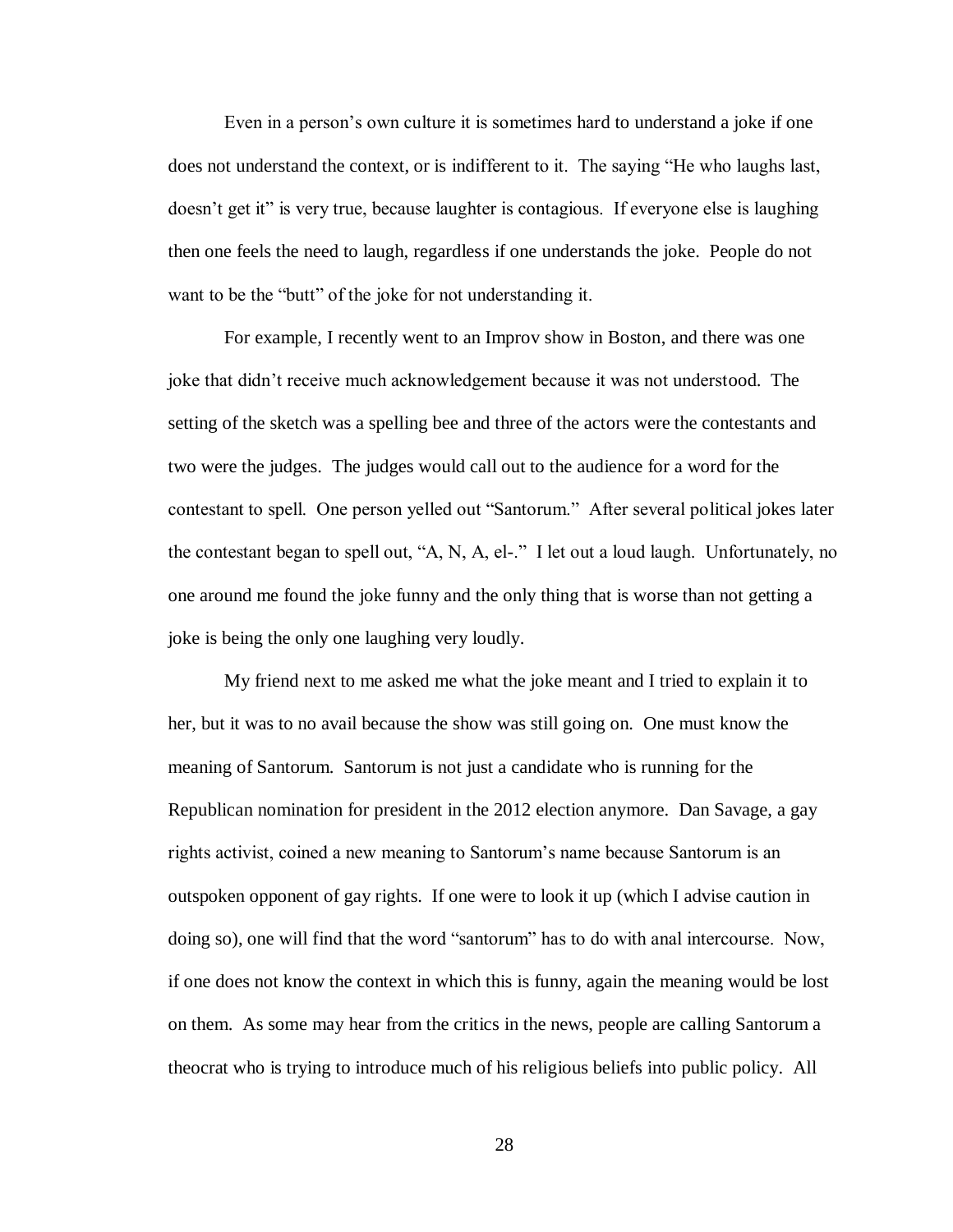Even in a person's own culture it is sometimes hard to understand a joke if one does not understand the context, or is indifferent to it. The saying "He who laughs last, doesn't get it" is very true, because laughter is contagious. If everyone else is laughing then one feels the need to laugh, regardless if one understands the joke. People do not want to be the "butt" of the joke for not understanding it.

For example, I recently went to an Improv show in Boston, and there was one joke that didn't receive much acknowledgement because it was not understood. The setting of the sketch was a spelling bee and three of the actors were the contestants and two were the judges. The judges would call out to the audience for a word for the contestant to spell. One person yelled out "Santorum." After several political jokes later the contestant began to spell out, "A, N, A, el-." I let out a loud laugh. Unfortunately, no one around me found the joke funny and the only thing that is worse than not getting a joke is being the only one laughing very loudly.

My friend next to me asked me what the joke meant and I tried to explain it to her, but it was to no avail because the show was still going on. One must know the meaning of Santorum. Santorum is not just a candidate who is running for the Republican nomination for president in the 2012 election anymore. Dan Savage, a gay rights activist, coined a new meaning to Santorum's name because Santorum is an outspoken opponent of gay rights. If one were to look it up (which I advise caution in doing so), one will find that the word "santorum" has to do with anal intercourse. Now, if one does not know the context in which this is funny, again the meaning would be lost on them. As some may hear from the critics in the news, people are calling Santorum a theocrat who is trying to introduce much of his religious beliefs into public policy. All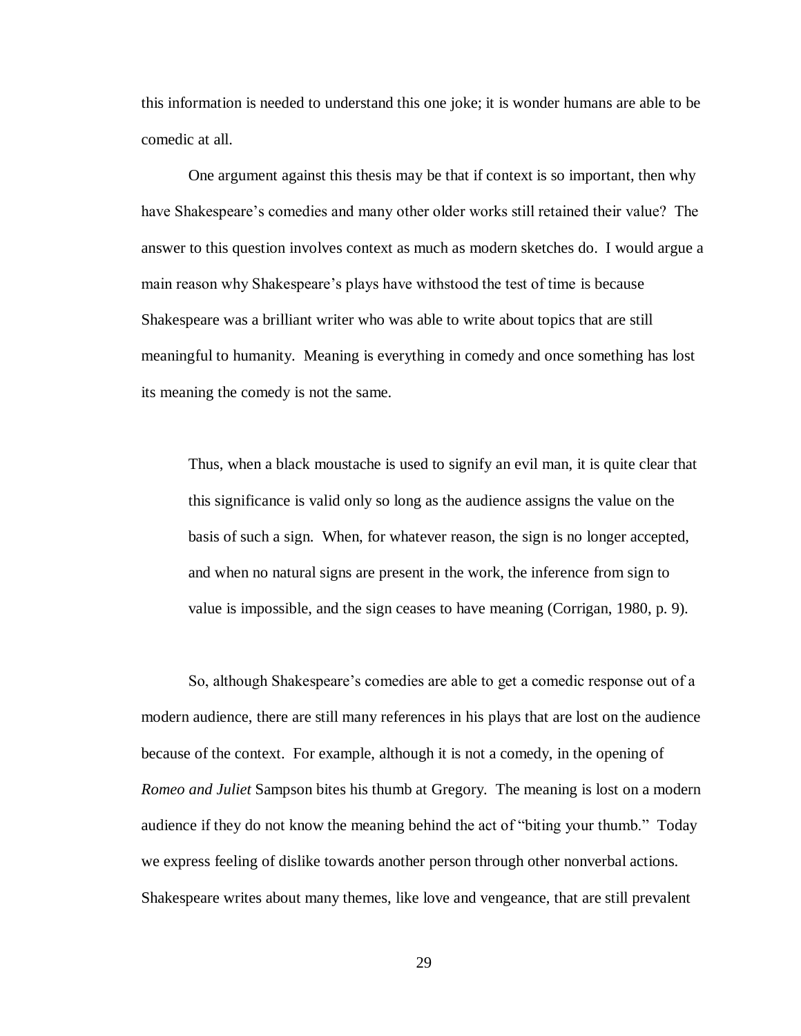this information is needed to understand this one joke; it is wonder humans are able to be comedic at all.

One argument against this thesis may be that if context is so important, then why have Shakespeare's comedies and many other older works still retained their value? The answer to this question involves context as much as modern sketches do. I would argue a main reason why Shakespeare's plays have withstood the test of time is because Shakespeare was a brilliant writer who was able to write about topics that are still meaningful to humanity. Meaning is everything in comedy and once something has lost its meaning the comedy is not the same.

> Thus, when a black moustache is used to signify an evil man, it is quite clear that this significance is valid only so long as the audience assigns the value on the basis of such a sign. When, for whatever reason, the sign is no longer accepted, and when no natural signs are present in the work, the inference from sign to value is impossible, and the sign ceases to have meaning (Corrigan, 1980, p. 9).

So, although Shakespeare's comedies are able to get a comedic response out of a modern audience, there are still many references in his plays that are lost on the audience because of the context. For example, although it is not a comedy, in the opening of *Romeo and Juliet* Sampson bites his thumb at Gregory. The meaning is lost on a modern audience if they do not know the meaning behind the act of "biting your thumb." Today we express feeling of dislike towards another person through other nonverbal actions. Shakespeare writes about many themes, like love and vengeance, that are still prevalent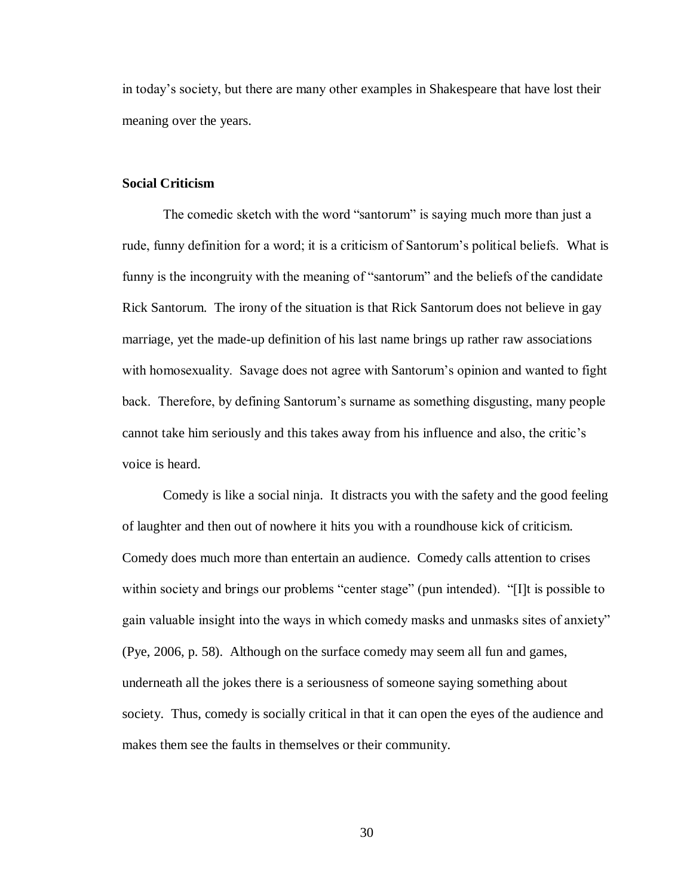in today's society, but there are many other examples in Shakespeare that have lost their meaning over the years.

**Social Criticism**

The comedic sketch with the word "santorum" is saying much more than just a rude, funny definition for a word; it is a criticism of Santorum's political beliefs. What is funny is the incongruity with the meaning of "santorum" and the beliefs of the candidate Rick Santorum. The irony of the situation is that Rick Santorum does not believe in gay marriage, yet the made-up definition of his last name brings up rather raw associations with homosexuality. Savage does not agree with Santorum's opinion and wanted to fight back. Therefore, by defining Santorum's surname as something disgusting, many people cannot take him seriously and this takes away from his influence and also, the critic's voice is heard.

Comedy is like a social ninja. It distracts you with the safety and the good feeling of laughter and then out of nowhere it hits you with a roundhouse kick of criticism. Comedy does much more than entertain an audience. Comedy calls attention to crises within society and brings our problems "center stage" (pun intended). "[I]t is possible to gain valuable insight into the ways in which comedy masks and unmasks sites of anxiety" (Pye, 2006, p. 58). Although on the surface comedy may seem all fun and games, underneath all the jokes there is a seriousness of someone saying something about society. Thus, comedy is socially critical in that it can open the eyes of the audience and makes them see the faults in themselves or their community.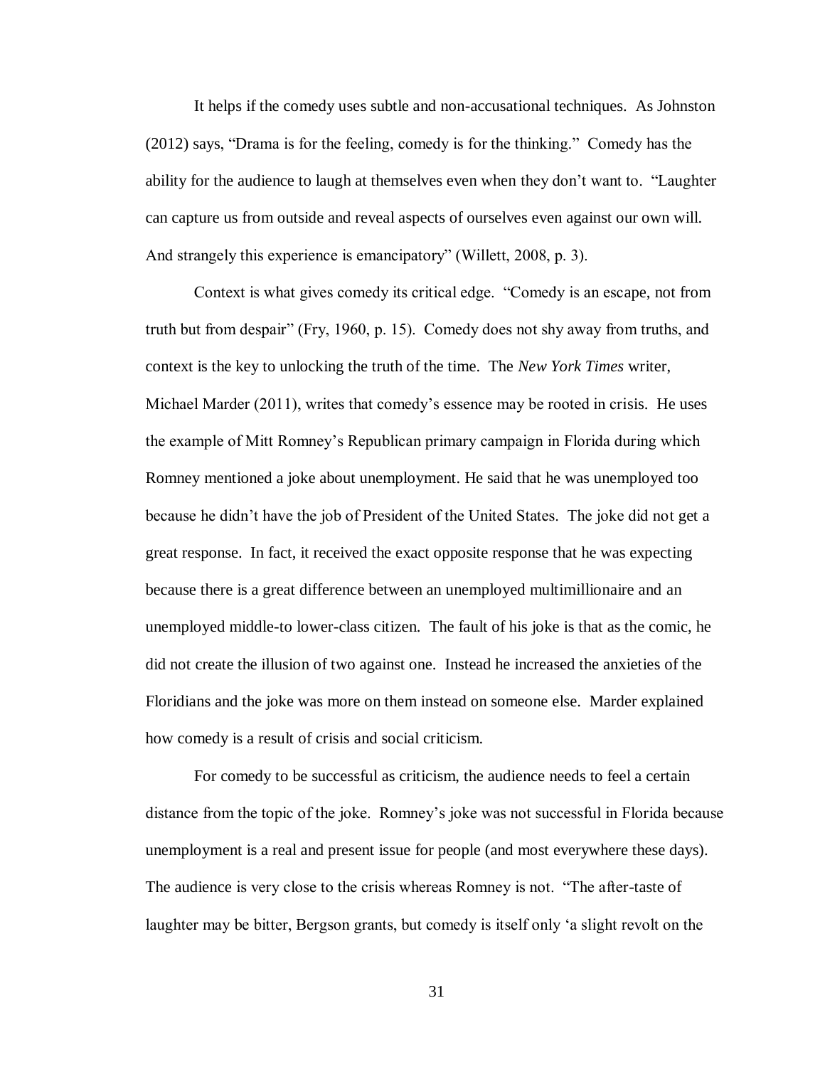It helps if the comedy uses subtle and non-accusational techniques. As Johnston (2012) says, "Drama is for the feeling, comedy is for the thinking." Comedy has the ability for the audience to laugh at themselves even when they don't want to. "Laughter can capture us from outside and reveal aspects of ourselves even against our own will. And strangely this experience is emancipatory" (Willett, 2008, p. 3).

Context is what gives comedy its critical edge. "Comedy is an escape, not from truth but from despair" (Fry, 1960, p. 15). Comedy does not shy away from truths, and context is the key to unlocking the truth of the time. The *New York Times* writer, Michael Marder (2011), writes that comedy's essence may be rooted in crisis. He uses the example of Mitt Romney's Republican primary campaign in Florida during which Romney mentioned a joke about unemployment. He said that he was unemployed too because he didn't have the job of President of the United States. The joke did not get a great response. In fact, it received the exact opposite response that he was expecting because there is a great difference between an unemployed multimillionaire and an unemployed middle-to lower-class citizen. The fault of his joke is that as the comic, he did not create the illusion of two against one. Instead he increased the anxieties of the Floridians and the joke was more on them instead on someone else. Marder explained how comedy is a result of crisis and social criticism.

For comedy to be successful as criticism, the audience needs to feel a certain distance from the topic of the joke. Romney's joke was not successful in Florida because unemployment is a real and present issue for people (and most everywhere these days). The audience is very close to the crisis whereas Romney is not. "The after-taste of laughter may be bitter, Bergson grants, but comedy is itself only 'a slight revolt on the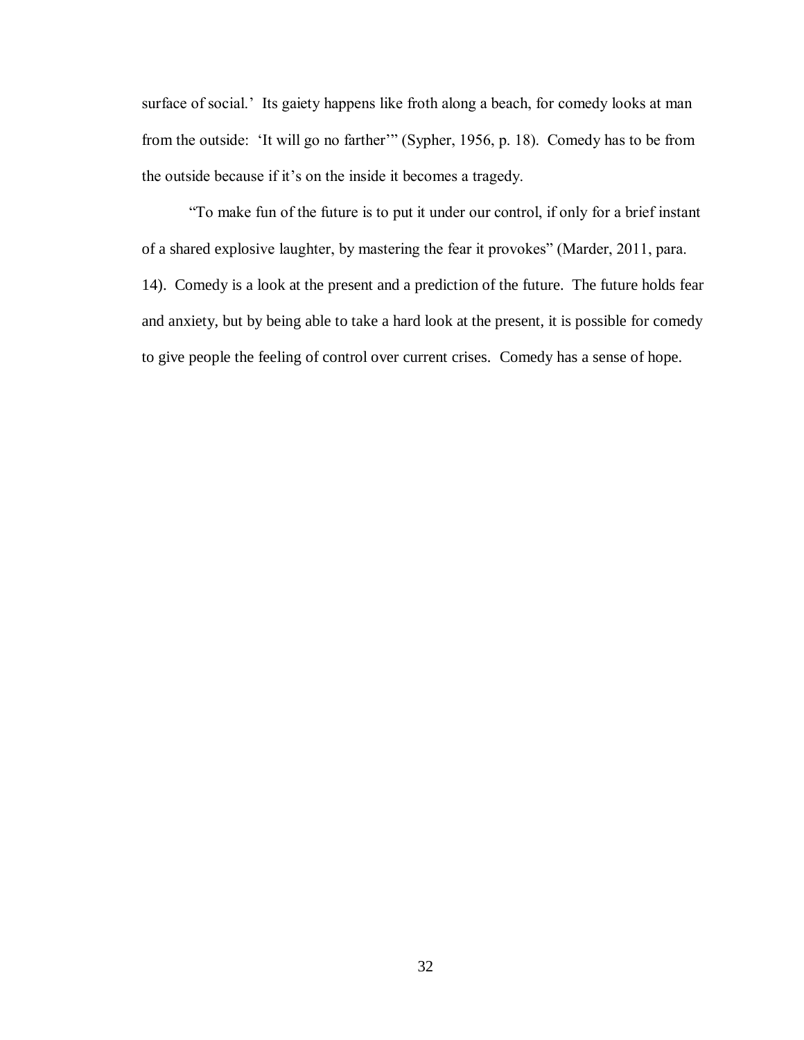surface of social.' Its gaiety happens like froth along a beach, for comedy looks at man from the outside: 'It will go no farther'" (Sypher, 1956, p. 18). Comedy has to be from the outside because if it's on the inside it becomes a tragedy.

"To make fun of the future is to put it under our control, if only for a brief instant of a shared explosive laughter, by mastering the fear it provokes" (Marder, 2011, para. 14). Comedy is a look at the present and a prediction of the future. The future holds fear and anxiety, but by being able to take a hard look at the present, it is possible for comedy to give people the feeling of control over current crises. Comedy has a sense of hope.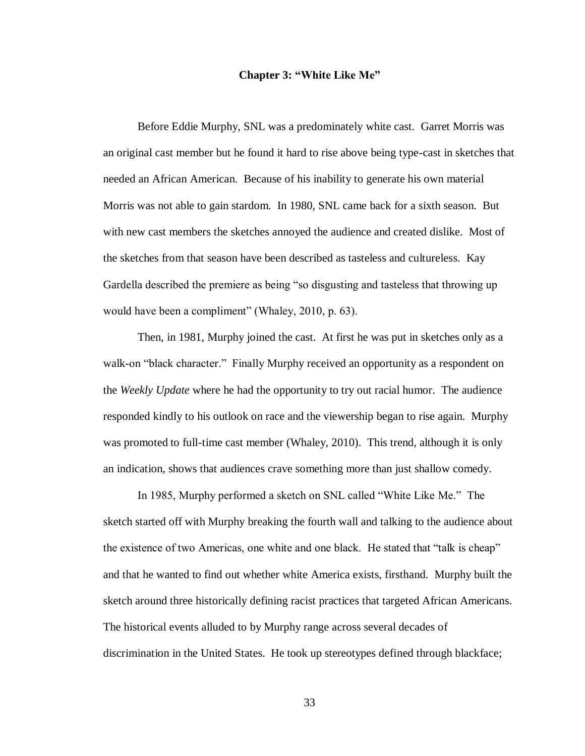## Chapter 3: "White Like Me"

Before Eddie Murphy, SNL was a predominately white cast. Garret Morris was an original cast member but he found it hard to rise above being type-cast in sketches that needed an African American. Because of his inability to generate his own material Morris was not able to gain stardom. In 1980, SNL came back for a sixth season. But with new cast members the sketches annoyed the audience and created dislike. Most of the sketches from that season have been described as tasteless and cultureless. Kay Gardella described the premiere as being "so disgusting and tasteless that throwing up would have been a compliment" (Whaley, 2010, p. 63).

Then, in 1981, Murphy joined the cast. At first he was put in sketches only as a walk-on "black character." Finally Murphy received an opportunity as a respondent on the *Weekly Update* where he had the opportunity to try out racial humor. The audience responded kindly to his outlook on race and the viewership began to rise again. Murphy was promoted to full-time cast member (Whaley, 2010). This trend, although it is only an indication, shows that audiences crave something more than just shallow comedy.

In 1985, Murphy performed a sketch on SNL called "White Like Me." The sketch started off with Murphy breaking the fourth wall and talking to the audience about the existence of two Americas, one white and one black. He stated that "talk is cheap" and that he wanted to find out whether white America exists, firsthand. Murphy built the sketch around three historically defining racist practices that targeted African Americans. The historical events alluded to by Murphy range across several decades of discrimination in the United States. He took up stereotypes defined through blackface;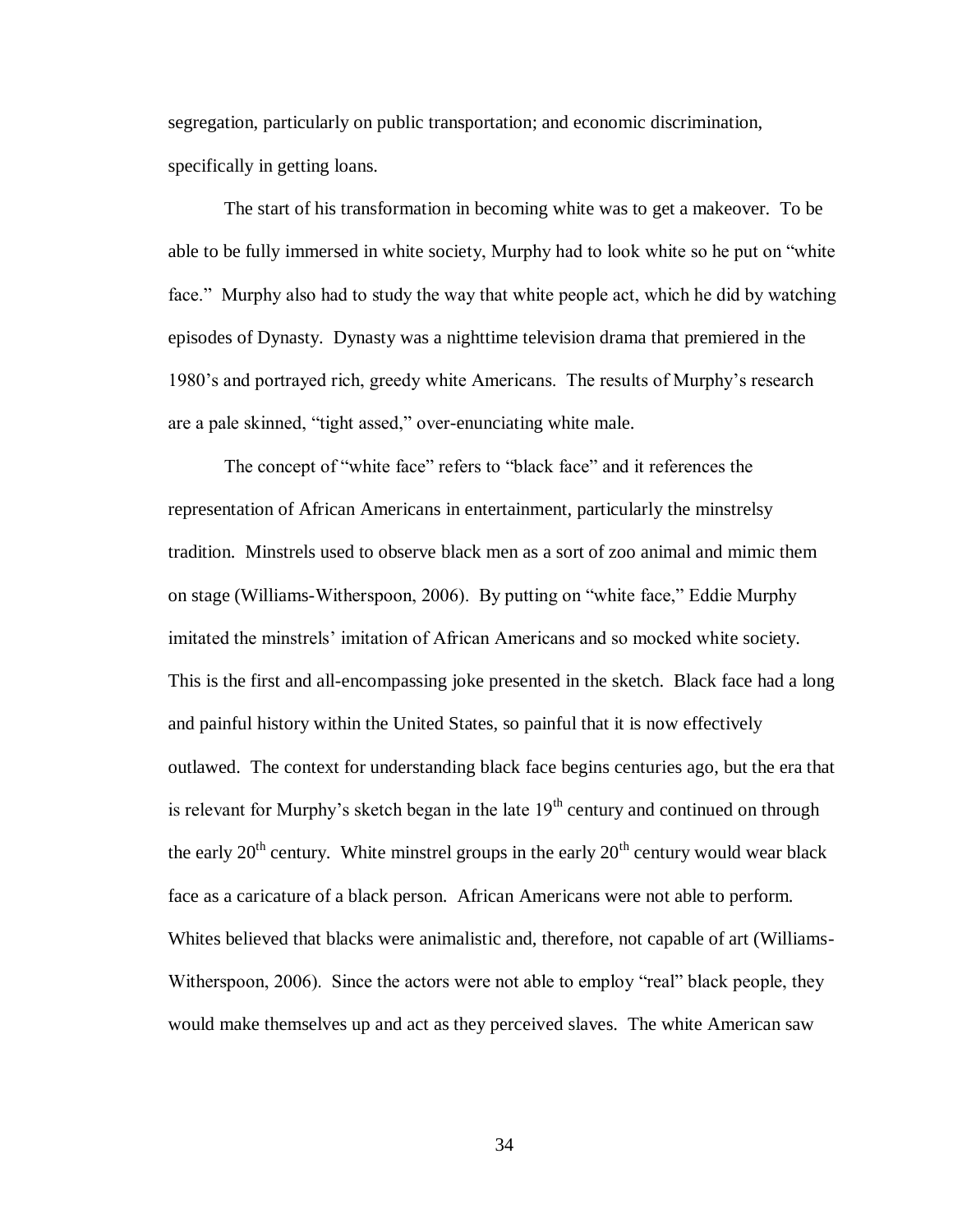segregation, particularly on public transportation; and economic discrimination, specifically in getting loans.

The start of his transformation in becoming white was to get a makeover. To be able to be fully immersed in white society, Murphy had to look white so he put on "white face." Murphy also had to study the way that white people act, which he did by watching episodes of Dynasty. Dynasty was a nighttime television drama that premiered in the 1980's and portrayed rich, greedy white Americans. The results of Murphy's research are a pale skinned, "tight assed," over-enunciating white male.

The concept of "white face" refers to "black face" and it references the representation of African Americans in entertainment, particularly the minstrelsy tradition. Minstrels used to observe black men as a sort of zoo animal and mimic them on stage (Williams-Witherspoon, 2006). By putting on "white face," Eddie Murphy imitated the minstrels' imitation of African Americans and so mocked white society. This is the first and all-encompassing joke presented in the sketch. Black face had a long and painful history within the United States, so painful that it is now effectively outlawed. The context for understanding black face begins centuries ago, but the era that is relevant for Murphy's sketch began in the late 19th century and continued on through the early 20th century. White minstrel groups in the early 20th century would wear black face as a caricature of a black person. African Americans were not able to perform. Whites believed that blacks were animalistic and, therefore, not capable of art (Williams-Witherspoon, 2006). Since the actors were not able to employ "real" black people, they would make themselves up and act as they perceived slaves. The white American saw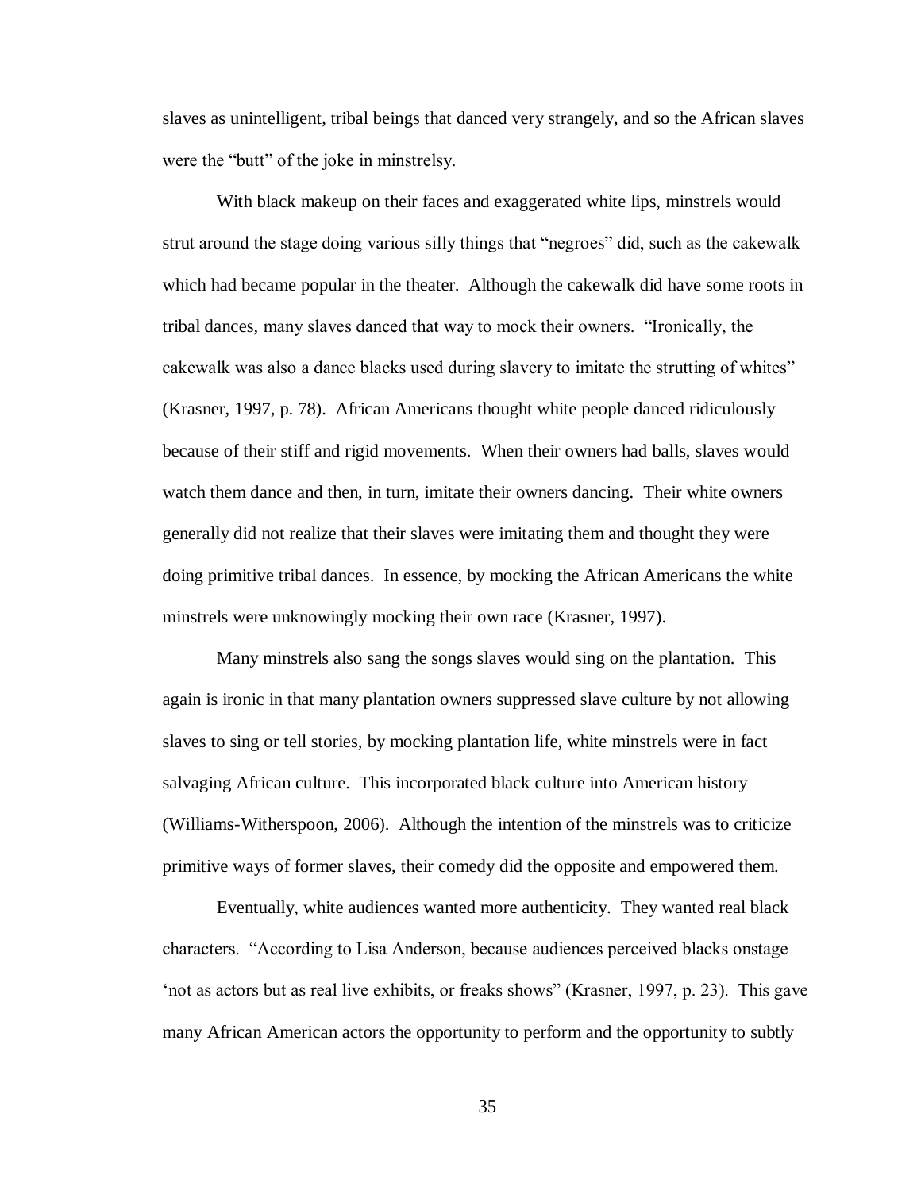slaves as unintelligent, tribal beings that danced very strangely, and so the African slaves were the "butt" of the joke in minstrelsy.

With black makeup on their faces and exaggerated white lips, minstrels would strut around the stage doing various silly things that "negroes" did, such as the cakewalk which had became popular in the theater. Although the cakewalk did have some roots in tribal dances, many slaves danced that way to mock their owners. "Ironically, the cakewalk was also a dance blacks used during slavery to imitate the strutting of whites" (Krasner, 1997, p. 78). African Americans thought white people danced ridiculously because of their stiff and rigid movements. When their owners had balls, slaves would watch them dance and then, in turn, imitate their owners dancing. Their white owners generally did not realize that their slaves were imitating them and thought they were doing primitive tribal dances. In essence, by mocking the African Americans the white minstrels were unknowingly mocking their own race (Krasner, 1997).

Many minstrels also sang the songs slaves would sing on the plantation. This again is ironic in that many plantation owners suppressed slave culture by not allowing slaves to sing or tell stories, by mocking plantation life, white minstrels were in fact salvaging African culture. This incorporated black culture into American history (Williams-Witherspoon, 2006). Although the intention of the minstrels was to criticize primitive ways of former slaves, their comedy did the opposite and empowered them.

Eventually, white audiences wanted more authenticity. They wanted real black characters. "According to Lisa Anderson, because audiences perceived blacks onstage 'not as actors but as real live exhibits, or freaks shows" (Krasner, 1997, p. 23). This gave many African American actors the opportunity to perform and the opportunity to subtly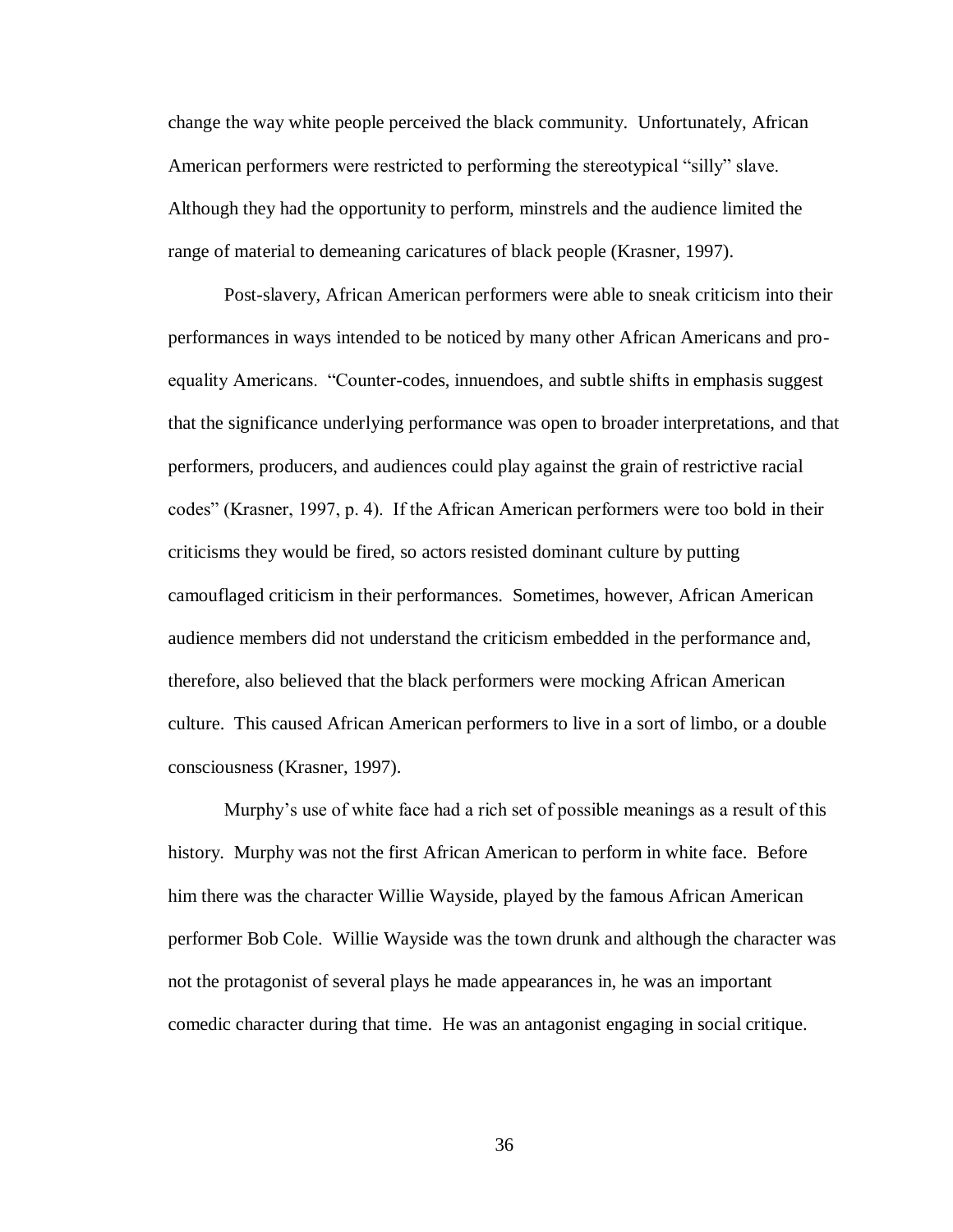change the way white people perceived the black community. Unfortunately, African American performers were restricted to performing the stereotypical "silly" slave. Although they had the opportunity to perform, minstrels and the audience limited the range of material to demeaning caricatures of black people (Krasner, 1997).

Post-slavery, African American performers were able to sneak criticism into their performances in ways intended to be noticed by many other African Americans and pro-equality Americans. "Counter-codes, innuendoes, and subtle shifts in emphasis suggest that the significance underlying performance was open to broader interpretations, and that performers, producers, and audiences could play against the grain of restrictive racial codes" (Krasner, 1997, p. 4). If the African American performers were too bold in their criticisms they would be fired, so actors resisted dominant culture by putting camouflaged criticism in their performances. Sometimes, however, African American audience members did not understand the criticism embedded in the performance and, therefore, also believed that the black performers were mocking African American culture. This caused African American performers to live in a sort of limbo, or a double consciousness (Krasner, 1997).

Murphy's use of white face had a rich set of possible meanings as a result of this history. Murphy was not the first African American to perform in white face. Before him there was the character Willie Wayside, played by the famous African American performer Bob Cole. Willie Wayside was the town drunk and although the character was not the protagonist of several plays he made appearances in, he was an important comedic character during that time. He was an antagonist engaging in social critique.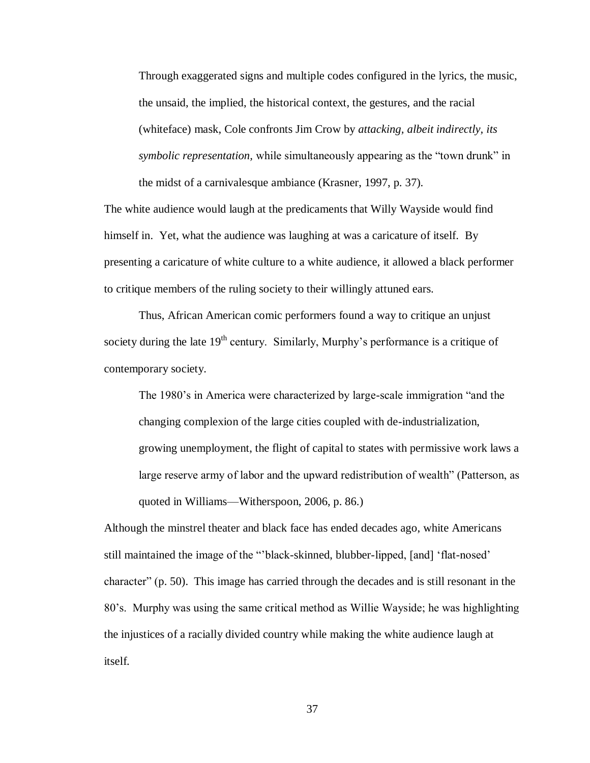> Through exaggerated signs and multiple codes configured in the lyrics, the music, the unsaid, the implied, the historical context, the gestures, and the racial (whiteface) mask, Cole confronts Jim Crow by *attacking, albeit indirectly, its symbolic representation,* while simultaneously appearing as the "town drunk" in the midst of a carnivalesque ambiance (Krasner, 1997, p. 37).

The white audience would laugh at the predicaments that Willy Wayside would find himself in. Yet, what the audience was laughing at was a caricature of itself. By presenting a caricature of white culture to a white audience, it allowed a black performer to critique members of the ruling society to their willingly attuned ears.

Thus, African American comic performers found a way to critique an unjust society during the late 19th century. Similarly, Murphy's performance is a critique of contemporary society.

> The 1980's in America were characterized by large-scale immigration "and the changing complexion of the large cities coupled with de-industrialization, growing unemployment, the flight of capital to states with permissive work laws a large reserve army of labor and the upward redistribution of wealth" (Patterson, as quoted in Williams—Witherspoon, 2006, p. 86.)

Although the minstrel theater and black face has ended decades ago, white Americans still maintained the image of the "'black-skinned, blubber-lipped, [and] 'flat-nosed' character" (p. 50). This image has carried through the decades and is still resonant in the 80's. Murphy was using the same critical method as Willie Wayside; he was highlighting the injustices of a racially divided country while making the white audience laugh at itself.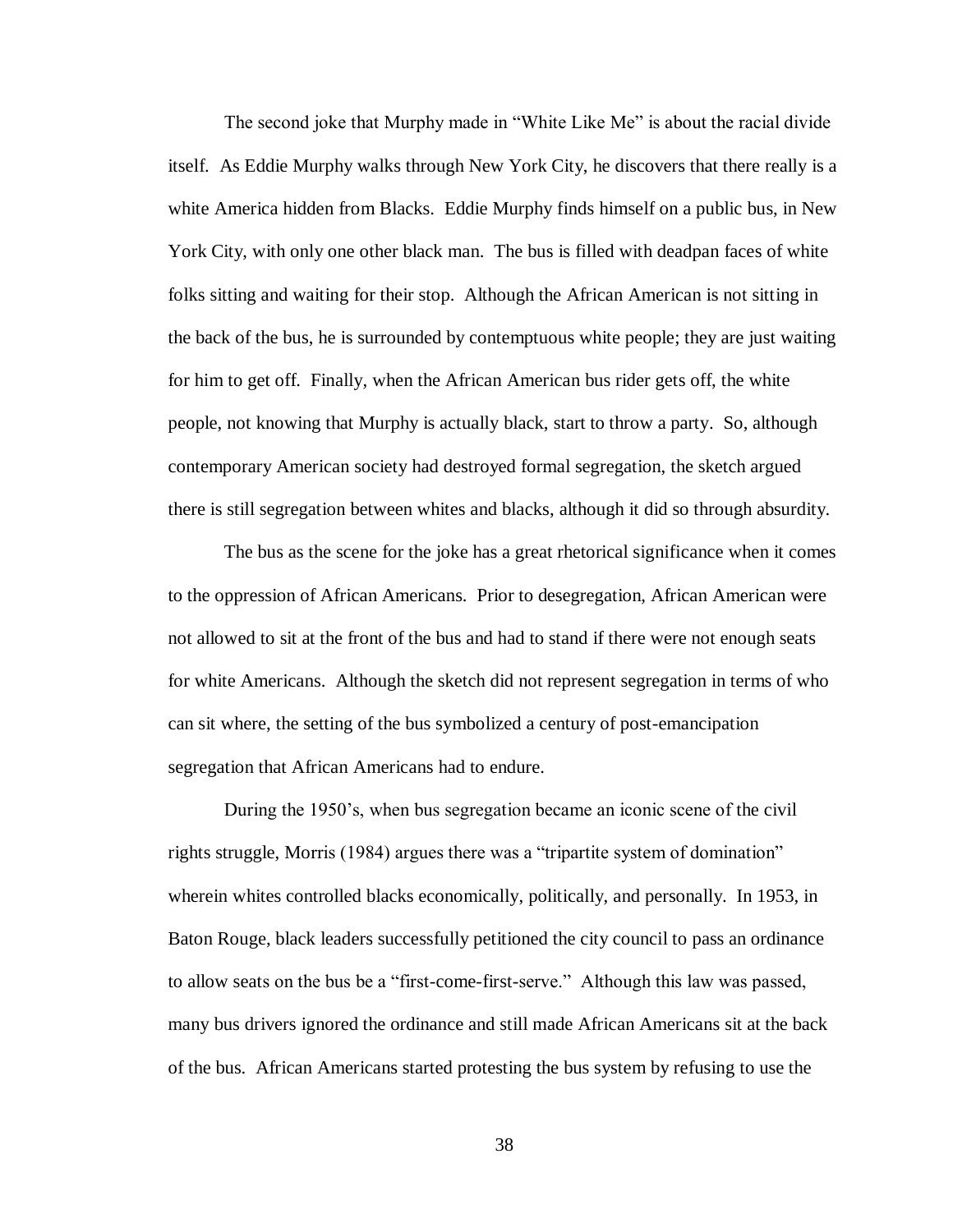The second joke that Murphy made in "White Like Me" is about the racial divide itself. As Eddie Murphy walks through New York City, he discovers that there really is a white America hidden from Blacks. Eddie Murphy finds himself on a public bus, in New York City, with only one other black man. The bus is filled with deadpan faces of white folks sitting and waiting for their stop. Although the African American is not sitting in the back of the bus, he is surrounded by contemptuous white people; they are just waiting for him to get off. Finally, when the African American bus rider gets off, the white people, not knowing that Murphy is actually black, start to throw a party. So, although contemporary American society had destroyed formal segregation, the sketch argued there is still segregation between whites and blacks, although it did so through absurdity.

The bus as the scene for the joke has a great rhetorical significance when it comes to the oppression of African Americans. Prior to desegregation, African American were not allowed to sit at the front of the bus and had to stand if there were not enough seats for white Americans. Although the sketch did not represent segregation in terms of who can sit where, the setting of the bus symbolized a century of post-emancipation segregation that African Americans had to endure.

During the 1950's, when bus segregation became an iconic scene of the civil rights struggle, Morris (1984) argues there was a "tripartite system of domination" wherein whites controlled blacks economically, politically, and personally. In 1953, in Baton Rouge, black leaders successfully petitioned the city council to pass an ordinance to allow seats on the bus be a "first-come-first-serve." Although this law was passed, many bus drivers ignored the ordinance and still made African Americans sit at the back of the bus. African Americans started protesting the bus system by refusing to use the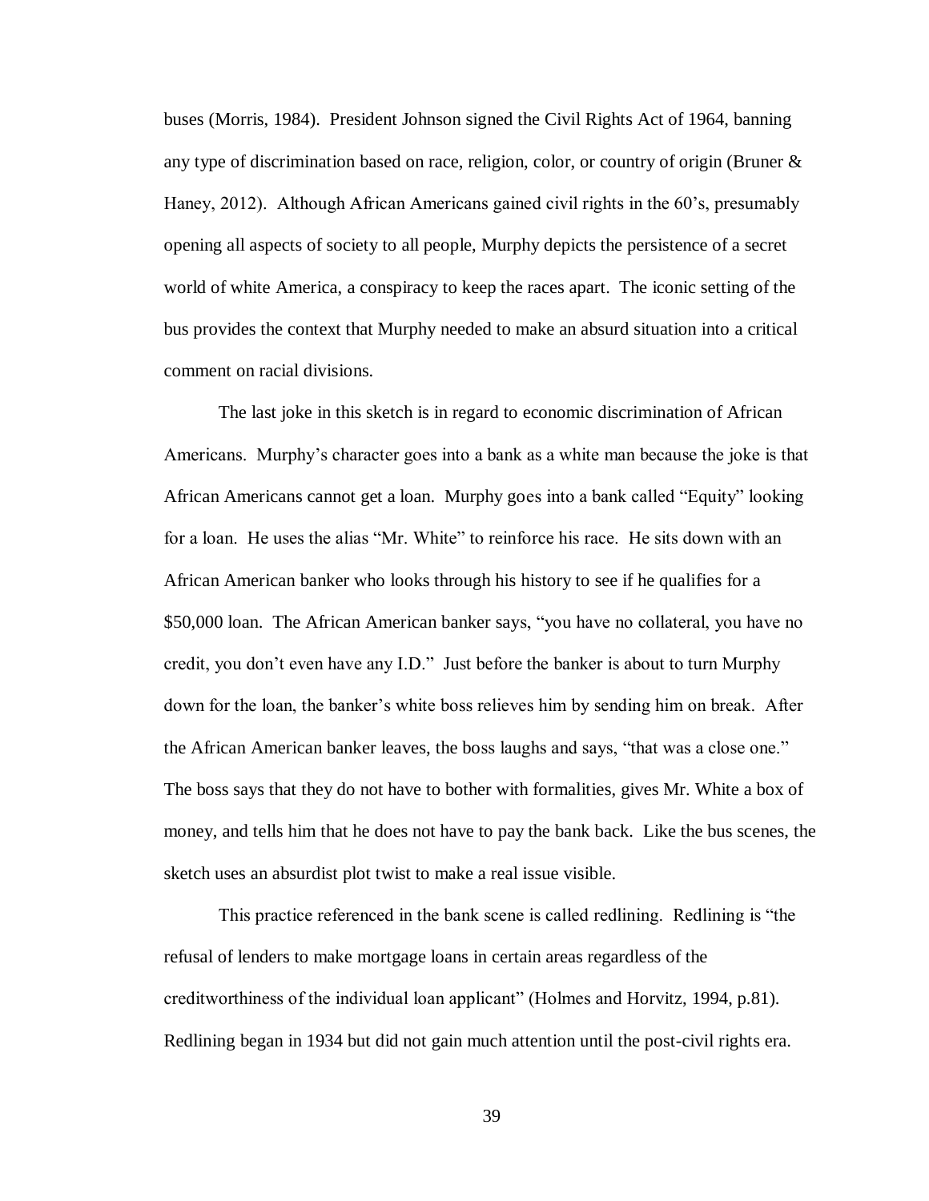buses (Morris, 1984). President Johnson signed the Civil Rights Act of 1964, banning any type of discrimination based on race, religion, color, or country of origin (Bruner & Haney, 2012). Although African Americans gained civil rights in the 60's, presumably opening all aspects of society to all people, Murphy depicts the persistence of a secret world of white America, a conspiracy to keep the races apart. The iconic setting of the bus provides the context that Murphy needed to make an absurd situation into a critical comment on racial divisions.

The last joke in this sketch is in regard to economic discrimination of African Americans. Murphy's character goes into a bank as a white man because the joke is that African Americans cannot get a loan. Murphy goes into a bank called "Equity" looking for a loan. He uses the alias "Mr. White" to reinforce his race. He sits down with an African American banker who looks through his history to see if he qualifies for a $50,000 loan. The African American banker says, "you have no collateral, you have no credit, you don't even have any I.D." Just before the banker is about to turn Murphy down for the loan, the banker's white boss relieves him by sending him on break. After the African American banker leaves, the boss laughs and says, "that was a close one." The boss says that they do not have to bother with formalities, gives Mr. White a box of money, and tells him that he does not have to pay the bank back. Like the bus scenes, the sketch uses an absurdist plot twist to make a real issue visible.

This practice referenced in the bank scene is called redlining. Redlining is "the refusal of lenders to make mortgage loans in certain areas regardless of the creditworthiness of the individual loan applicant" (Holmes and Horvitz, 1994, p.81). Redlining began in 1934 but did not gain much attention until the post-civil rights era.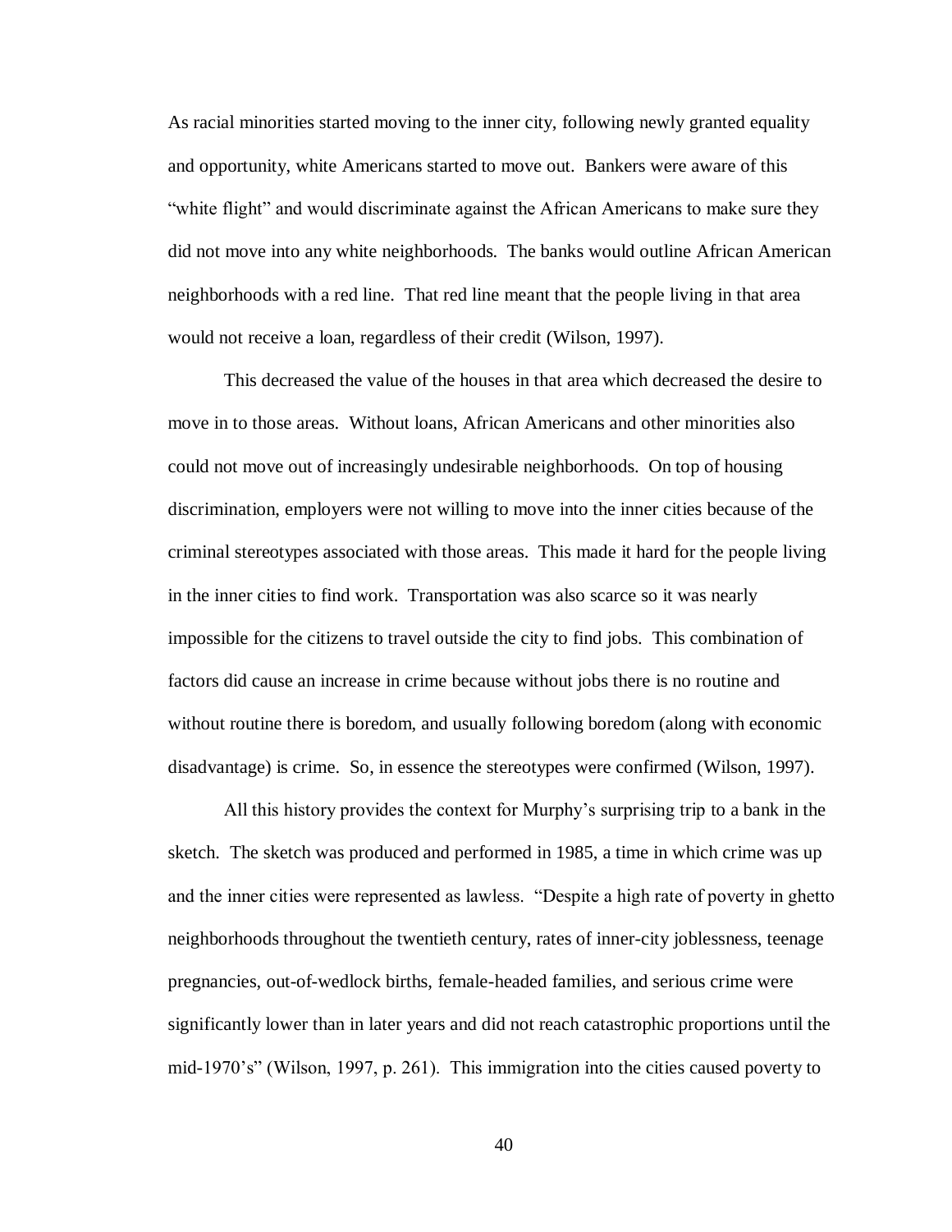As racial minorities started moving to the inner city, following newly granted equality and opportunity, white Americans started to move out. Bankers were aware of this "white flight" and would discriminate against the African Americans to make sure they did not move into any white neighborhoods. The banks would outline African American neighborhoods with a red line. That red line meant that the people living in that area would not receive a loan, regardless of their credit (Wilson, 1997).

This decreased the value of the houses in that area which decreased the desire to move in to those areas. Without loans, African Americans and other minorities also could not move out of increasingly undesirable neighborhoods. On top of housing discrimination, employers were not willing to move into the inner cities because of the criminal stereotypes associated with those areas. This made it hard for the people living in the inner cities to find work. Transportation was also scarce so it was nearly impossible for the citizens to travel outside the city to find jobs. This combination of factors did cause an increase in crime because without jobs there is no routine and without routine there is boredom, and usually following boredom (along with economic disadvantage) is crime. So, in essence the stereotypes were confirmed (Wilson, 1997).

All this history provides the context for Murphy's surprising trip to a bank in the sketch. The sketch was produced and performed in 1985, a time in which crime was up and the inner cities were represented as lawless. "Despite a high rate of poverty in ghetto neighborhoods throughout the twentieth century, rates of inner-city joblessness, teenage pregnancies, out-of-wedlock births, female-headed families, and serious crime were significantly lower than in later years and did not reach catastrophic proportions until the mid-1970's" (Wilson, 1997, p. 261). This immigration into the cities caused poverty to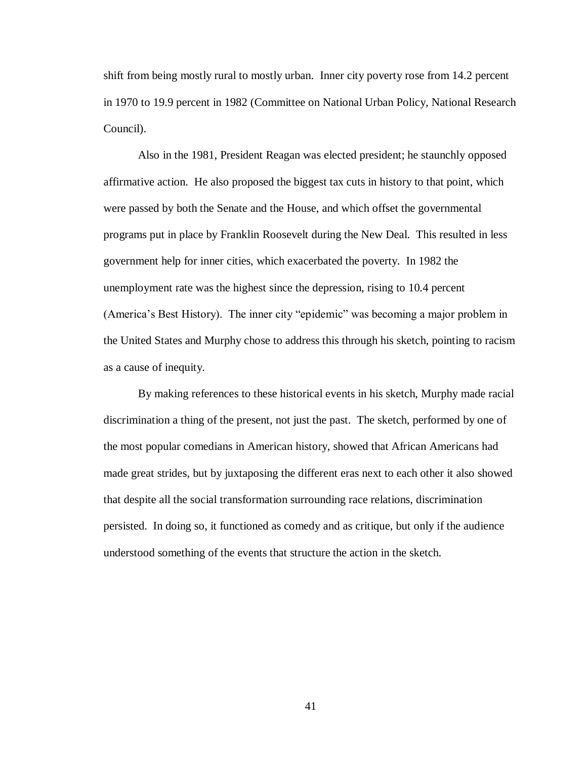shift from being mostly rural to mostly urban. Inner city poverty rose from 14.2 percent in 1970 to 19.9 percent in 1982 (Committee on National Urban Policy, National Research Council).

Also in the 1981, President Reagan was elected president; he staunchly opposed affirmative action. He also proposed the biggest tax cuts in history to that point, which were passed by both the Senate and the House, and which offset the governmental programs put in place by Franklin Roosevelt during the New Deal. This resulted in less government help for inner cities, which exacerbated the poverty. In 1982 the unemployment rate was the highest since the depression, rising to 10.4 percent (America's Best History). The inner city "epidemic" was becoming a major problem in the United States and Murphy chose to address this through his sketch, pointing to racism as a cause of inequity.

By making references to these historical events in his sketch, Murphy made racial discrimination a thing of the present, not just the past. The sketch, performed by one of the most popular comedians in American history, showed that African Americans had made great strides, but by juxtaposing the different eras next to each other it also showed that despite all the social transformation surrounding race relations, discrimination persisted. In doing so, it functioned as comedy and as critique, but only if the audience understood something of the events that structure the action in the sketch.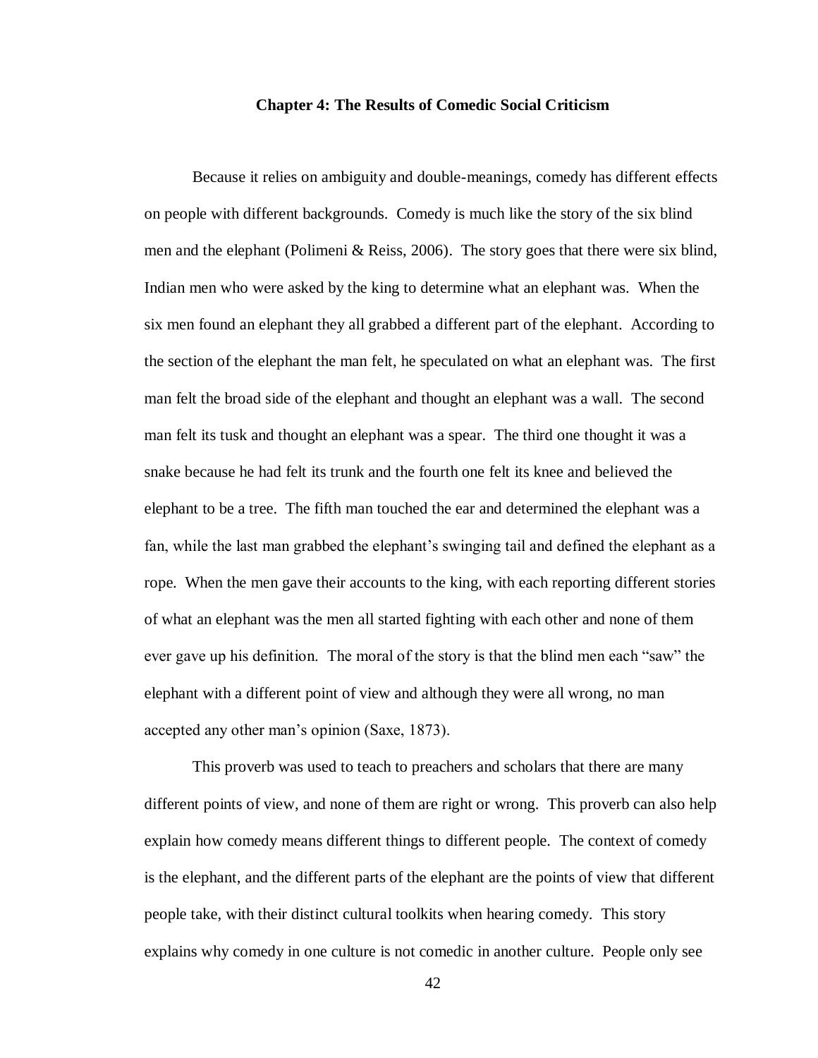# Chapter 4: The Results of Comedic Social Criticism

Because it relies on ambiguity and double-meanings, comedy has different effects on people with different backgrounds. Comedy is much like the story of the six blind men and the elephant (Polimeni & Reiss, 2006). The story goes that there were six blind, Indian men who were asked by the king to determine what an elephant was. When the six men found an elephant they all grabbed a different part of the elephant. According to the section of the elephant the man felt, he speculated on what an elephant was. The first man felt the broad side of the elephant and thought an elephant was a wall. The second man felt its tusk and thought an elephant was a spear. The third one thought it was a snake because he had felt its trunk and the fourth one felt its knee and believed the elephant to be a tree. The fifth man touched the ear and determined the elephant was a fan, while the last man grabbed the elephant's swinging tail and defined the elephant as a rope. When the men gave their accounts to the king, with each reporting different stories of what an elephant was the men all started fighting with each other and none of them ever gave up his definition. The moral of the story is that the blind men each "saw" the elephant with a different point of view and although they were all wrong, no man accepted any other man's opinion (Saxe, 1873).

This proverb was used to teach to preachers and scholars that there are many different points of view, and none of them are right or wrong. This proverb can also help explain how comedy means different things to different people. The context of comedy is the elephant, and the different parts of the elephant are the points of view that different people take, with their distinct cultural toolkits when hearing comedy. This story explains why comedy in one culture is not comedic in another culture. People only see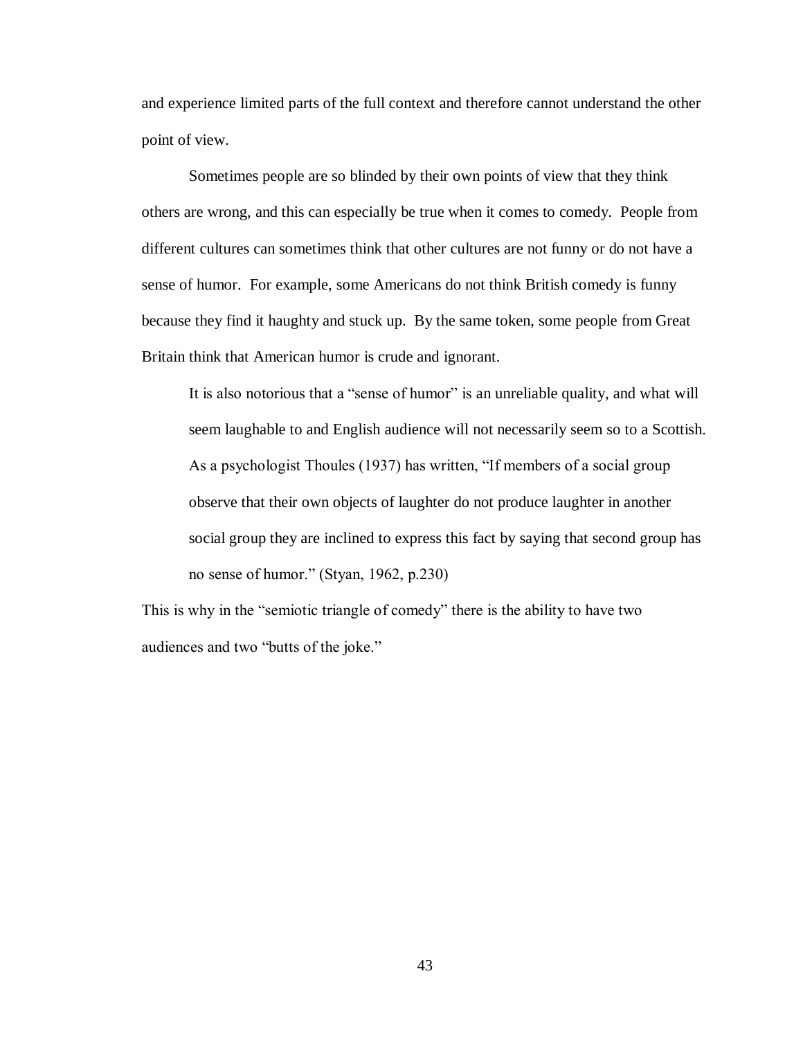and experience limited parts of the full context and therefore cannot understand the other point of view.

Sometimes people are so blinded by their own points of view that they think others are wrong, and this can especially be true when it comes to comedy. People from different cultures can sometimes think that other cultures are not funny or do not have a sense of humor. For example, some Americans do not think British comedy is funny because they find it haughty and stuck up. By the same token, some people from Great Britain think that American humor is crude and ignorant.

> It is also notorious that a "sense of humor" is an unreliable quality, and what will seem laughable to and English audience will not necessarily seem so to a Scottish. As a psychologist Thoules (1937) has written, "If members of a social group observe that their own objects of laughter do not produce laughter in another social group they are inclined to express this fact by saying that second group has no sense of humor." (Styan, 1962, p.230)

This is why in the "semiotic triangle of comedy" there is the ability to have two audiences and two "butts of the joke."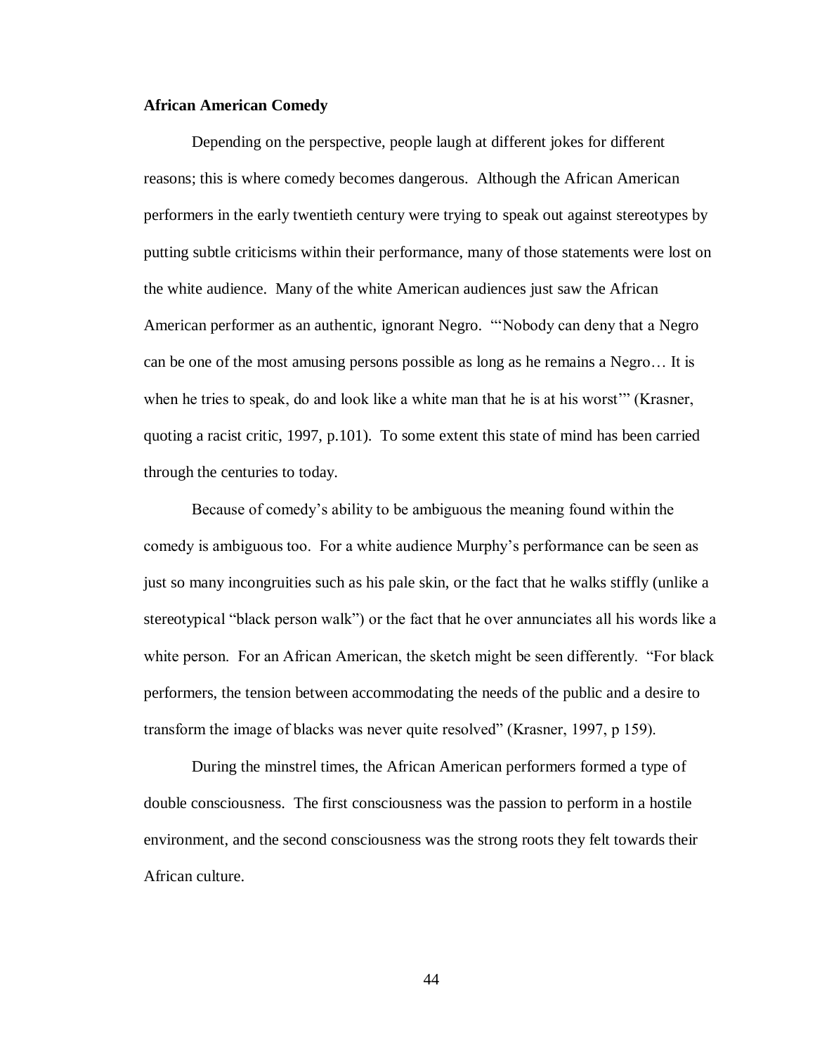**African American Comedy**

Depending on the perspective, people laugh at different jokes for different reasons; this is where comedy becomes dangerous. Although the African American performers in the early twentieth century were trying to speak out against stereotypes by putting subtle criticisms within their performance, many of those statements were lost on the white audience. Many of the white American audiences just saw the African American performer as an authentic, ignorant Negro. "'Nobody can deny that a Negro can be one of the most amusing persons possible as long as he remains a Negro… It is when he tries to speak, do and look like a white man that he is at his worst'" (Krasner, quoting a racist critic, 1997, p.101). To some extent this state of mind has been carried through the centuries to today.

Because of comedy's ability to be ambiguous the meaning found within the comedy is ambiguous too. For a white audience Murphy's performance can be seen as just so many incongruities such as his pale skin, or the fact that he walks stiffly (unlike a stereotypical "black person walk") or the fact that he over annunciates all his words like a white person. For an African American, the sketch might be seen differently. "For black performers, the tension between accommodating the needs of the public and a desire to transform the image of blacks was never quite resolved" (Krasner, 1997, p 159).

During the minstrel times, the African American performers formed a type of double consciousness. The first consciousness was the passion to perform in a hostile environment, and the second consciousness was the strong roots they felt towards their African culture.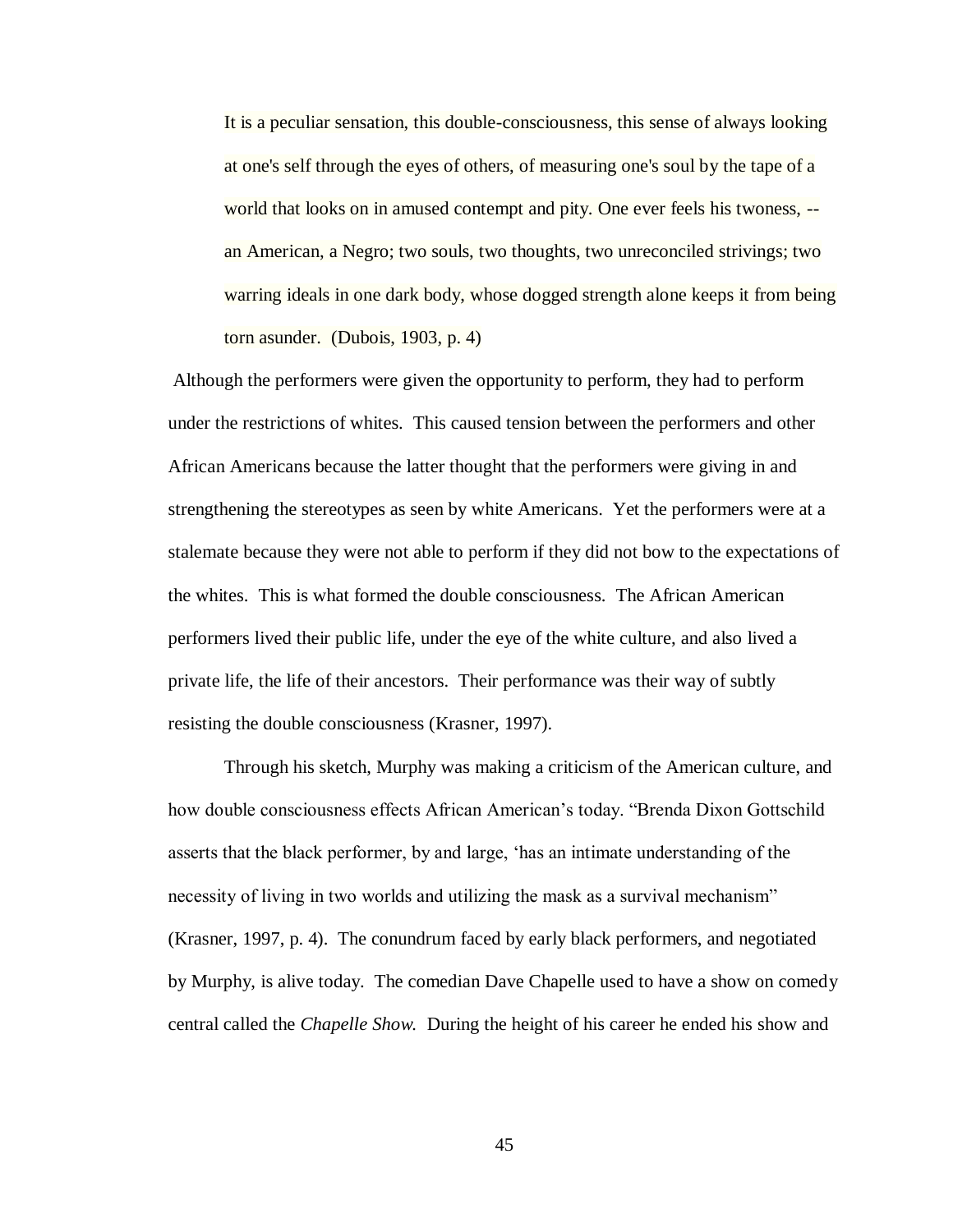> It is a peculiar sensation, this double-consciousness, this sense of always looking at one's self through the eyes of others, of measuring one's soul by the tape of a world that looks on in amused contempt and pity. One ever feels his twoness, -- an American, a Negro; two souls, two thoughts, two unreconciled strivings; two warring ideals in one dark body, whose dogged strength alone keeps it from being torn asunder. (Dubois, 1903, p. 4)

Although the performers were given the opportunity to perform, they had to perform under the restrictions of whites. This caused tension between the performers and other African Americans because the latter thought that the performers were giving in and strengthening the stereotypes as seen by white Americans. Yet the performers were at a stalemate because they were not able to perform if they did not bow to the expectations of the whites. This is what formed the double consciousness. The African American performers lived their public life, under the eye of the white culture, and also lived a private life, the life of their ancestors. Their performance was their way of subtly resisting the double consciousness (Krasner, 1997).

Through his sketch, Murphy was making a criticism of the American culture, and how double consciousness effects African American's today. "Brenda Dixon Gottschild asserts that the black performer, by and large, 'has an intimate understanding of the necessity of living in two worlds and utilizing the mask as a survival mechanism" (Krasner, 1997, p. 4). The conundrum faced by early black performers, and negotiated by Murphy, is alive today. The comedian Dave Chapelle used to have a show on comedy central called the *Chapelle Show.* During the height of his career he ended his show and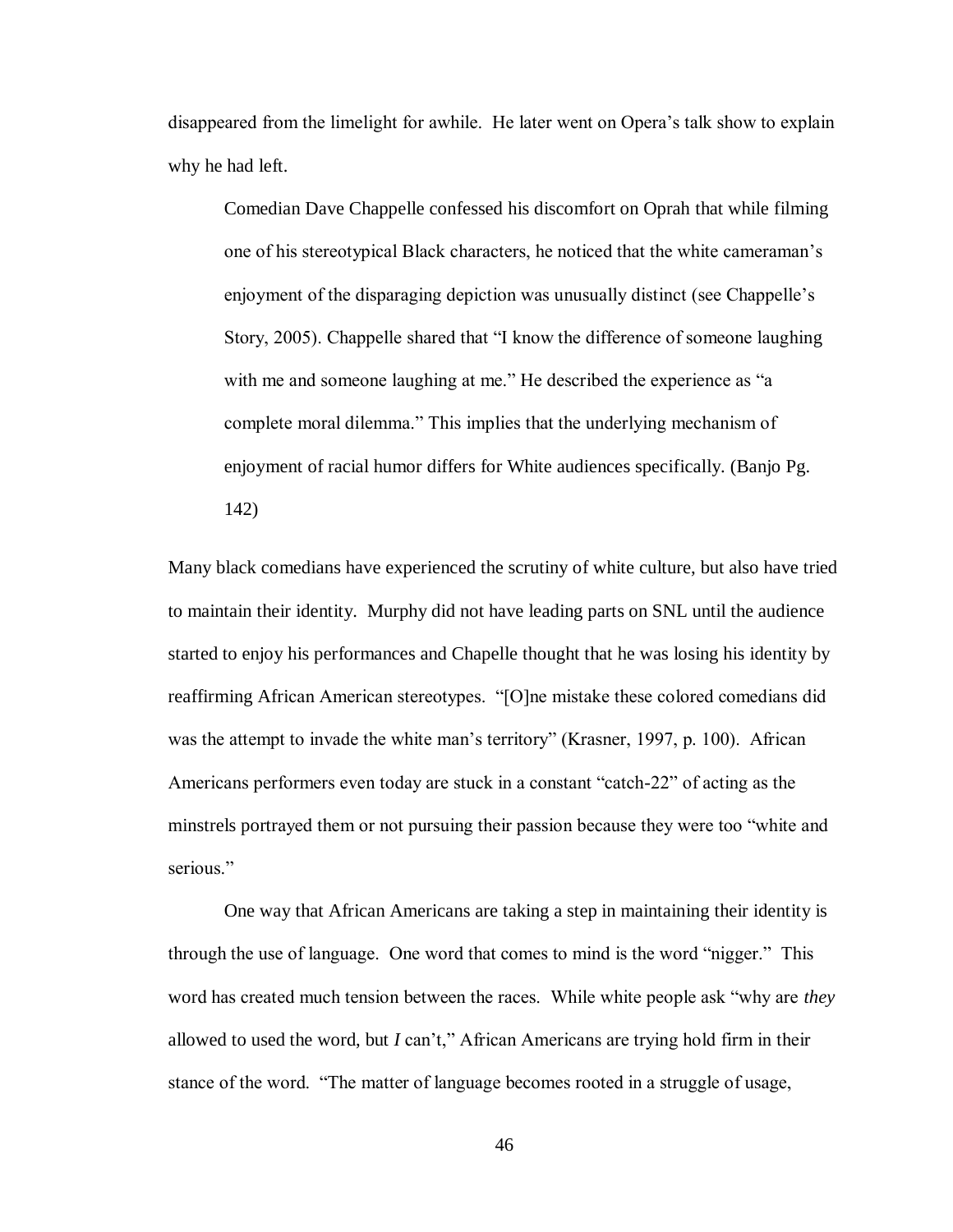disappeared from the limelight for awhile. He later went on Opera's talk show to explain why he had left.

> Comedian Dave Chappelle confessed his discomfort on Oprah that while filming one of his stereotypical Black characters, he noticed that the white cameraman's enjoyment of the disparaging depiction was unusually distinct (see Chappelle's Story, 2005). Chappelle shared that "I know the difference of someone laughing with me and someone laughing at me." He described the experience as "a complete moral dilemma." This implies that the underlying mechanism of enjoyment of racial humor differs for White audiences specifically. (Banjo Pg. 142)

Many black comedians have experienced the scrutiny of white culture, but also have tried to maintain their identity. Murphy did not have leading parts on SNL until the audience started to enjoy his performances and Chapelle thought that he was losing his identity by reaffirming African American stereotypes. "[O]ne mistake these colored comedians did was the attempt to invade the white man's territory" (Krasner, 1997, p. 100). African Americans performers even today are stuck in a constant "catch-22" of acting as the minstrels portrayed them or not pursuing their passion because they were too "white and serious."

One way that African Americans are taking a step in maintaining their identity is through the use of language. One word that comes to mind is the word "nigger." This word has created much tension between the races. While white people ask "why are *they* allowed to used the word, but *I* can't," African Americans are trying hold firm in their stance of the word. "The matter of language becomes rooted in a struggle of usage,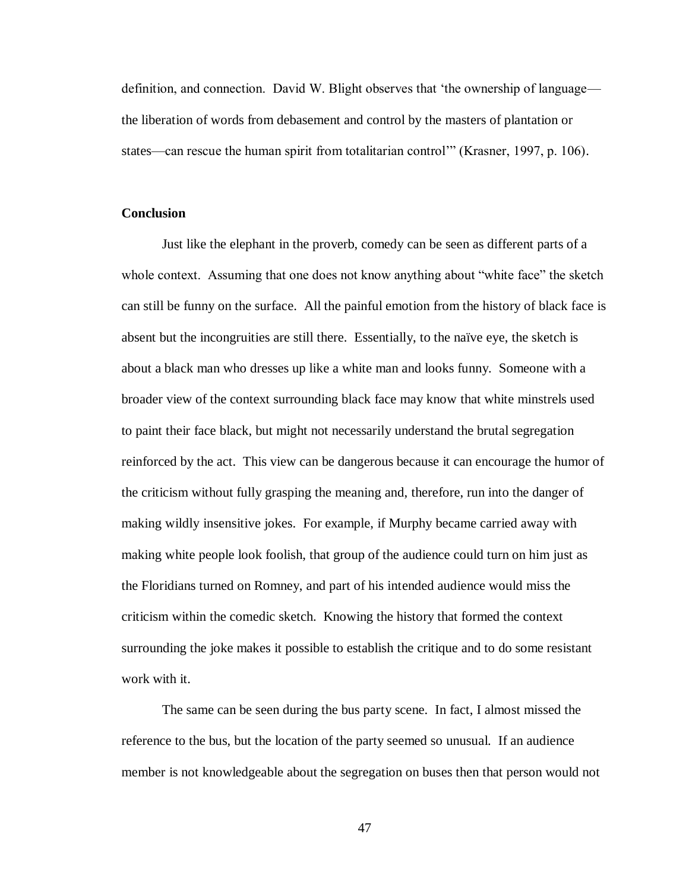definition, and connection. David W. Blight observes that 'the ownership of language—the liberation of words from debasement and control by the masters of plantation or states—can rescue the human spirit from totalitarian control'" (Krasner, 1997, p. 106).

**Conclusion**

Just like the elephant in the proverb, comedy can be seen as different parts of a whole context. Assuming that one does not know anything about "white face" the sketch can still be funny on the surface. All the painful emotion from the history of black face is absent but the incongruities are still there. Essentially, to the naïve eye, the sketch is about a black man who dresses up like a white man and looks funny. Someone with a broader view of the context surrounding black face may know that white minstrels used to paint their face black, but might not necessarily understand the brutal segregation reinforced by the act. This view can be dangerous because it can encourage the humor of the criticism without fully grasping the meaning and, therefore, run into the danger of making wildly insensitive jokes. For example, if Murphy became carried away with making white people look foolish, that group of the audience could turn on him just as the Floridians turned on Romney, and part of his intended audience would miss the criticism within the comedic sketch. Knowing the history that formed the context surrounding the joke makes it possible to establish the critique and to do some resistant work with it.

The same can be seen during the bus party scene. In fact, I almost missed the reference to the bus, but the location of the party seemed so unusual. If an audience member is not knowledgeable about the segregation on buses then that person would not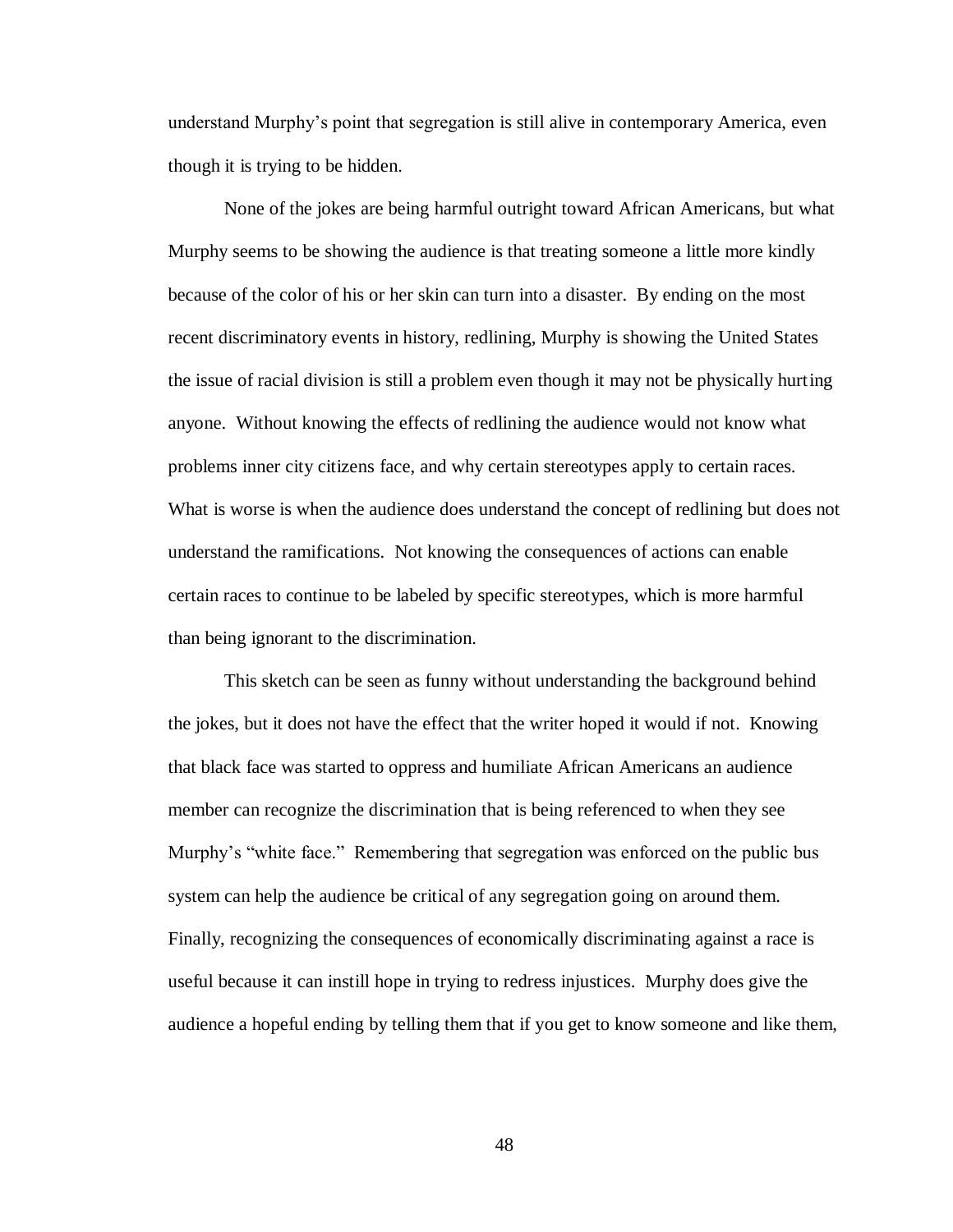understand Murphy's point that segregation is still alive in contemporary America, even though it is trying to be hidden.

None of the jokes are being harmful outright toward African Americans, but what Murphy seems to be showing the audience is that treating someone a little more kindly because of the color of his or her skin can turn into a disaster. By ending on the most recent discriminatory events in history, redlining, Murphy is showing the United States the issue of racial division is still a problem even though it may not be physically hurting anyone. Without knowing the effects of redlining the audience would not know what problems inner city citizens face, and why certain stereotypes apply to certain races. What is worse is when the audience does understand the concept of redlining but does not understand the ramifications. Not knowing the consequences of actions can enable certain races to continue to be labeled by specific stereotypes, which is more harmful than being ignorant to the discrimination.

This sketch can be seen as funny without understanding the background behind the jokes, but it does not have the effect that the writer hoped it would if not. Knowing that black face was started to oppress and humiliate African Americans an audience member can recognize the discrimination that is being referenced to when they see Murphy's "white face." Remembering that segregation was enforced on the public bus system can help the audience be critical of any segregation going on around them. Finally, recognizing the consequences of economically discriminating against a race is useful because it can instill hope in trying to redress injustices. Murphy does give the audience a hopeful ending by telling them that if you get to know someone and like them,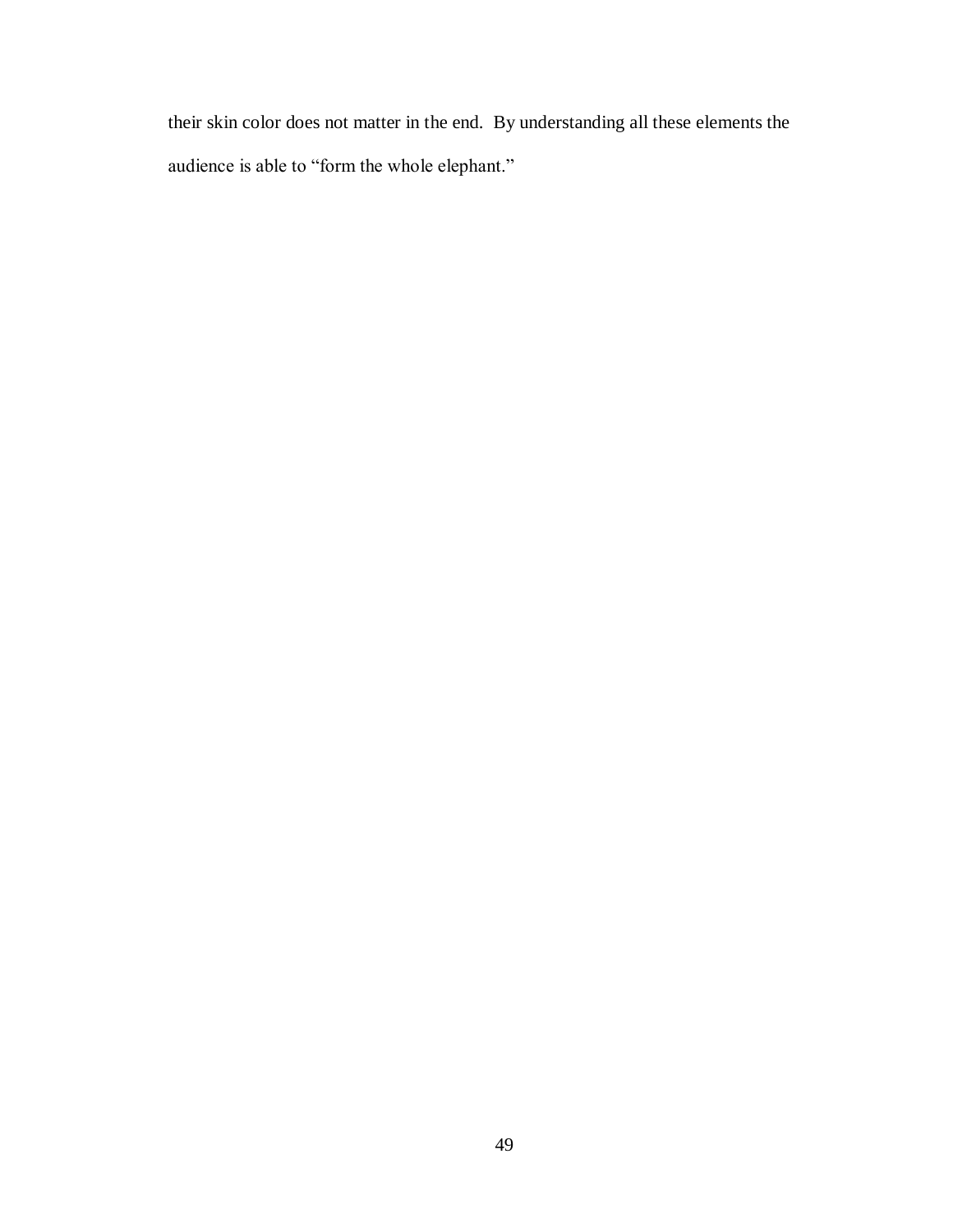their skin color does not matter in the end.  By understanding all these elements the audience is able to "form the whole elephant."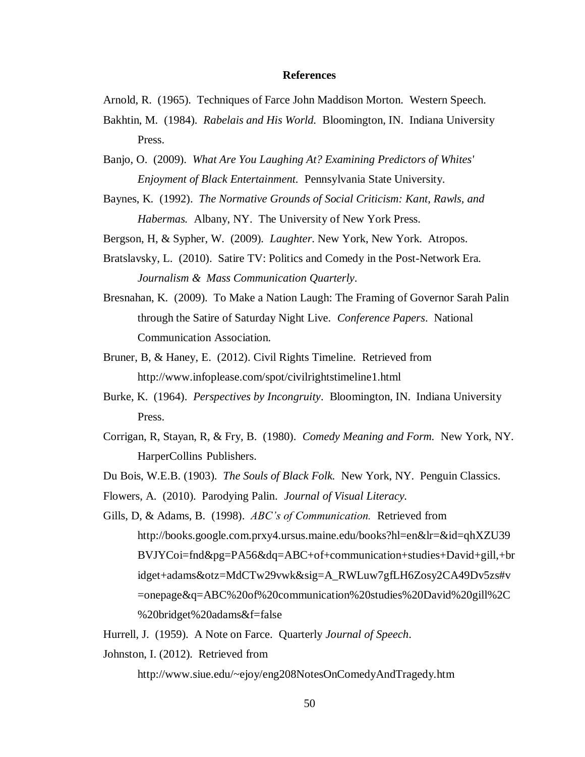**References**

Arnold, R. (1965). Techniques of Farce John Maddison Morton. Western Speech.

Bakhtin, M. (1984). *Rabelais and His World.* Bloomington, IN. Indiana University Press.

Banjo, O. (2009). *What Are You Laughing At? Examining Predictors of Whites' Enjoyment of Black Entertainment.* Pennsylvania State University.

Baynes, K. (1992). *The Normative Grounds of Social Criticism: Kant, Rawls, and Habermas.* Albany, NY. The University of New York Press.

Bergson, H, & Sypher, W. (2009). *Laughter*. New York, New York. Atropos.

Bratslavsky, L. (2010). Satire TV: Politics and Comedy in the Post-Network Era. *Journalism & Mass Communication Quarterly*.

Bresnahan, K. (2009). To Make a Nation Laugh: The Framing of Governor Sarah Palin through the Satire of Saturday Night Live. *Conference Papers*. National Communication Association.

Bruner, B, & Haney, E. (2012). Civil Rights Timeline. Retrieved from http://www.infoplease.com/spot/civilrightstimeline1.html

Burke, K. (1964). *Perspectives by Incongruity*. Bloomington, IN. Indiana University Press.

Corrigan, R, Stayan, R, & Fry, B. (1980). *Comedy Meaning and Form.* New York, NY. HarperCollins Publishers.

Du Bois, W.E.B. (1903). *The Souls of Black Folk.* New York, NY. Penguin Classics.

Flowers, A. (2010). Parodying Palin. *Journal of Visual Literacy.*

Gills, D, & Adams, B. (1998). *ABC's of Communication.* Retrieved from http://books.google.com.prxy4.ursus.maine.edu/books?hl=en&lr=&id=qhXZU39BVJYCoi=fnd&pg=PA56&dq=ABC+of+communication+studies+David+gill,+bridget+adams&otz=MdCTw29vwk&sig=A_RWLuw7gfLH6Zosy2CA49Dv5zs#v=onepage&q=ABC%20of%20communication%20studies%20David%20gill%2C%20bridget%20adams&f=false

Hurrell, J. (1959). A Note on Farce. Quarterly *Journal of Speech*.

Johnston, I. (2012). Retrieved from http://www.siue.edu/~ejoy/eng208NotesOnComedyAndTragedy.htm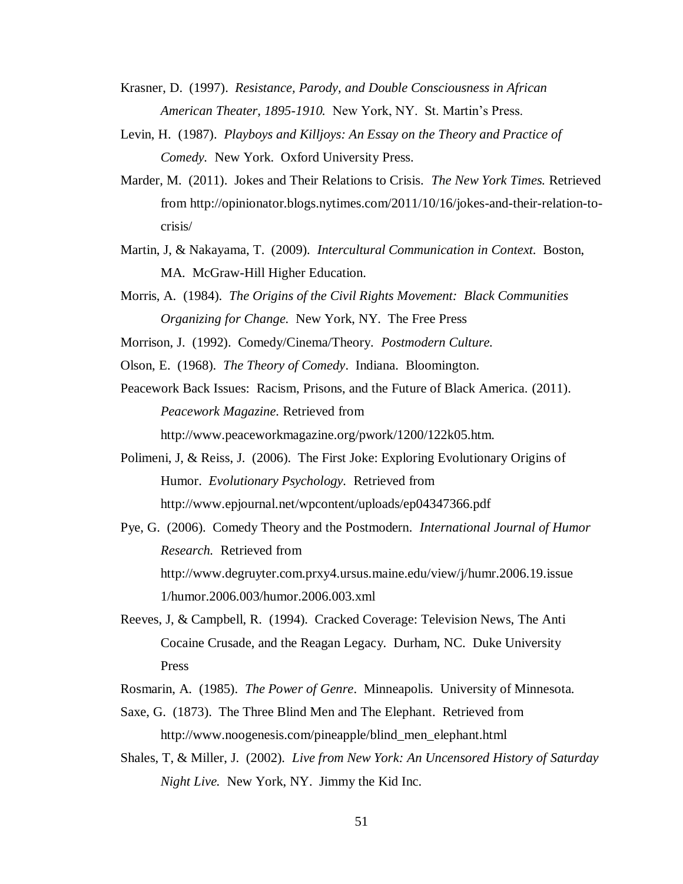Krasner, D. (1997). *Resistance, Parody, and Double Consciousness in African American Theater, 1895-1910.* New York, NY. St. Martin's Press.

Levin, H. (1987). *Playboys and Killjoys: An Essay on the Theory and Practice of Comedy.* New York. Oxford University Press.

Marder, M. (2011). Jokes and Their Relations to Crisis. *The New York Times.* Retrieved from http://opinionator.blogs.nytimes.com/2011/10/16/jokes-and-their-relation-to-crisis/

Martin, J, & Nakayama, T. (2009). *Intercultural Communication in Context.* Boston, MA. McGraw-Hill Higher Education.

Morris, A. (1984). *The Origins of the Civil Rights Movement: Black Communities Organizing for Change.* New York, NY. The Free Press

Morrison, J. (1992). Comedy/Cinema/Theory. *Postmodern Culture.*

Olson, E. (1968). *The Theory of Comedy*. Indiana. Bloomington.

Peacework Back Issues: Racism, Prisons, and the Future of Black America. (2011). *Peacework Magazine.* Retrieved from http://www.peaceworkmagazine.org/pwork/1200/122k05.htm.

Polimeni, J, & Reiss, J. (2006). The First Joke: Exploring Evolutionary Origins of Humor. *Evolutionary Psychology*. Retrieved from http://www.epjournal.net/wpcontent/uploads/ep04347366.pdf

Pye, G. (2006). Comedy Theory and the Postmodern. *International Journal of Humor Research.* Retrieved from http://www.degruyter.com.prxy4.ursus.maine.edu/view/j/humr.2006.19.issue 1/humor.2006.003/humor.2006.003.xml

Reeves, J, & Campbell, R. (1994). Cracked Coverage: Television News, The Anti Cocaine Crusade, and the Reagan Legacy. Durham, NC. Duke University Press

Rosmarin, A. (1985). *The Power of Genre*. Minneapolis. University of Minnesota.

Saxe, G. (1873). The Three Blind Men and The Elephant. Retrieved from http://www.noogenesis.com/pineapple/blind_men_elephant.html

Shales, T, & Miller, J. (2002). *Live from New York: An Uncensored History of Saturday Night Live.* New York, NY. Jimmy the Kid Inc.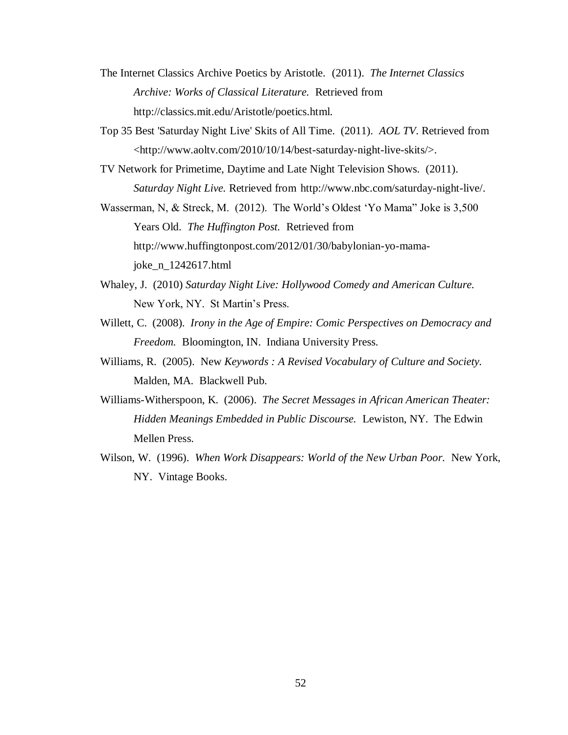The Internet Classics Archive Poetics by Aristotle. (2011). *The Internet Classics Archive: Works of Classical Literature.* Retrieved from http://classics.mit.edu/Aristotle/poetics.html.

Top 35 Best 'Saturday Night Live' Skits of All Time. (2011). *AOL TV*. Retrieved from <http://www.aoltv.com/2010/10/14/best-saturday-night-live-skits/>.

TV Network for Primetime, Daytime and Late Night Television Shows. (2011). *Saturday Night Live.* Retrieved from http://www.nbc.com/saturday-night-live/.

Wasserman, N, & Streck, M. (2012). The World's Oldest 'Yo Mama" Joke is 3,500 Years Old. *The Huffington Post.* Retrieved from http://www.huffingtonpost.com/2012/01/30/babylonian-yo-mama-joke_n_1242617.html

Whaley, J. (2010) *Saturday Night Live: Hollywood Comedy and American Culture.* New York, NY. St Martin's Press.

Willett, C. (2008). *Irony in the Age of Empire: Comic Perspectives on Democracy and Freedom.* Bloomington, IN. Indiana University Press.

Williams, R. (2005). New *Keywords : A Revised Vocabulary of Culture and Society.* Malden, MA. Blackwell Pub.

Williams-Witherspoon, K. (2006). *The Secret Messages in African American Theater: Hidden Meanings Embedded in Public Discourse.* Lewiston, NY. The Edwin Mellen Press.

Wilson, W. (1996). *When Work Disappears: World of the New Urban Poor.* New York, NY. Vintage Books.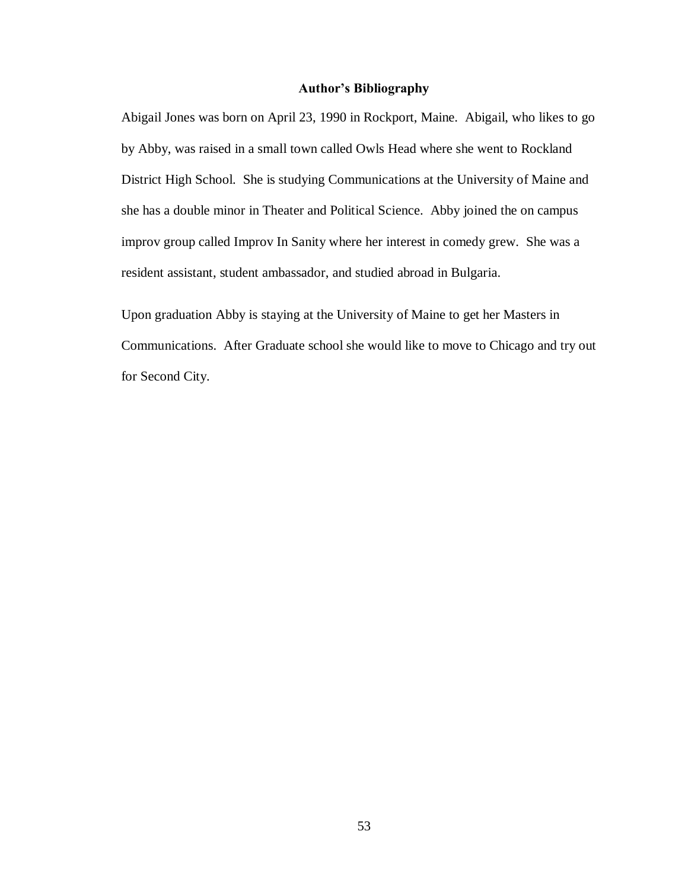## Author's Bibliography

Abigail Jones was born on April 23, 1990 in Rockport, Maine. Abigail, who likes to go by Abby, was raised in a small town called Owls Head where she went to Rockland District High School. She is studying Communications at the University of Maine and she has a double minor in Theater and Political Science. Abby joined the on campus improv group called Improv In Sanity where her interest in comedy grew. She was a resident assistant, student ambassador, and studied abroad in Bulgaria.

Upon graduation Abby is staying at the University of Maine to get her Masters in Communications. After Graduate school she would like to move to Chicago and try out for Second City.